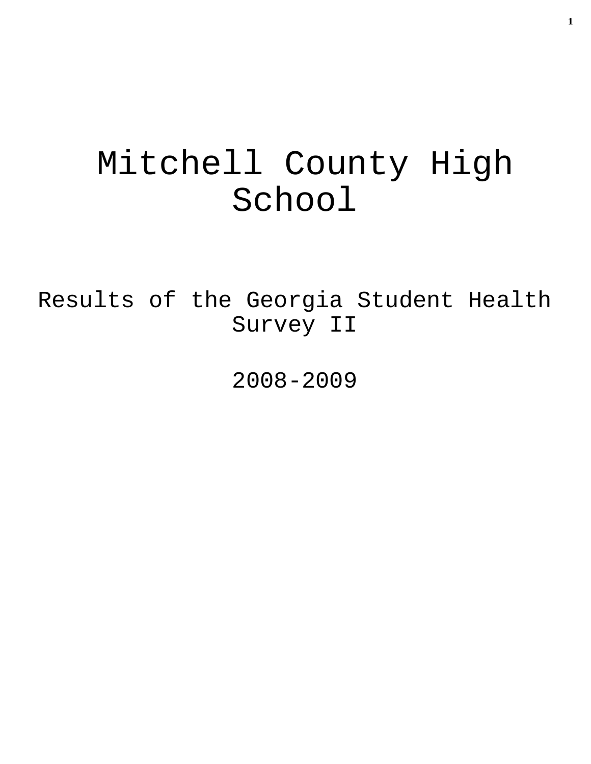# Mitchell County High School

## Results of the Georgia Student Health Survey II

## 2008-2009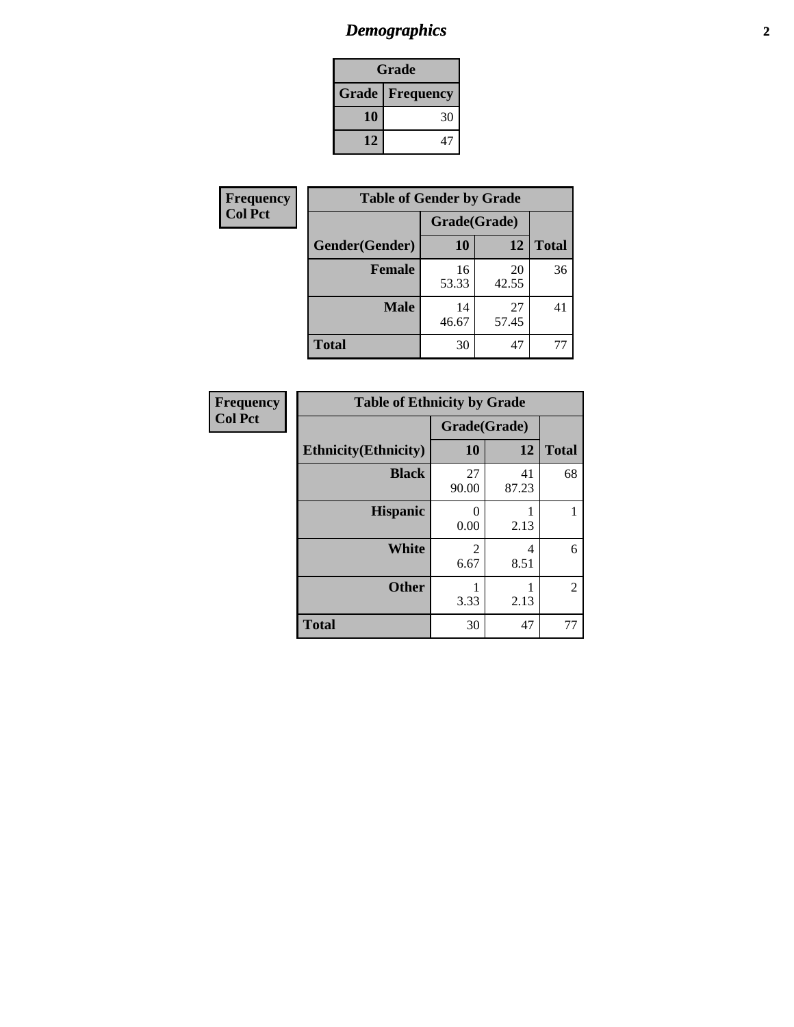# *Demographics*

| Grade | |
|---|---|
| **Grade** | **Frequency** |
| **10** | 30 |
| **12** | 47 |

**Frequency**
**Col Pct**

| Table of Gender by Grade | | | |
|---|---|---|---|
| | Grade(Grade) | | |
| **Gender(Gender)** | **10** | **12** | **Total** |
| **Female** | 16<br>53.33 | 20<br>42.55 | 36 |
| **Male** | 14<br>46.67 | 27<br>57.45 | 41 |
| **Total** | 30 | 47 | 77 |

**Frequency**
**Col Pct**

| Table of Ethnicity by Grade | | | |
|---|---|---|---|
| | Grade(Grade) | | |
| **Ethnicity(Ethnicity)** | **10** | **12** | **Total** |
| **Black** | 27<br>90.00 | 41<br>87.23 | 68 |
| **Hispanic** | 0<br>0.00 | 1<br>2.13 | 1 |
| **White** | 2<br>6.67 | 4<br>8.51 | 6 |
| **Other** | 1<br>3.33 | 1<br>2.13 | 2 |
| **Total** | 30 | 47 | 77 |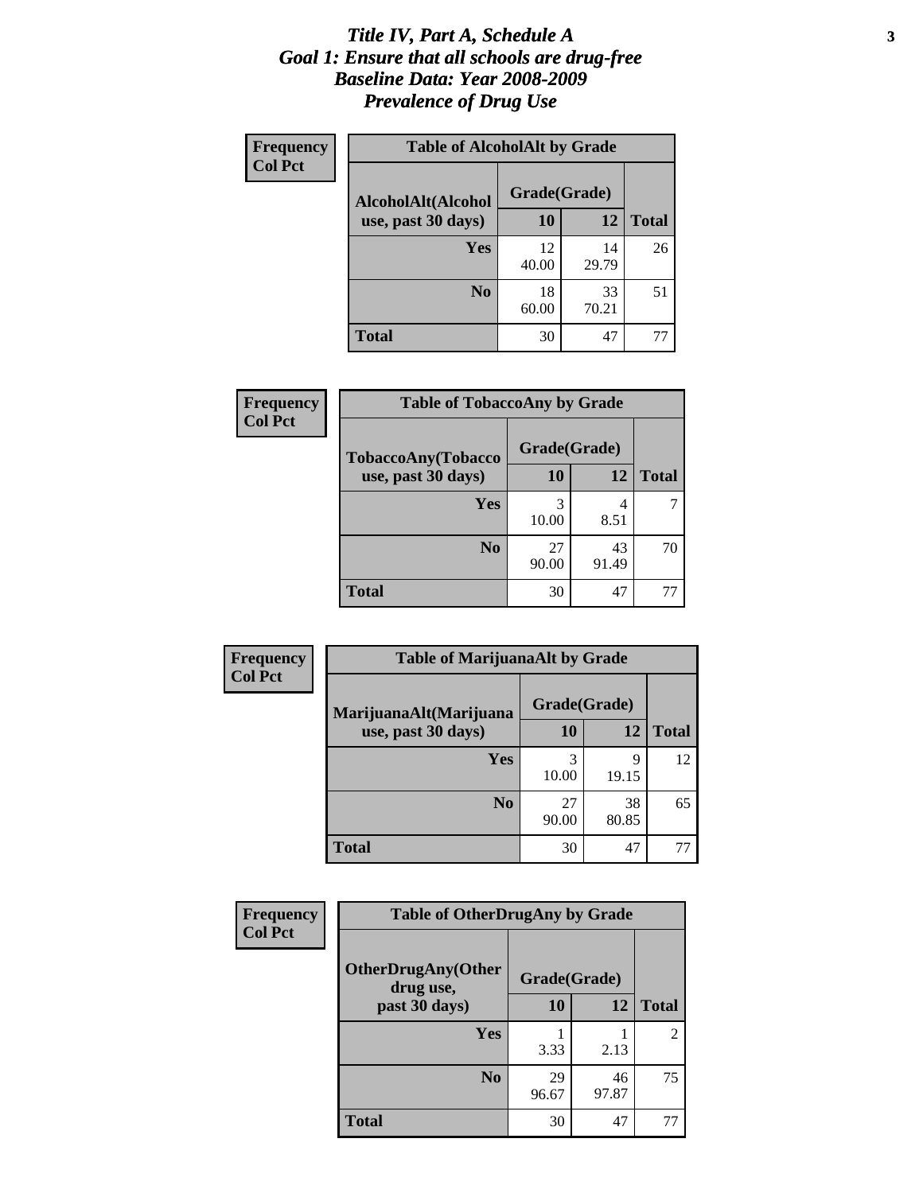# *Title IV, Part A, Schedule A*
# *Goal 1: Ensure that all schools are drug-free*
# *Baseline Data: Year 2008-2009*
# *Prevalence of Drug Use*

**Frequency**
**Col Pct**

| Table of AlcoholAlt by Grade | | | |
|---|---|---|---|
| AlcoholAlt(Alcohol use, past 30 days) | Grade(Grade) | | |
| | 10 | 12 | Total |
| Yes | 12<br>40.00 | 14<br>29.79 | 26 |
| No | 18<br>60.00 | 33<br>70.21 | 51 |
| Total | 30 | 47 | 77 |

**Frequency**
**Col Pct**

| Table of TobaccoAny by Grade | | | |
|---|---|---|---|
| TobaccoAny(Tobacco use, past 30 days) | Grade(Grade) | | |
| | 10 | 12 | Total |
| Yes | 3<br>10.00 | 4<br>8.51 | 7 |
| No | 27<br>90.00 | 43<br>91.49 | 70 |
| Total | 30 | 47 | 77 |

**Frequency**
**Col Pct**

| Table of MarijuanaAlt by Grade | | | |
|---|---|---|---|
| MarijuanaAlt(Marijuana use, past 30 days) | Grade(Grade) | | |
| | 10 | 12 | Total |
| Yes | 3<br>10.00 | 9<br>19.15 | 12 |
| No | 27<br>90.00 | 38<br>80.85 | 65 |
| Total | 30 | 47 | 77 |

**Frequency**
**Col Pct**

| Table of OtherDrugAny by Grade | | | |
|---|---|---|---|
| OtherDrugAny(Other drug use, past 30 days) | Grade(Grade) | | |
| | 10 | 12 | Total |
| Yes | 1<br>3.33 | 1<br>2.13 | 2 |
| No | 29<br>96.67 | 46<br>97.87 | 75 |
| Total | 30 | 47 | 77 |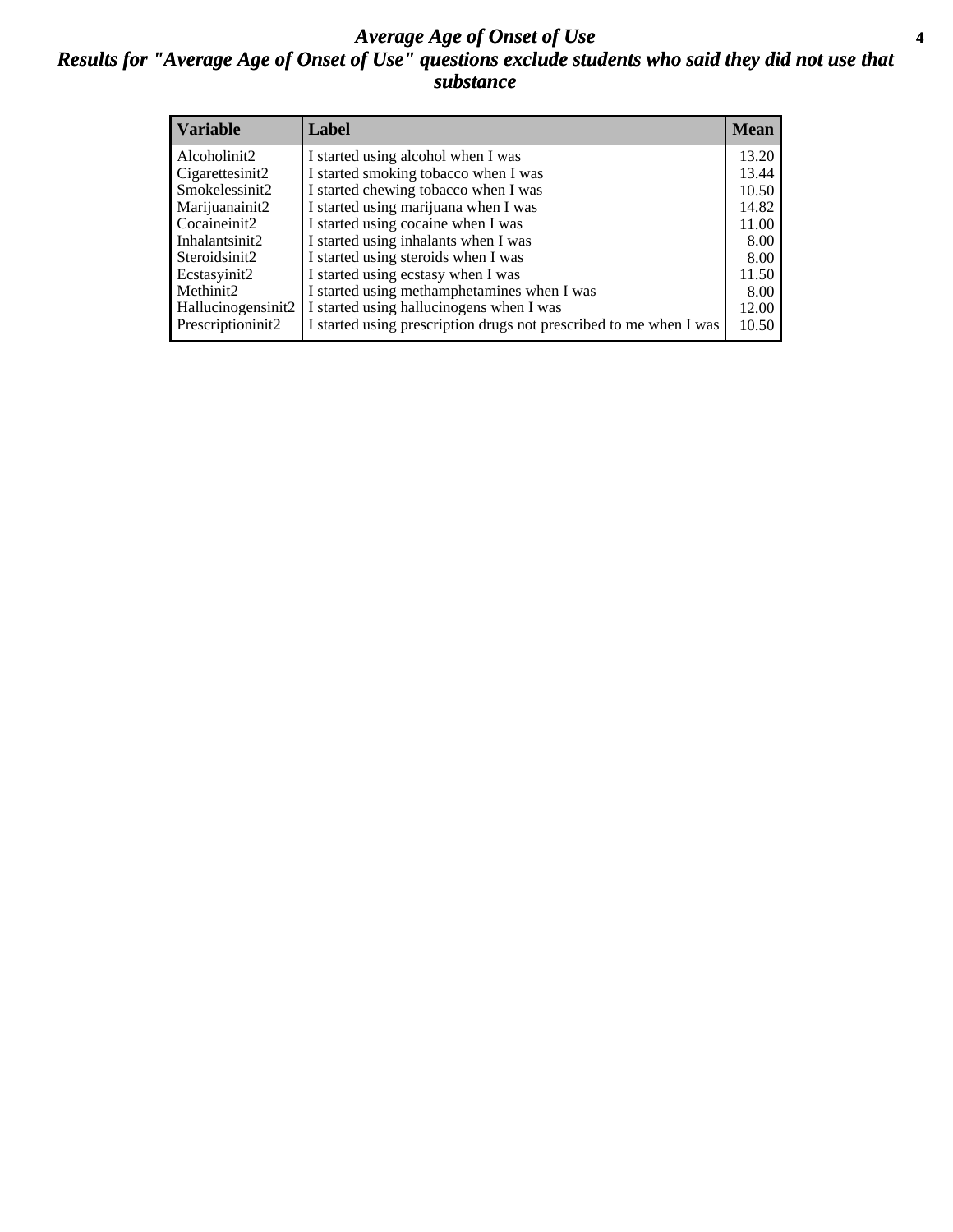# *Average Age of Onset of Use*

## *Results for "Average Age of Onset of Use" questions exclude students who said they did not use that substance*

| Variable | Label | Mean |
|---|---|---|
| Alcoholinit2 | I started using alcohol when I was | 13.20 |
| Cigarettesinit2 | I started smoking tobacco when I was | 13.44 |
| Smokelessinit2 | I started chewing tobacco when I was | 10.50 |
| Marijuanainit2 | I started using marijuana when I was | 14.82 |
| Cocaineinit2 | I started using cocaine when I was | 11.00 |
| Inhalantsinit2 | I started using inhalants when I was | 8.00 |
| Steroidsinit2 | I started using steroids when I was | 8.00 |
| Ecstasyinit2 | I started using ecstasy when I was | 11.50 |
| Methinit2 | I started using methamphetamines when I was | 8.00 |
| Hallucinogensinit2 | I started using hallucinogens when I was | 12.00 |
| Prescriptioninit2 | I started using prescription drugs not prescribed to me when I was | 10.50 |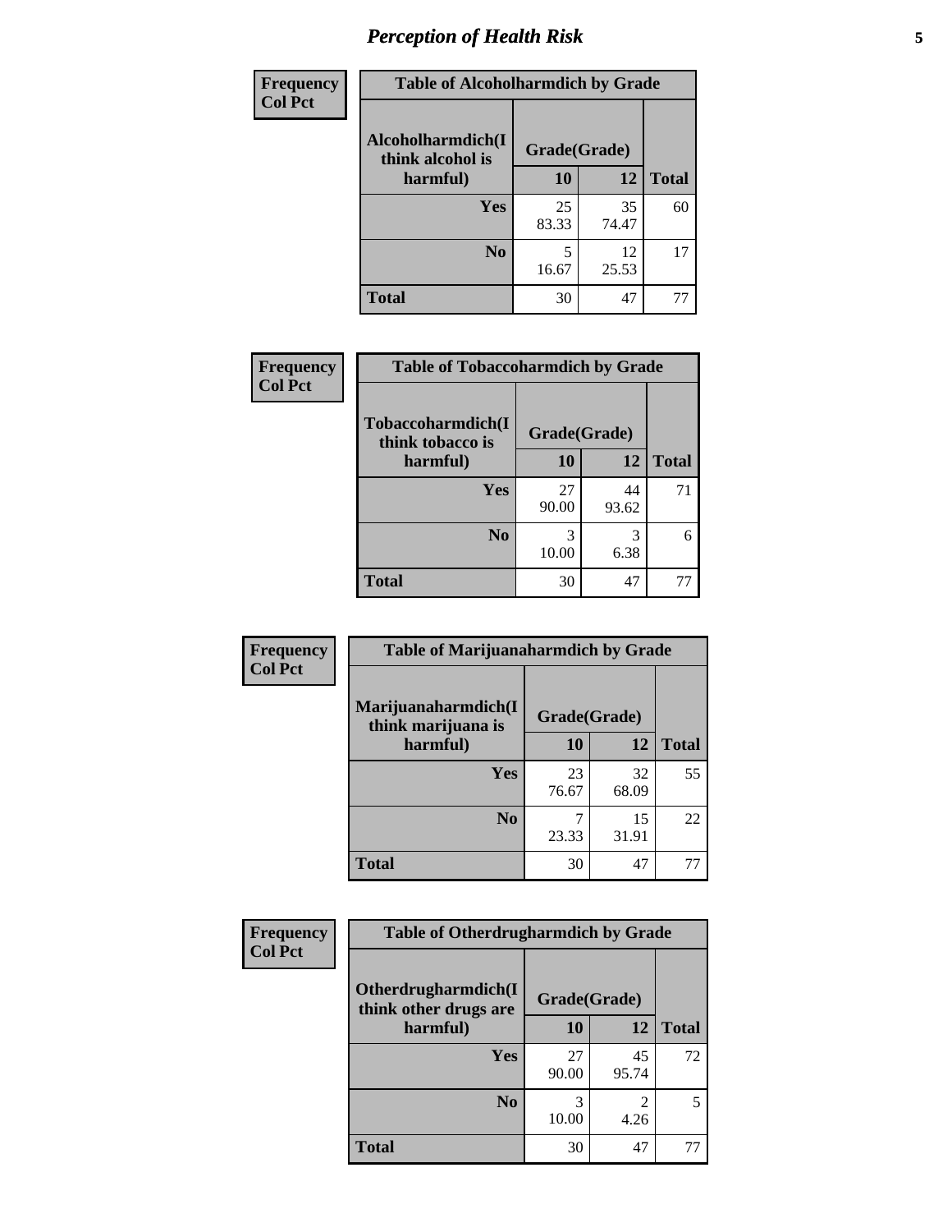# Perception of Health Risk

| Frequency<br>Col Pct | | | |
|---|---|---|---|

**Table of Alcoholharmdich by Grade**

| Alcoholharmdich(I think alcohol is harmful) | Grade(Grade) 10 | 12 | Total |
|---|---|---|---|
| Yes | 25<br>83.33 | 35<br>74.47 | 60 |
| No | 5<br>16.67 | 12<br>25.53 | 17 |
| Total | 30 | 47 | 77 |

**Table of Tobaccoharmdich by Grade**

| Tobaccoharmdich(I think tobacco is harmful) | Grade(Grade) 10 | 12 | Total |
|---|---|---|---|
| Yes | 27<br>90.00 | 44<br>93.62 | 71 |
| No | 3<br>10.00 | 3<br>6.38 | 6 |
| Total | 30 | 47 | 77 |

**Table of Marijuanaharmdich by Grade**

| Marijuanaharmdich(I think marijuana is harmful) | Grade(Grade) 10 | 12 | Total |
|---|---|---|---|
| Yes | 23<br>76.67 | 32<br>68.09 | 55 |
| No | 7<br>23.33 | 15<br>31.91 | 22 |
| Total | 30 | 47 | 77 |

**Table of Otherdrugharmdich by Grade**

| Otherdrugharmdich(I think other drugs are harmful) | Grade(Grade) 10 | 12 | Total |
|---|---|---|---|
| Yes | 27<br>90.00 | 45<br>95.74 | 72 |
| No | 3<br>10.00 | 2<br>4.26 | 5 |
| Total | 30 | 47 | 77 |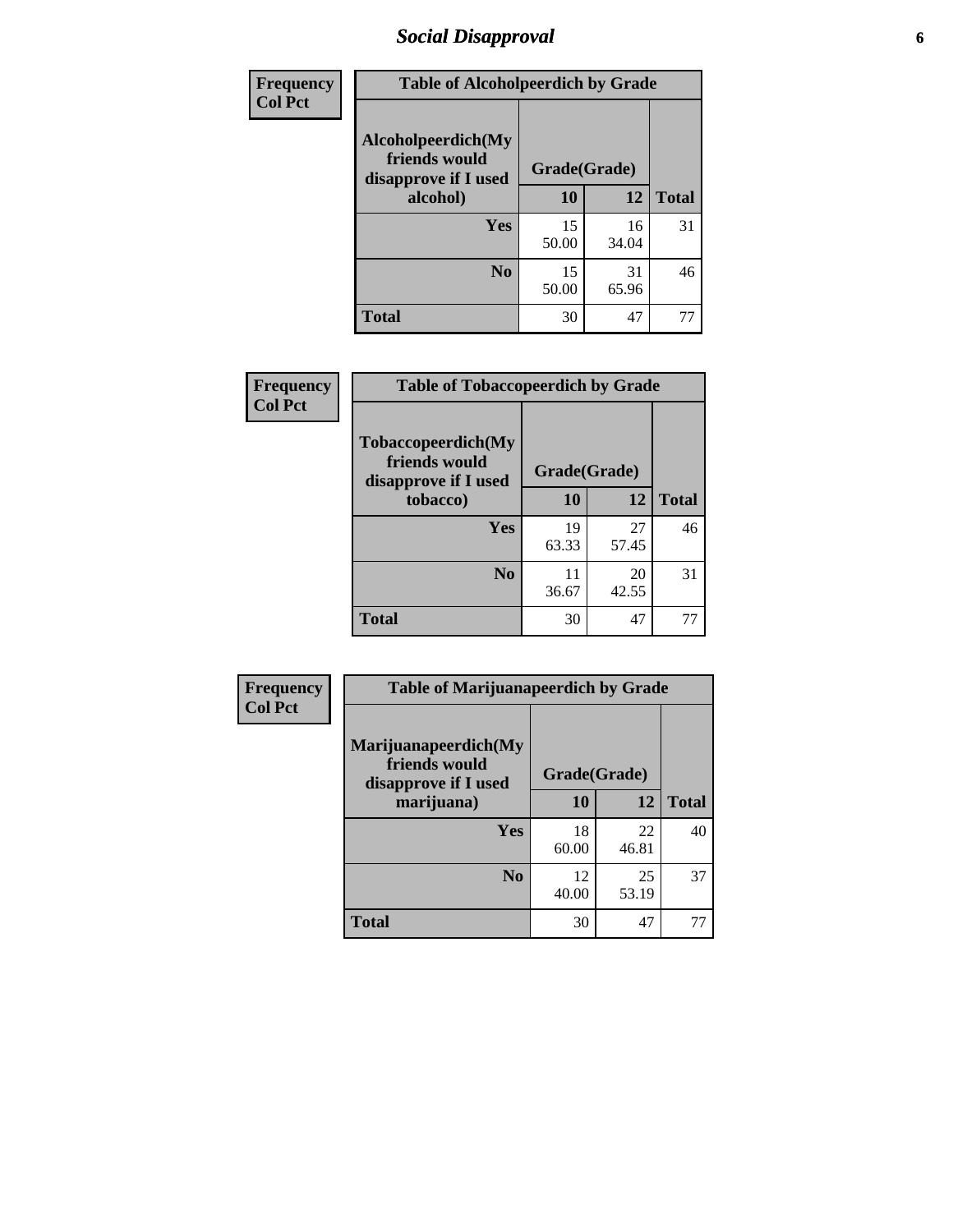## Social Disapproval

**Frequency**
**Col Pct**

| Table of Alcoholpeerdich by Grade | | | |
|---|---|---|---|
| Alcoholpeerdich(My friends would disapprove if I used alcohol) | Grade(Grade) | | |
| | 10 | 12 | Total |
| Yes | 15<br>50.00 | 16<br>34.04 | 31 |
| No | 15<br>50.00 | 31<br>65.96 | 46 |
| Total | 30 | 47 | 77 |

**Frequency**
**Col Pct**

| Table of Tobaccopeerdich by Grade | | | |
|---|---|---|---|
| Tobaccopeerdich(My friends would disapprove if I used tobacco) | Grade(Grade) | | |
| | 10 | 12 | Total |
| Yes | 19<br>63.33 | 27<br>57.45 | 46 |
| No | 11<br>36.67 | 20<br>42.55 | 31 |
| Total | 30 | 47 | 77 |

**Frequency**
**Col Pct**

| Table of Marijuanapeerdich by Grade | | | |
|---|---|---|---|
| Marijuanapeerdich(My friends would disapprove if I used marijuana) | Grade(Grade) | | |
| | 10 | 12 | Total |
| Yes | 18<br>60.00 | 22<br>46.81 | 40 |
| No | 12<br>40.00 | 25<br>53.19 | 37 |
| Total | 30 | 47 | 77 |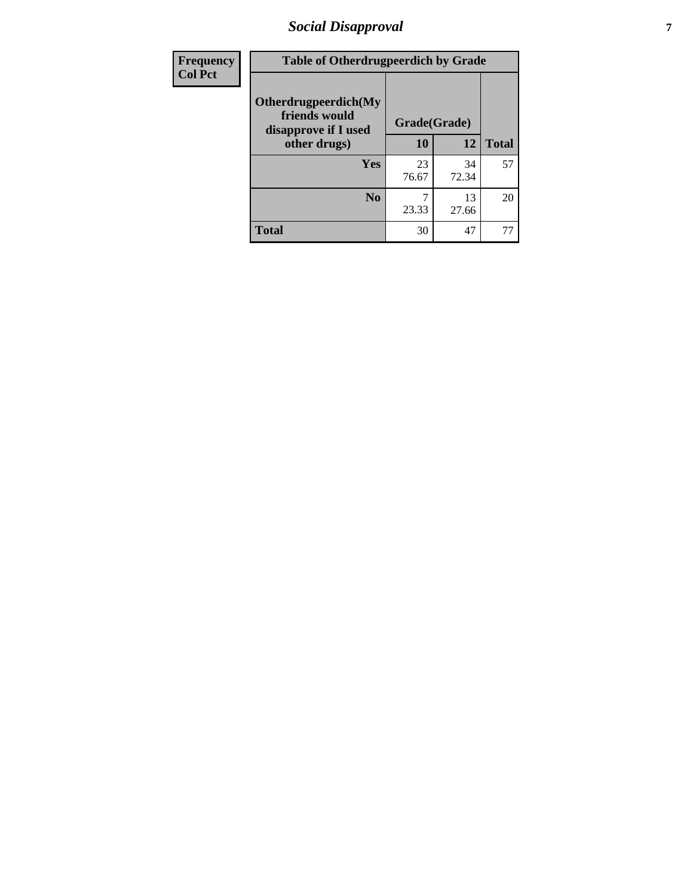# Social Disapproval

| Frequency<br>Col Pct | | | |
|---|---|---|---|
| **Table of Otherdrugpeerdich by Grade** | | | |
| **Otherdrugpeerdich(My friends would disapprove if I used other drugs)** | **Grade(Grade)** | | |
| | **10** | **12** | **Total** |
| **Yes** | 23<br>76.67 | 34<br>72.34 | 57 |
| **No** | 7<br>23.33 | 13<br>27.66 | 20 |
| **Total** | 30 | 47 | 77 |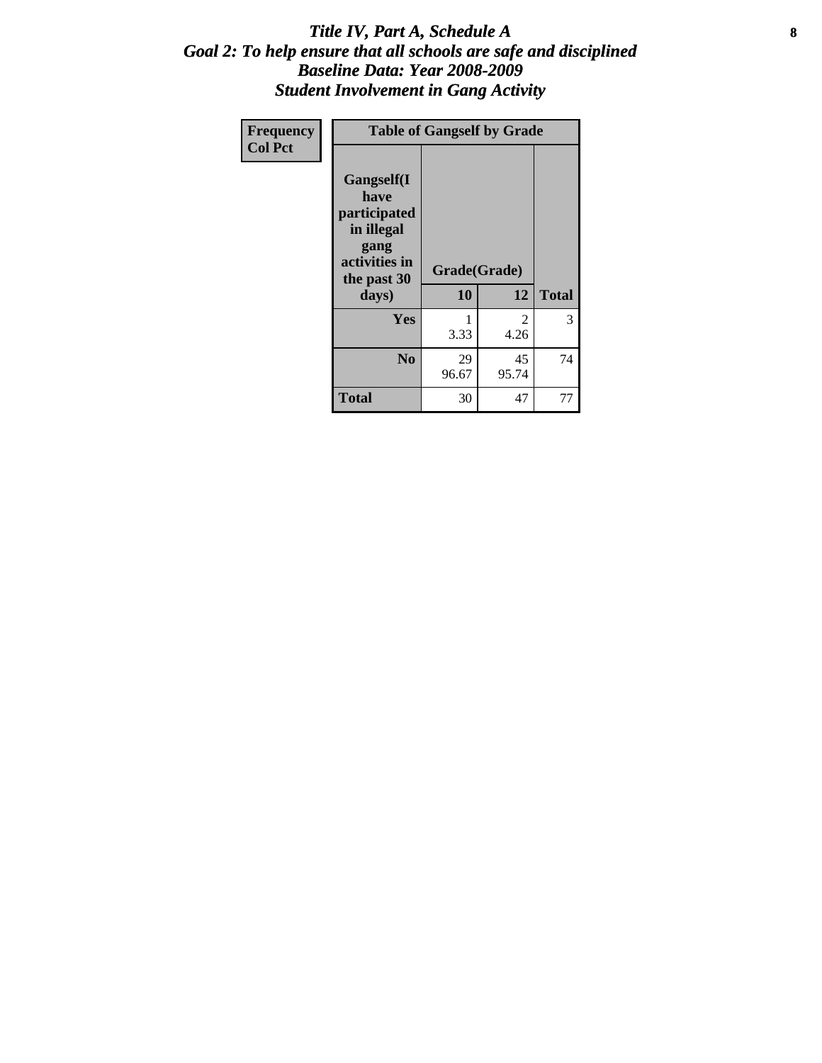# *Title IV, Part A, Schedule A*
## *Goal 2: To help ensure that all schools are safe and disciplined*
## *Baseline Data: Year 2008-2009*
## *Student Involvement in Gang Activity*

| Frequency<br>Col Pct | Table of Gangself by Grade | | |
|---|---|---|---|
| Gangself(I have participated in illegal gang activities in the past 30 days) | Grade(Grade) | | |
| | 10 | 12 | Total |
| Yes | 1<br>3.33 | 2<br>4.26 | 3 |
| No | 29<br>96.67 | 45<br>95.74 | 74 |
| Total | 30 | 47 | 77 |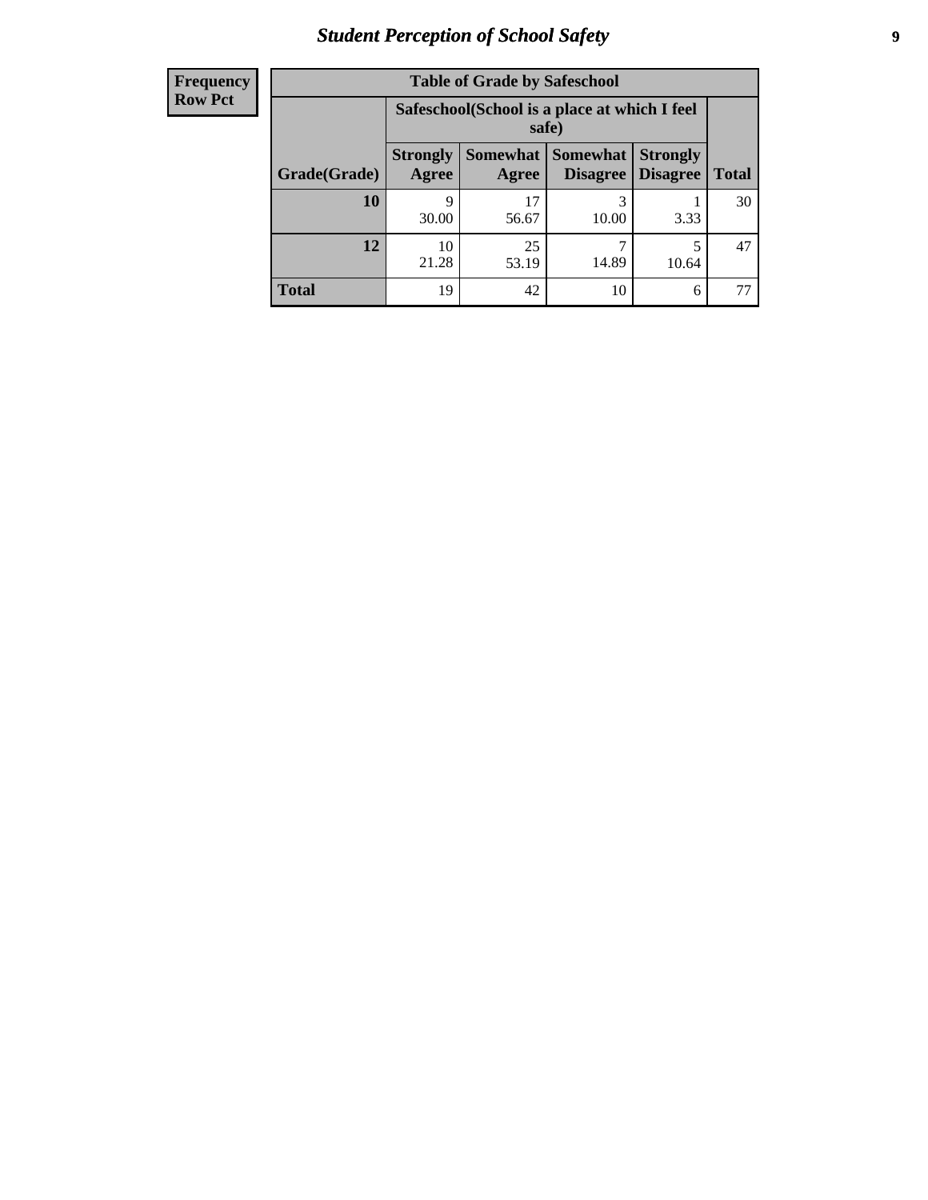**Frequency**
**Row Pct**

| Table of Grade by Safeschool | | | | | |
|---|---|---|---|---|---|
| | Safeschool(School is a place at which I feel safe) | | | | |
| Grade(Grade) | Strongly Agree | Somewhat Agree | Somewhat Disagree | Strongly Disagree | Total |
| **10** | 9<br>30.00 | 17<br>56.67 | 3<br>10.00 | 1<br>3.33 | 30 |
| **12** | 10<br>21.28 | 25<br>53.19 | 7<br>14.89 | 5<br>10.64 | 47 |
| **Total** | 19 | 42 | 10 | 6 | 77 |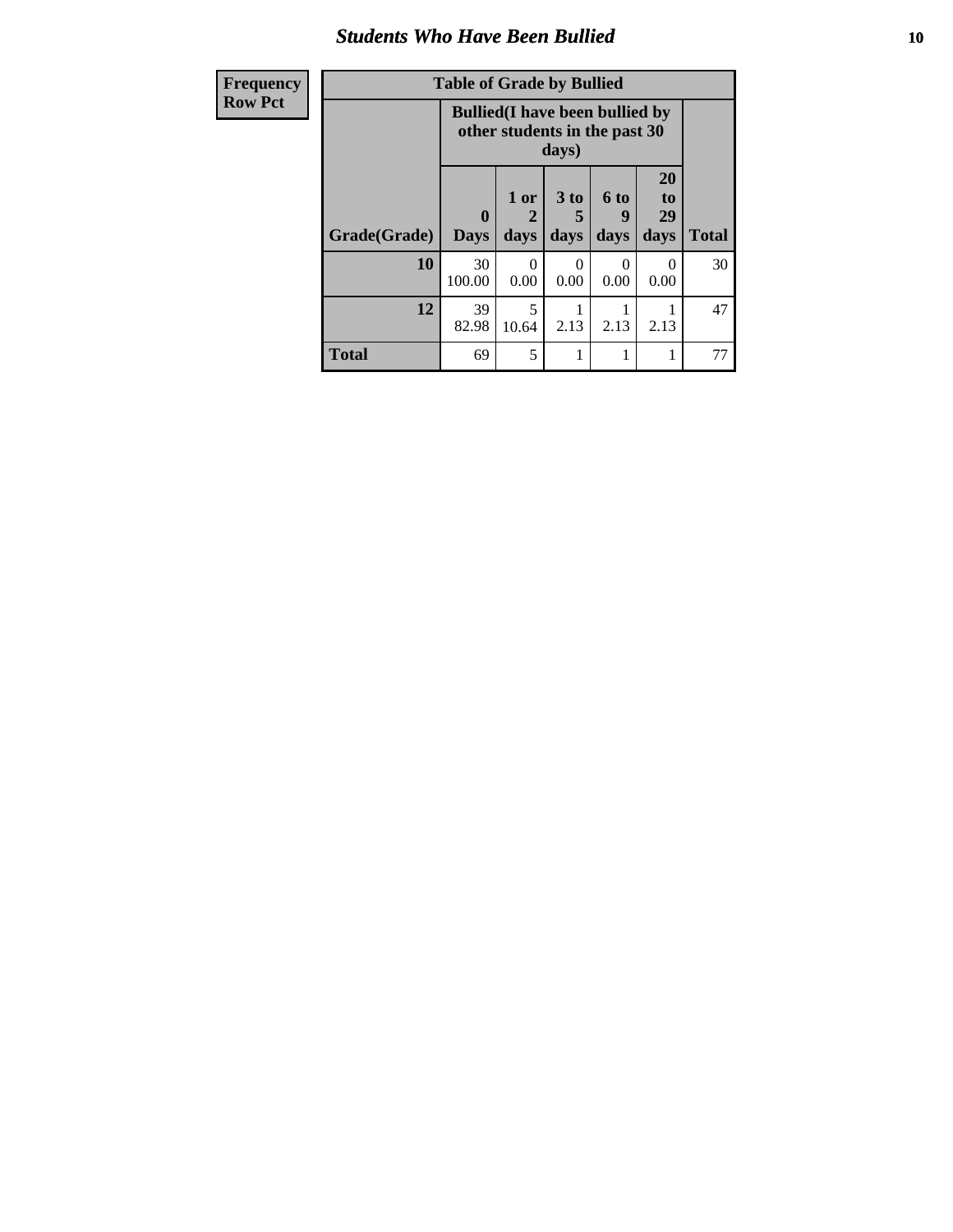# Students Who Have Been Bullied

| Frequency Row Pct |
|---|

**Table of Grade by Bullied**

| Grade(Grade) | Bullied(I have been bullied by other students in the past 30 days) | | | | | Total |
|---|---|---|---|---|---|---|
| | 0 Days | 1 or 2 days | 3 to 5 days | 6 to 9 days | 20 to 29 days | Total |
| **10** | 30<br>100.00 | 0<br>0.00 | 0<br>0.00 | 0<br>0.00 | 0<br>0.00 | 30 |
| **12** | 39<br>82.98 | 5<br>10.64 | 1<br>2.13 | 1<br>2.13 | 1<br>2.13 | 47 |
| **Total** | 69 | 5 | 1 | 1 | 1 | 77 |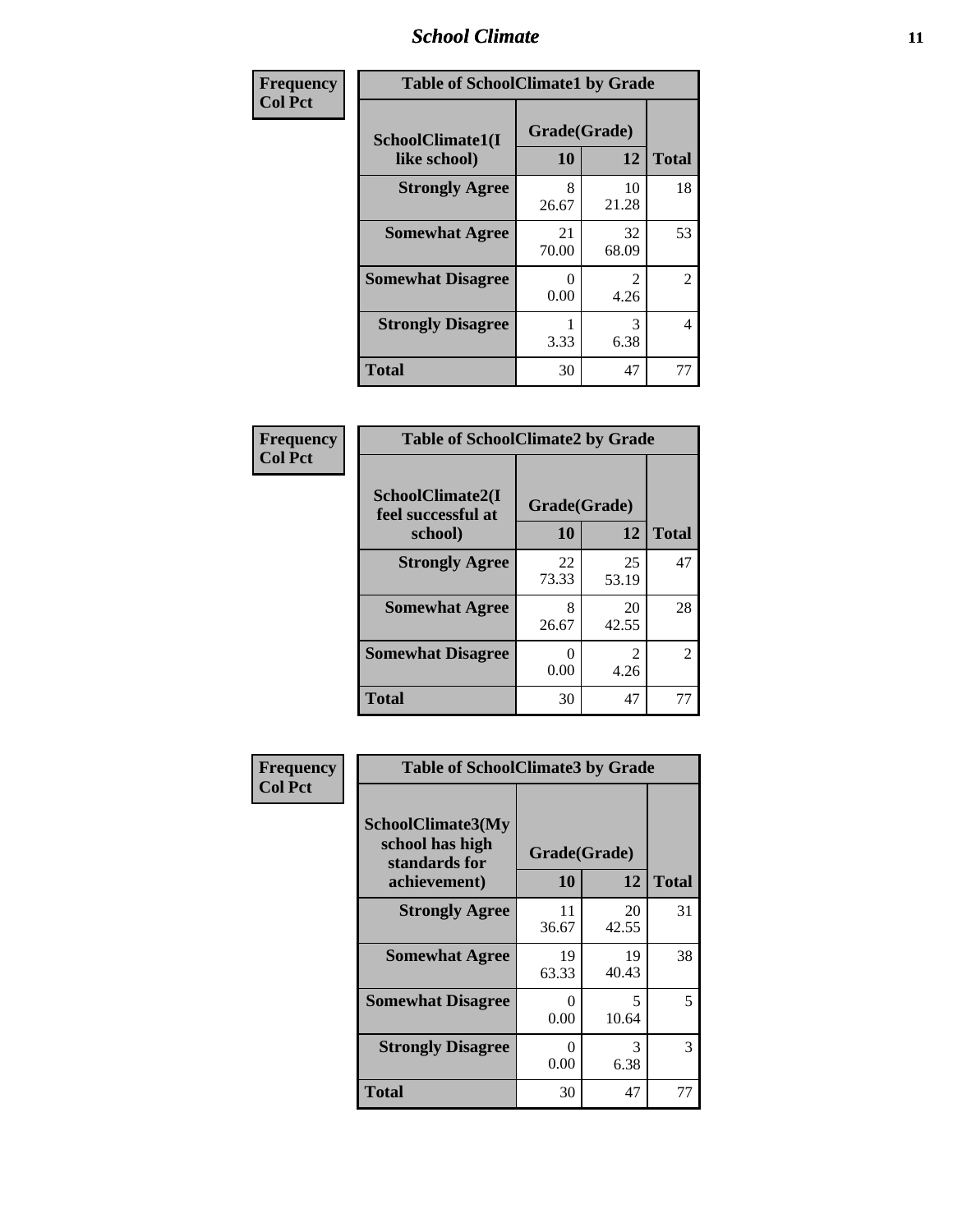| Frequency<br>Col Pct |
|---|

| Table of SchoolClimate1 by Grade | | | |
|---|---|---|---|
| SchoolClimate1(I like school) | Grade(Grade) | | |
| | 10 | 12 | Total |
| Strongly Agree | 8<br>26.67 | 10<br>21.28 | 18 |
| Somewhat Agree | 21<br>70.00 | 32<br>68.09 | 53 |
| Somewhat Disagree | 0<br>0.00 | 2<br>4.26 | 2 |
| Strongly Disagree | 1<br>3.33 | 3<br>6.38 | 4 |
| Total | 30 | 47 | 77 |

| Frequency<br>Col Pct |
|---|

| Table of SchoolClimate2 by Grade | | | |
|---|---|---|---|
| SchoolClimate2(I feel successful at school) | Grade(Grade) | | |
| | 10 | 12 | Total |
| Strongly Agree | 22<br>73.33 | 25<br>53.19 | 47 |
| Somewhat Agree | 8<br>26.67 | 20<br>42.55 | 28 |
| Somewhat Disagree | 0<br>0.00 | 2<br>4.26 | 2 |
| Total | 30 | 47 | 77 |

| Frequency<br>Col Pct |
|---|

| Table of SchoolClimate3 by Grade | | | |
|---|---|---|---|
| SchoolClimate3(My school has high standards for achievement) | Grade(Grade) | | |
| | 10 | 12 | Total |
| Strongly Agree | 11<br>36.67 | 20<br>42.55 | 31 |
| Somewhat Agree | 19<br>63.33 | 19<br>40.43 | 38 |
| Somewhat Disagree | 0<br>0.00 | 5<br>10.64 | 5 |
| Strongly Disagree | 0<br>0.00 | 3<br>6.38 | 3 |
| Total | 30 | 47 | 77 |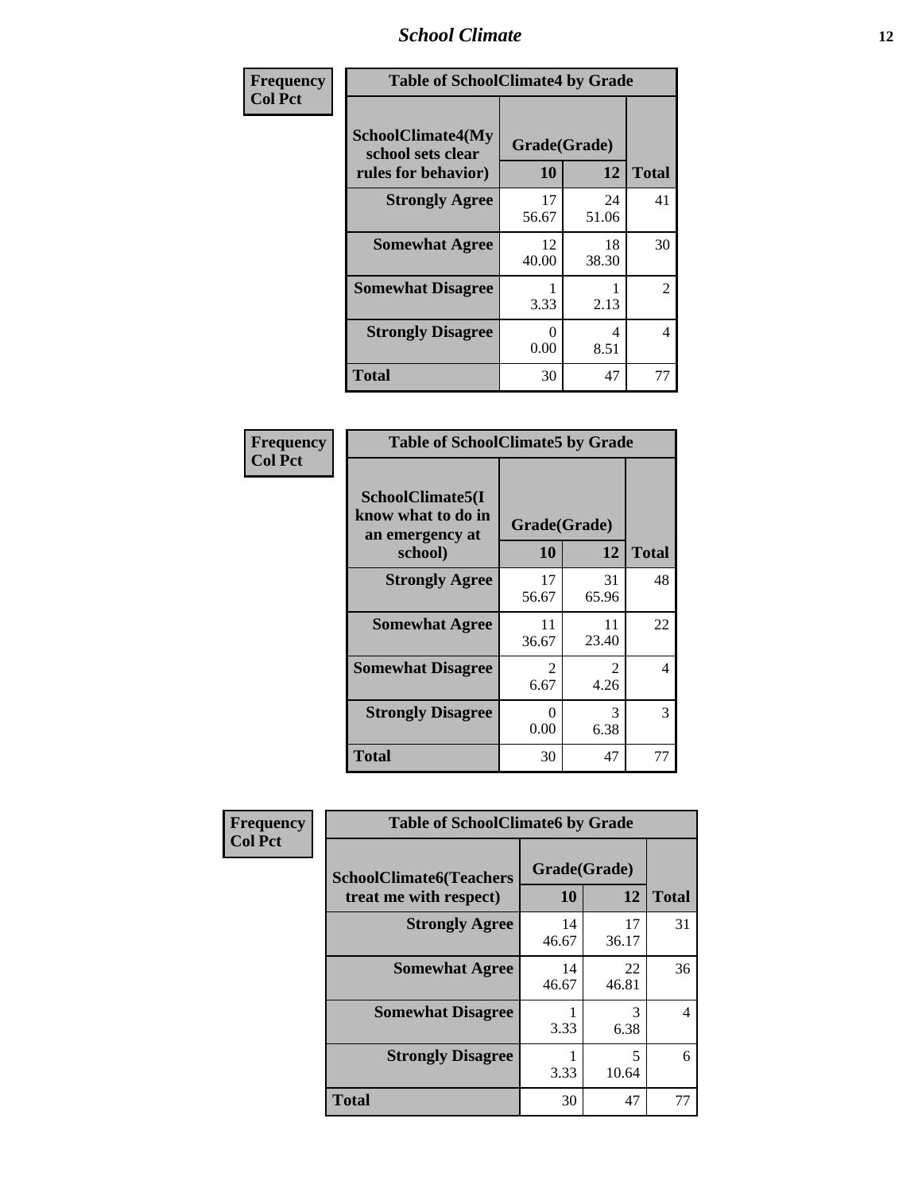| Frequency Col Pct | Table of SchoolClimate4 by Grade | | |
|---|---|---|---|
| SchoolClimate4(My school sets clear rules for behavior) | Grade(Grade) | | |
| | 10 | 12 | Total |
| Strongly Agree | 17<br>56.67 | 24<br>51.06 | 41 |
| Somewhat Agree | 12<br>40.00 | 18<br>38.30 | 30 |
| Somewhat Disagree | 1<br>3.33 | 1<br>2.13 | 2 |
| Strongly Disagree | 0<br>0.00 | 4<br>8.51 | 4 |
| Total | 30 | 47 | 77 |

| Frequency Col Pct | Table of SchoolClimate5 by Grade | | |
|---|---|---|---|
| SchoolClimate5(I know what to do in an emergency at school) | Grade(Grade) | | |
| | 10 | 12 | Total |
| Strongly Agree | 17<br>56.67 | 31<br>65.96 | 48 |
| Somewhat Agree | 11<br>36.67 | 11<br>23.40 | 22 |
| Somewhat Disagree | 2<br>6.67 | 2<br>4.26 | 4 |
| Strongly Disagree | 0<br>0.00 | 3<br>6.38 | 3 |
| Total | 30 | 47 | 77 |

| Frequency Col Pct | Table of SchoolClimate6 by Grade | | |
|---|---|---|---|
| SchoolClimate6(Teachers treat me with respect) | Grade(Grade) | | |
| | 10 | 12 | Total |
| Strongly Agree | 14<br>46.67 | 17<br>36.17 | 31 |
| Somewhat Agree | 14<br>46.67 | 22<br>46.81 | 36 |
| Somewhat Disagree | 1<br>3.33 | 3<br>6.38 | 4 |
| Strongly Disagree | 1<br>3.33 | 5<br>10.64 | 6 |
| Total | 30 | 47 | 77 |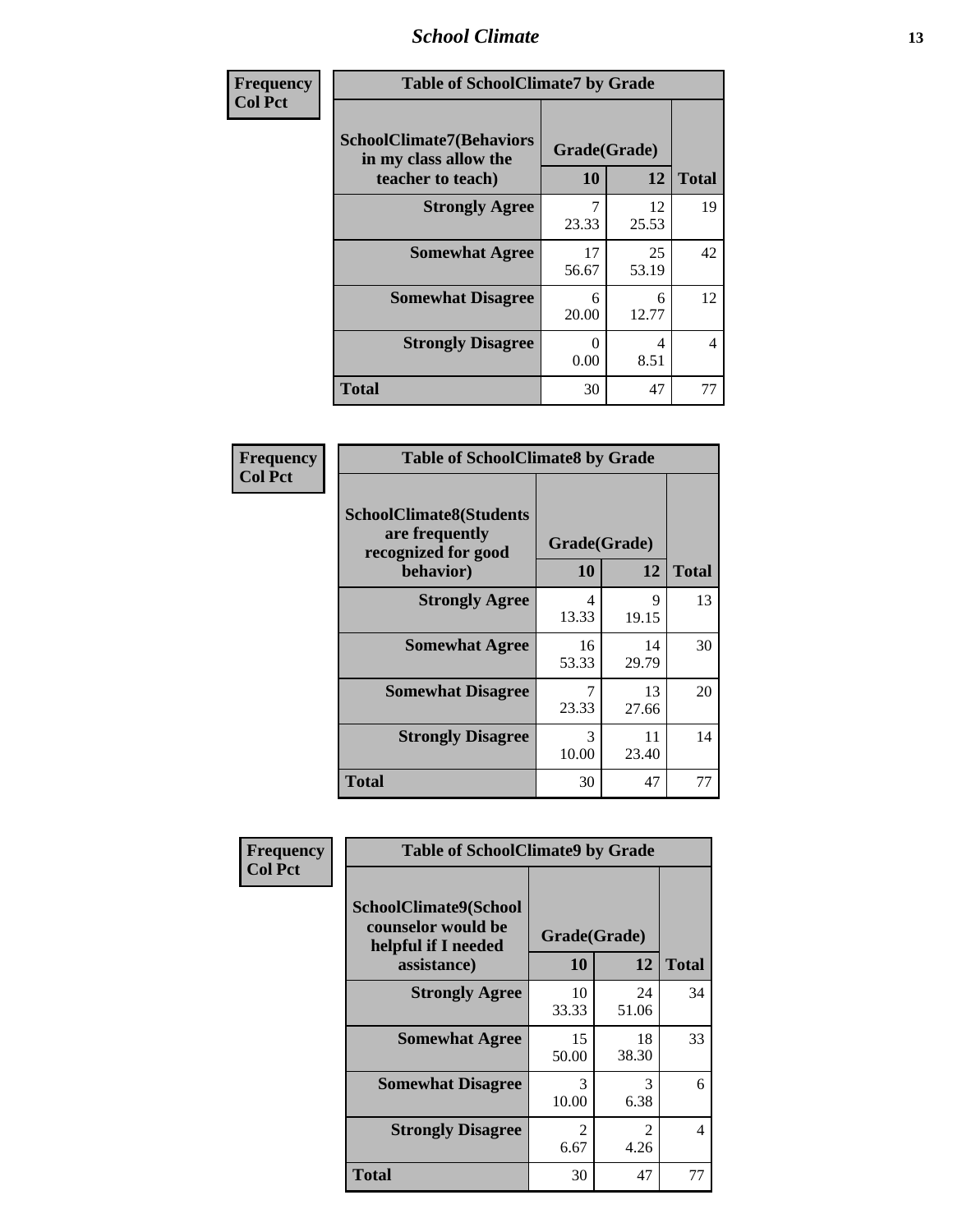| Frequency<br>Col Pct | Table of SchoolClimate7 by Grade | | |
|---|---|---|---|
| SchoolClimate7(Behaviors in my class allow the teacher to teach) | Grade(Grade) | | |
| | 10 | 12 | Total |
| Strongly Agree | 7<br>23.33 | 12<br>25.53 | 19 |
| Somewhat Agree | 17<br>56.67 | 25<br>53.19 | 42 |
| Somewhat Disagree | 6<br>20.00 | 6<br>12.77 | 12 |
| Strongly Disagree | 0<br>0.00 | 4<br>8.51 | 4 |
| Total | 30 | 47 | 77 |

| Frequency<br>Col Pct | Table of SchoolClimate8 by Grade | | |
|---|---|---|---|
| SchoolClimate8(Students are frequently recognized for good behavior) | Grade(Grade) | | |
| | 10 | 12 | Total |
| Strongly Agree | 4<br>13.33 | 9<br>19.15 | 13 |
| Somewhat Agree | 16<br>53.33 | 14<br>29.79 | 30 |
| Somewhat Disagree | 7<br>23.33 | 13<br>27.66 | 20 |
| Strongly Disagree | 3<br>10.00 | 11<br>23.40 | 14 |
| Total | 30 | 47 | 77 |

| Frequency<br>Col Pct | Table of SchoolClimate9 by Grade | | |
|---|---|---|---|
| SchoolClimate9(School counselor would be helpful if I needed assistance) | Grade(Grade) | | |
| | 10 | 12 | Total |
| Strongly Agree | 10<br>33.33 | 24<br>51.06 | 34 |
| Somewhat Agree | 15<br>50.00 | 18<br>38.30 | 33 |
| Somewhat Disagree | 3<br>10.00 | 3<br>6.38 | 6 |
| Strongly Disagree | 2<br>6.67 | 2<br>4.26 | 4 |
| Total | 30 | 47 | 77 |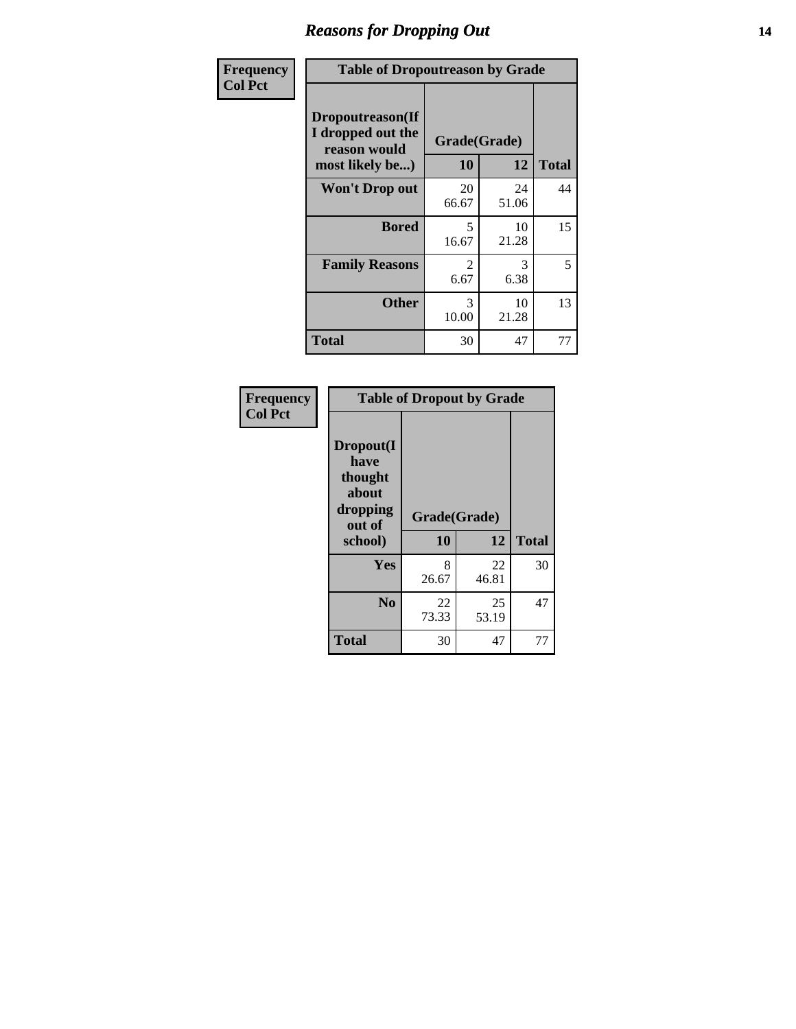## Reasons for Dropping Out

**Frequency**
**Col Pct**

**Table of Dropoutreason by Grade**

| Dropoutreason(If I dropped out the reason would most likely be...) | Grade(Grade) 10 | 12 | Total |
|---|---|---|---|
| **Won't Drop out** | 20<br>66.67 | 24<br>51.06 | 44 |
| **Bored** | 5<br>16.67 | 10<br>21.28 | 15 |
| **Family Reasons** | 2<br>6.67 | 3<br>6.38 | 5 |
| **Other** | 3<br>10.00 | 10<br>21.28 | 13 |
| **Total** | 30 | 47 | 77 |

**Frequency**
**Col Pct**

**Table of Dropout by Grade**

| Dropout(I have thought about dropping out of school) | Grade(Grade) 10 | 12 | Total |
|---|---|---|---|
| **Yes** | 8<br>26.67 | 22<br>46.81 | 30 |
| **No** | 22<br>73.33 | 25<br>53.19 | 47 |
| **Total** | 30 | 47 | 77 |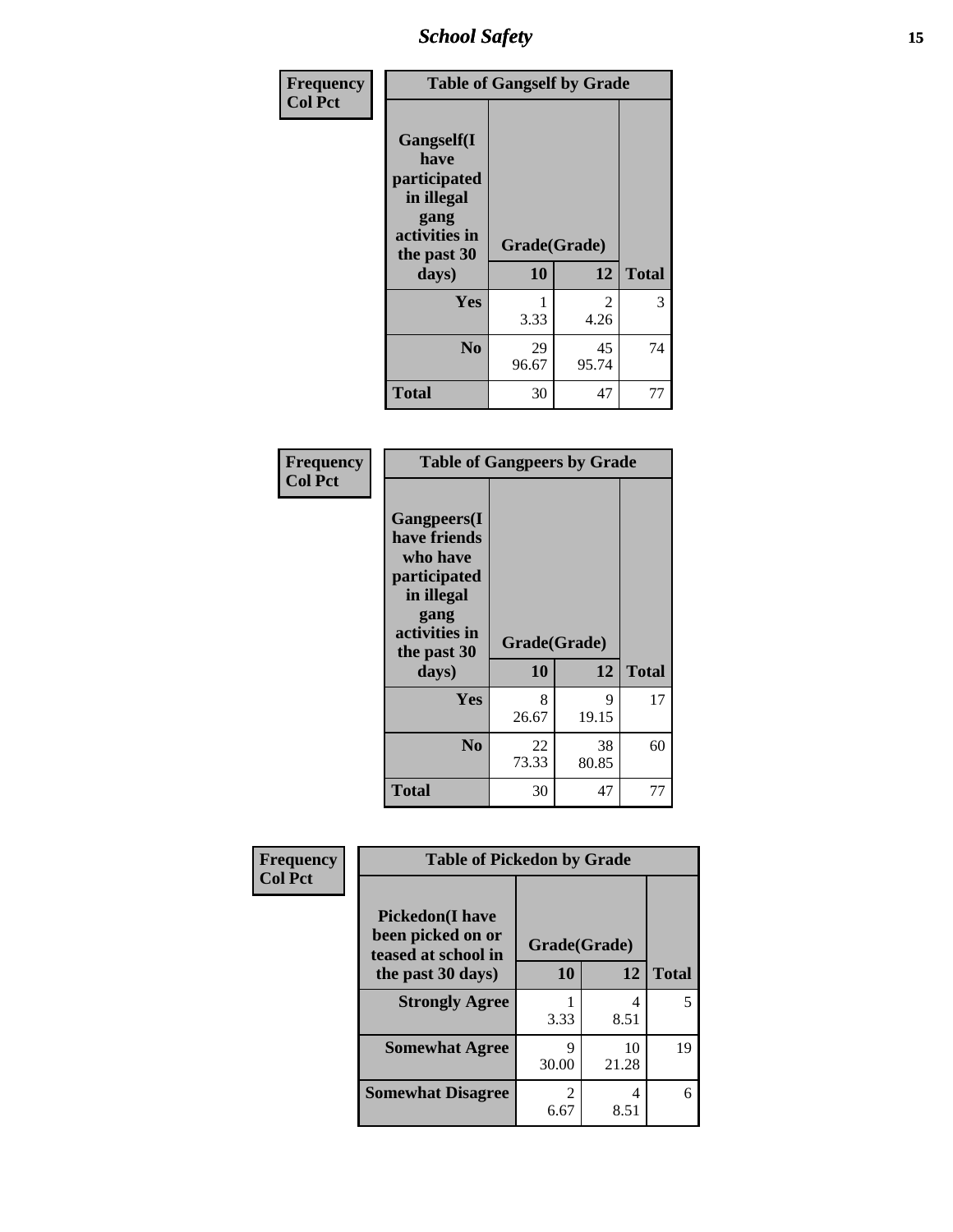| Frequency<br>Col Pct | | | |
|---|---|---|---|
| **Table of Gangself by Grade** | | | |
| **Gangself(I have participated in illegal gang activities in the past 30 days)** | **Grade(Grade)** | | |
| | **10** | **12** | **Total** |
| **Yes** | 1<br>3.33 | 2<br>4.26 | 3 |
| **No** | 29<br>96.67 | 45<br>95.74 | 74 |
| **Total** | 30 | 47 | 77 |

| Frequency<br>Col Pct | | | |
|---|---|---|---|
| **Table of Gangpeers by Grade** | | | |
| **Gangpeers(I have friends who have participated in illegal gang activities in the past 30 days)** | **Grade(Grade)** | | |
| | **10** | **12** | **Total** |
| **Yes** | 8<br>26.67 | 9<br>19.15 | 17 |
| **No** | 22<br>73.33 | 38<br>80.85 | 60 |
| **Total** | 30 | 47 | 77 |

| Frequency<br>Col Pct | | | |
|---|---|---|---|
| **Table of Pickedon by Grade** | | | |
| **Pickedon(I have been picked on or teased at school in the past 30 days)** | **Grade(Grade)** | | |
| | **10** | **12** | **Total** |
| **Strongly Agree** | 1<br>3.33 | 4<br>8.51 | 5 |
| **Somewhat Agree** | 9<br>30.00 | 10<br>21.28 | 19 |
| **Somewhat Disagree** | 2<br>6.67 | 4<br>8.51 | 6 |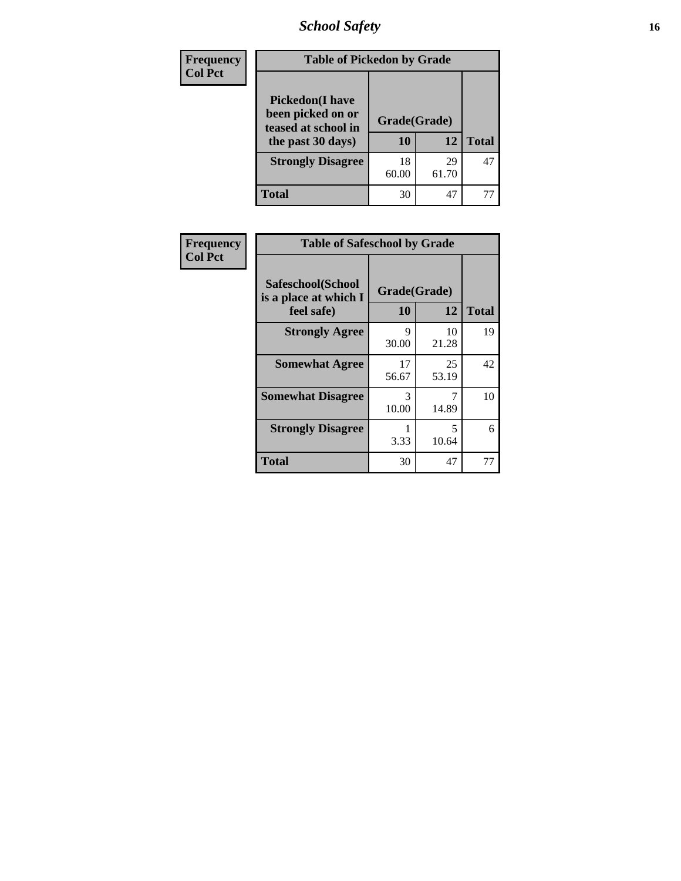| Frequency<br>Col Pct |
|---|

**Table of Pickedon by Grade**

| Pickedon(I have been picked on or teased at school in the past 30 days) | Grade(Grade) | | |
|---|---|---|---|
| | 10 | 12 | Total |
| Strongly Disagree | 18<br>60.00 | 29<br>61.70 | 47 |
| Total | 30 | 47 | 77 |

| Frequency<br>Col Pct |
|---|

**Table of Safeschool by Grade**

| Safeschool(School is a place at which I feel safe) | Grade(Grade) | | |
|---|---|---|---|
| | 10 | 12 | Total |
| Strongly Agree | 9<br>30.00 | 10<br>21.28 | 19 |
| Somewhat Agree | 17<br>56.67 | 25<br>53.19 | 42 |
| Somewhat Disagree | 3<br>10.00 | 7<br>14.89 | 10 |
| Strongly Disagree | 1<br>3.33 | 5<br>10.64 | 6 |
| Total | 30 | 47 | 77 |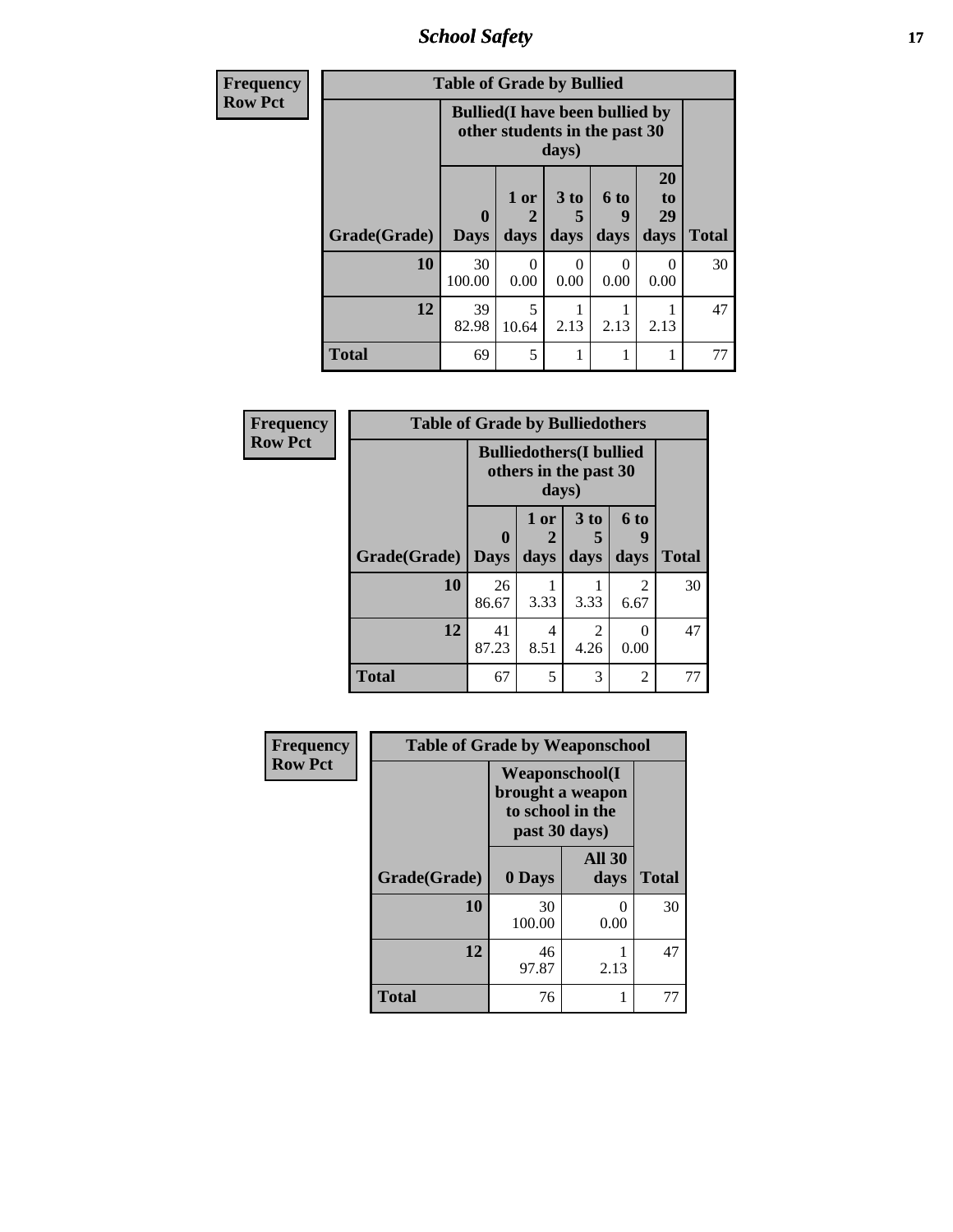| Frequency |
|---|
| Row Pct |

| Table of Grade by Bullied | | | | | | |
|---|---|---|---|---|---|---|
| | Bullied(I have been bullied by other students in the past 30 days) | | | | | |
| Grade(Grade) | 0 Days | 1 or 2 days | 3 to 5 days | 6 to 9 days | 20 to 29 days | Total |
| 10 | 30<br>100.00 | 0<br>0.00 | 0<br>0.00 | 0<br>0.00 | 0<br>0.00 | 30 |
| 12 | 39<br>82.98 | 5<br>10.64 | 1<br>2.13 | 1<br>2.13 | 1<br>2.13 | 47 |
| Total | 69 | 5 | 1 | 1 | 1 | 77 |

| Frequency |
|---|
| Row Pct |

| Table of Grade by Bulliedothers | | | | | |
|---|---|---|---|---|---|
| | Bulliedothers(I bullied others in the past 30 days) | | | | |
| Grade(Grade) | 0 Days | 1 or 2 days | 3 to 5 days | 6 to 9 days | Total |
| 10 | 26<br>86.67 | 1<br>3.33 | 1<br>3.33 | 2<br>6.67 | 30 |
| 12 | 41<br>87.23 | 4<br>8.51 | 2<br>4.26 | 0<br>0.00 | 47 |
| Total | 67 | 5 | 3 | 2 | 77 |

| Frequency |
|---|
| Row Pct |

| Table of Grade by Weaponschool | | | |
|---|---|---|---|
| | Weaponschool(I brought a weapon to school in the past 30 days) | | |
| Grade(Grade) | 0 Days | All 30 days | Total |
| 10 | 30<br>100.00 | 0<br>0.00 | 30 |
| 12 | 46<br>97.87 | 1<br>2.13 | 47 |
| Total | 76 | 1 | 77 |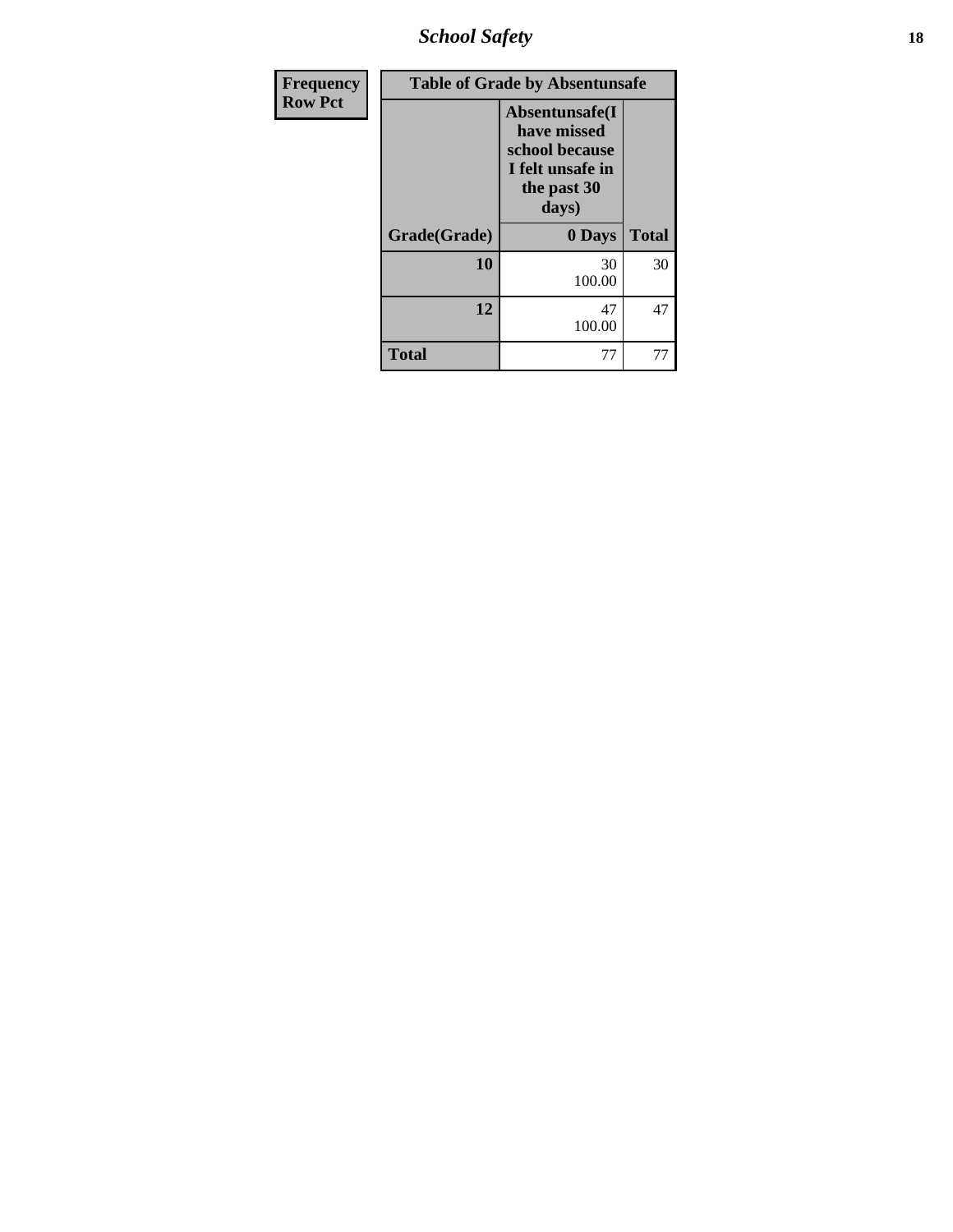| Frequency<br>Row Pct | Table of Grade by Absentunsafe | |
|---|---|---|
| Grade(Grade) | Absentunsafe(I have missed school because I felt unsafe in the past 30 days)<br>0 Days | Total |
| 10 | 30<br>100.00 | 30 |
| 12 | 47<br>100.00 | 47 |
| Total | 77 | 77 |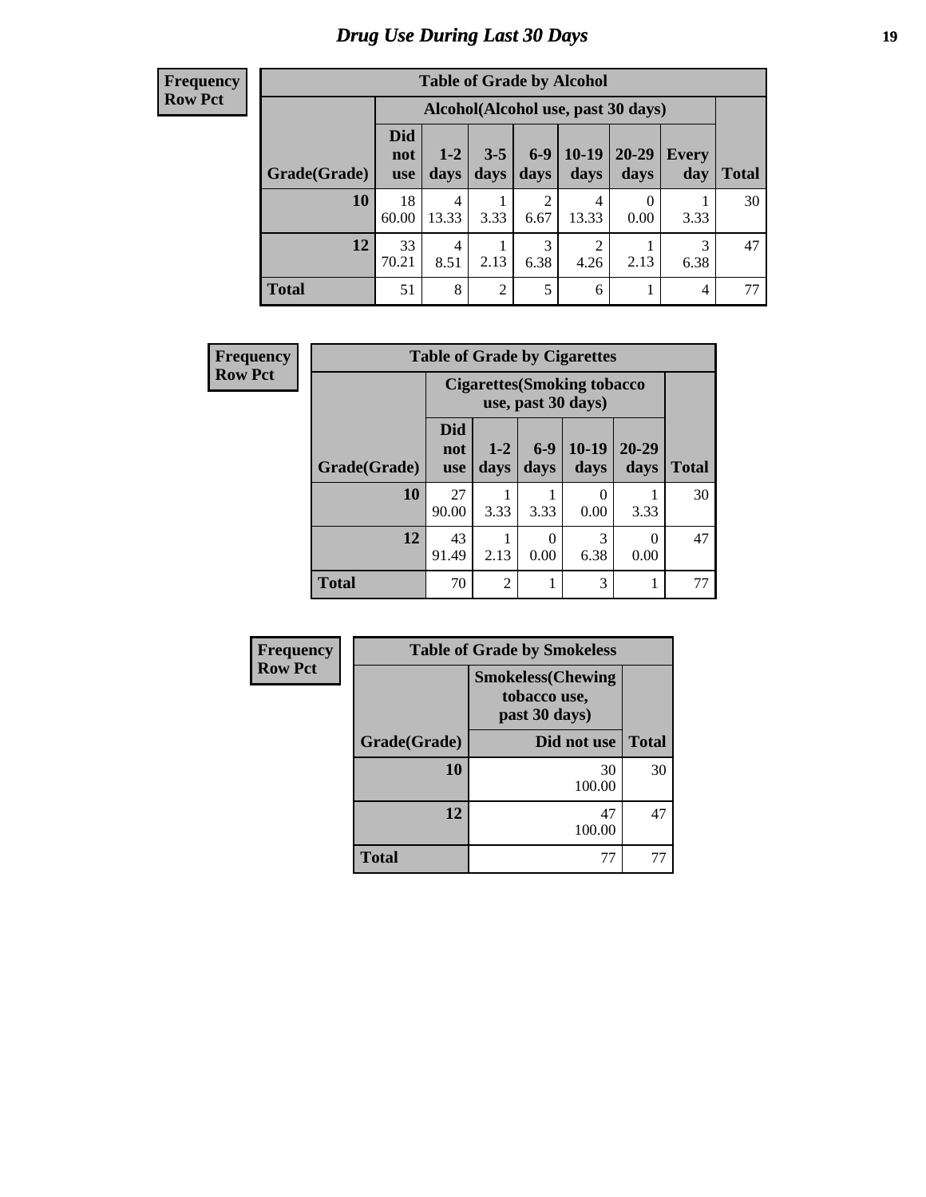# Drug Use During Last 30 Days

| Frequency<br>Row Pct | | | | | | | | |
|---|---|---|---|---|---|---|---|---|
| **Table of Grade by Alcohol** | | | | | | | | |
| | **Alcohol(Alcohol use, past 30 days)** | | | | | | | |
| **Grade(Grade)** | **Did not use** | **1-2 days** | **3-5 days** | **6-9 days** | **10-19 days** | **20-29 days** | **Every day** | **Total** |
| **10** | 18<br>60.00 | 4<br>13.33 | 1<br>3.33 | 2<br>6.67 | 4<br>13.33 | 0<br>0.00 | 1<br>3.33 | 30 |
| **12** | 33<br>70.21 | 4<br>8.51 | 1<br>2.13 | 3<br>6.38 | 2<br>4.26 | 1<br>2.13 | 3<br>6.38 | 47 |
| **Total** | 51 | 8 | 2 | 5 | 6 | 1 | 4 | 77 |

| Frequency<br>Row Pct | | | | | | |
|---|---|---|---|---|---|---|
| **Table of Grade by Cigarettes** | | | | | | |
| | **Cigarettes(Smoking tobacco use, past 30 days)** | | | | | |
| **Grade(Grade)** | **Did not use** | **1-2 days** | **6-9 days** | **10-19 days** | **20-29 days** | **Total** |
| **10** | 27<br>90.00 | 1<br>3.33 | 1<br>3.33 | 0<br>0.00 | 1<br>3.33 | 30 |
| **12** | 43<br>91.49 | 1<br>2.13 | 0<br>0.00 | 3<br>6.38 | 0<br>0.00 | 47 |
| **Total** | 70 | 2 | 1 | 3 | 1 | 77 |

| Frequency<br>Row Pct | | |
|---|---|---|
| **Table of Grade by Smokeless** | | |
| | **Smokeless(Chewing tobacco use, past 30 days)** | |
| **Grade(Grade)** | **Did not use** | **Total** |
| **10** | 30<br>100.00 | 30 |
| **12** | 47<br>100.00 | 47 |
| **Total** | 77 | 77 |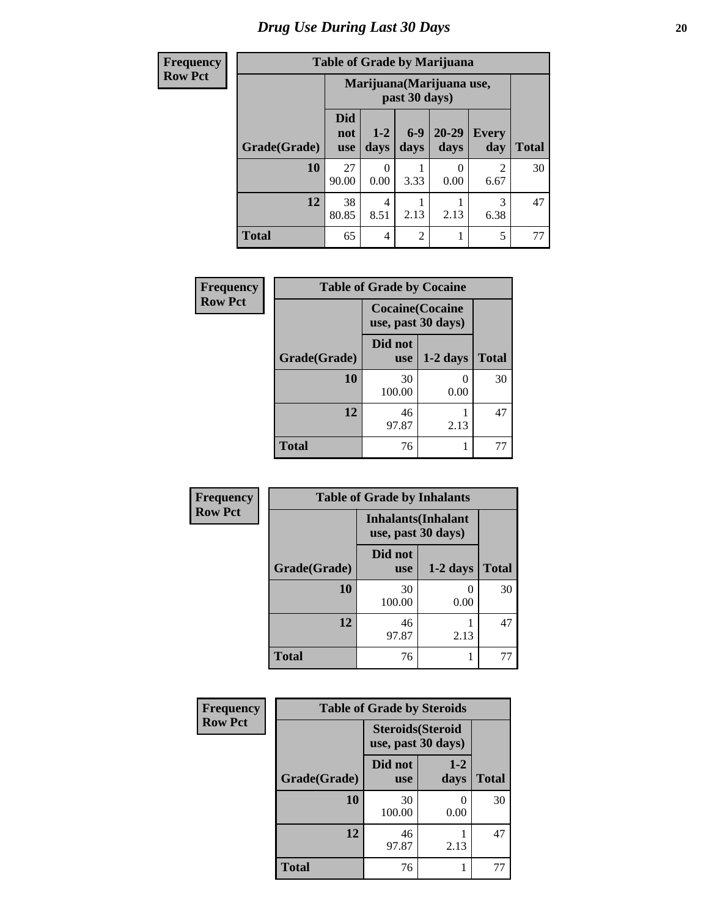# Drug Use During Last 30 Days

| Frequency Row Pct |
|---|

**Table of Grade by Marijuana**

| Grade(Grade) | Marijuana(Marijuana use, past 30 days) | | | | | Total |
|---|---|---|---|---|---|---|
| | Did not use | 1-2 days | 6-9 days | 20-29 days | Every day | |
| **10** | 27<br>90.00 | 0<br>0.00 | 1<br>3.33 | 0<br>0.00 | 2<br>6.67 | 30 |
| **12** | 38<br>80.85 | 4<br>8.51 | 1<br>2.13 | 1<br>2.13 | 3<br>6.38 | 47 |
| **Total** | 65 | 4 | 2 | 1 | 5 | 77 |

| Frequency Row Pct |
|---|

**Table of Grade by Cocaine**

| Grade(Grade) | Cocaine(Cocaine use, past 30 days) | | Total |
|---|---|---|---|
| | Did not use | 1-2 days | |
| **10** | 30<br>100.00 | 0<br>0.00 | 30 |
| **12** | 46<br>97.87 | 1<br>2.13 | 47 |
| **Total** | 76 | 1 | 77 |

| Frequency Row Pct |
|---|

**Table of Grade by Inhalants**

| Grade(Grade) | Inhalants(Inhalant use, past 30 days) | | Total |
|---|---|---|---|
| | Did not use | 1-2 days | |
| **10** | 30<br>100.00 | 0<br>0.00 | 30 |
| **12** | 46<br>97.87 | 1<br>2.13 | 47 |
| **Total** | 76 | 1 | 77 |

| Frequency Row Pct |
|---|

**Table of Grade by Steroids**

| Grade(Grade) | Steroids(Steroid use, past 30 days) | | Total |
|---|---|---|---|
| | Did not use | 1-2 days | |
| **10** | 30<br>100.00 | 0<br>0.00 | 30 |
| **12** | 46<br>97.87 | 1<br>2.13 | 47 |
| **Total** | 76 | 1 | 77 |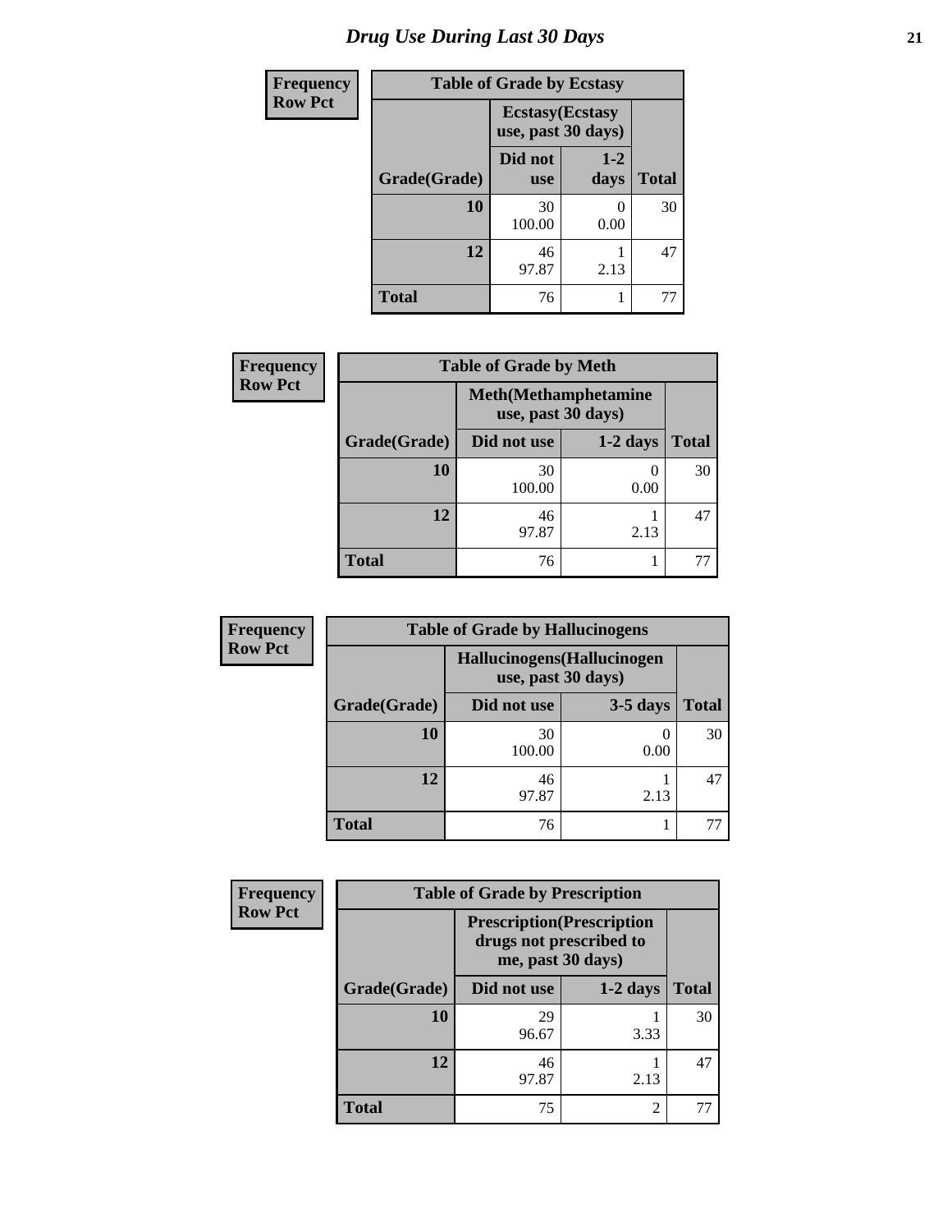# Drug Use During Last 30 Days

| Frequency Row Pct |
|---|

| Table of Grade by Ecstasy | | | |
|---|---|---|---|
| | Ecstasy(Ecstasy use, past 30 days) | | |
| Grade(Grade) | Did not use | 1-2 days | Total |
| 10 | 30<br>100.00 | 0<br>0.00 | 30 |
| 12 | 46<br>97.87 | 1<br>2.13 | 47 |
| Total | 76 | 1 | 77 |

| Frequency Row Pct |
|---|

| Table of Grade by Meth | | | |
|---|---|---|---|
| | Meth(Methamphetamine use, past 30 days) | | |
| Grade(Grade) | Did not use | 1-2 days | Total |
| 10 | 30<br>100.00 | 0<br>0.00 | 30 |
| 12 | 46<br>97.87 | 1<br>2.13 | 47 |
| Total | 76 | 1 | 77 |

| Frequency Row Pct |
|---|

| Table of Grade by Hallucinogens | | | |
|---|---|---|---|
| | Hallucinogens(Hallucinogen use, past 30 days) | | |
| Grade(Grade) | Did not use | 3-5 days | Total |
| 10 | 30<br>100.00 | 0<br>0.00 | 30 |
| 12 | 46<br>97.87 | 1<br>2.13 | 47 |
| Total | 76 | 1 | 77 |

| Frequency Row Pct |
|---|

| Table of Grade by Prescription | | | |
|---|---|---|---|
| | Prescription(Prescription drugs not prescribed to me, past 30 days) | | |
| Grade(Grade) | Did not use | 1-2 days | Total |
| 10 | 29<br>96.67 | 1<br>3.33 | 30 |
| 12 | 46<br>97.87 | 1<br>2.13 | 47 |
| Total | 75 | 2 | 77 |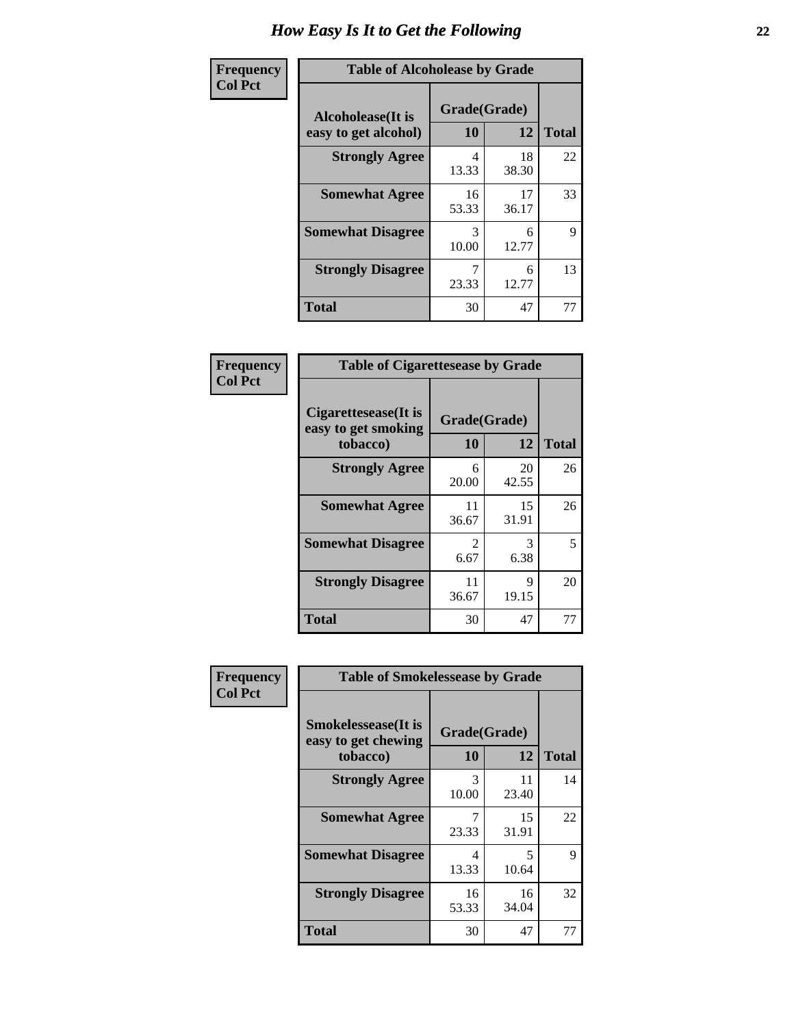# How Easy Is It to Get the Following

**Frequency / Col Pct**

**Table of Alcoholease by Grade**

| Alcoholease(It is easy to get alcohol) | Grade(Grade) 10 | 12 | Total |
|---|---|---|---|
| **Strongly Agree** | 4<br>13.33 | 18<br>38.30 | 22 |
| **Somewhat Agree** | 16<br>53.33 | 17<br>36.17 | 33 |
| **Somewhat Disagree** | 3<br>10.00 | 6<br>12.77 | 9 |
| **Strongly Disagree** | 7<br>23.33 | 6<br>12.77 | 13 |
| **Total** | 30 | 47 | 77 |

**Frequency / Col Pct**

**Table of Cigarettesease by Grade**

| Cigarettesease(It is easy to get smoking tobacco) | Grade(Grade) 10 | 12 | Total |
|---|---|---|---|
| **Strongly Agree** | 6<br>20.00 | 20<br>42.55 | 26 |
| **Somewhat Agree** | 11<br>36.67 | 15<br>31.91 | 26 |
| **Somewhat Disagree** | 2<br>6.67 | 3<br>6.38 | 5 |
| **Strongly Disagree** | 11<br>36.67 | 9<br>19.15 | 20 |
| **Total** | 30 | 47 | 77 |

**Frequency / Col Pct**

**Table of Smokelessease by Grade**

| Smokelessease(It is easy to get chewing tobacco) | Grade(Grade) 10 | 12 | Total |
|---|---|---|---|
| **Strongly Agree** | 3<br>10.00 | 11<br>23.40 | 14 |
| **Somewhat Agree** | 7<br>23.33 | 15<br>31.91 | 22 |
| **Somewhat Disagree** | 4<br>13.33 | 5<br>10.64 | 9 |
| **Strongly Disagree** | 16<br>53.33 | 16<br>34.04 | 32 |
| **Total** | 30 | 47 | 77 |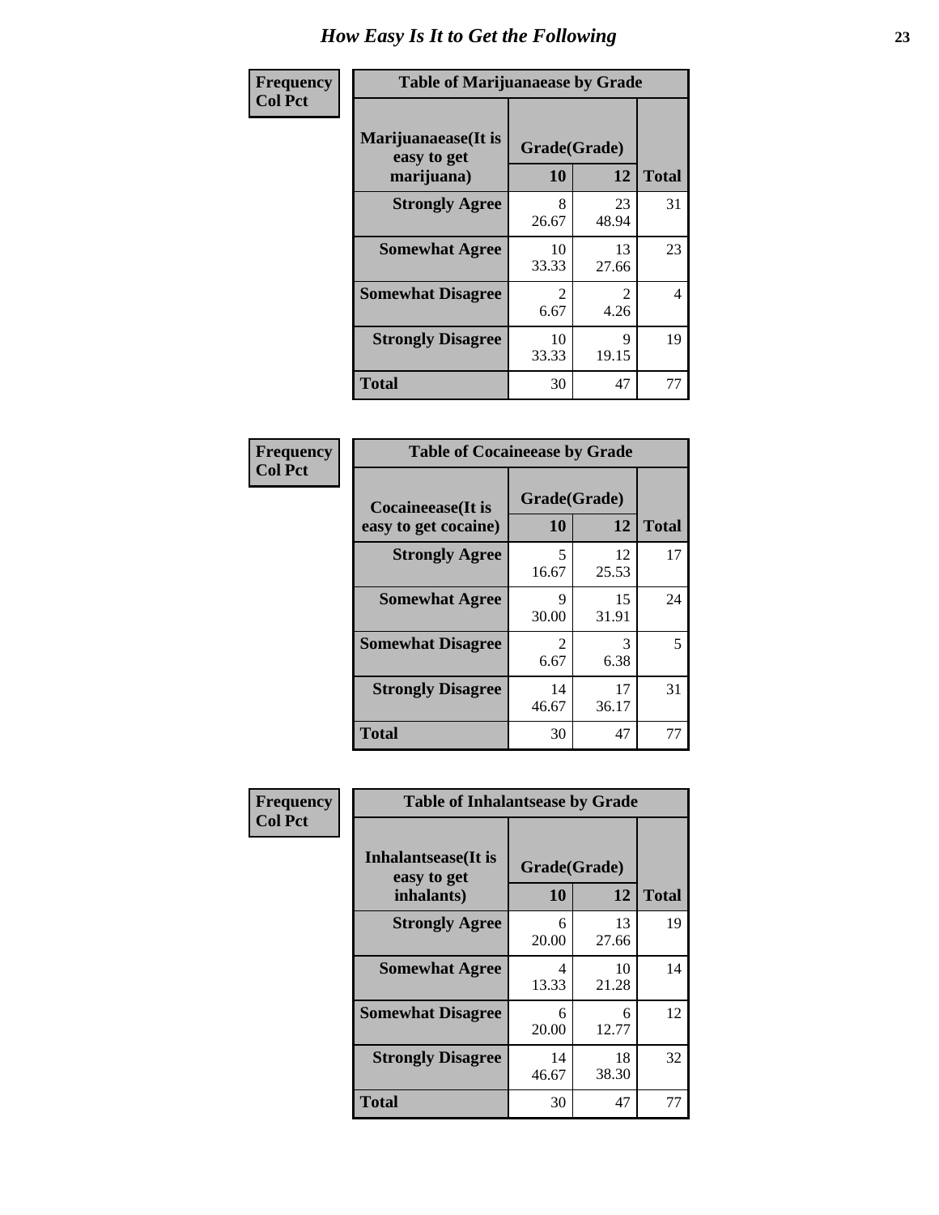# How Easy Is It to Get the Following

**Frequency**
**Col Pct**

**Table of Marijuanaease by Grade**

| Marijuanaease(It is easy to get marijuana) | Grade(Grade) | | Total |
|---|---|---|---|
| | 10 | 12 | |
| Strongly Agree | 8<br>26.67 | 23<br>48.94 | 31 |
| Somewhat Agree | 10<br>33.33 | 13<br>27.66 | 23 |
| Somewhat Disagree | 2<br>6.67 | 2<br>4.26 | 4 |
| Strongly Disagree | 10<br>33.33 | 9<br>19.15 | 19 |
| Total | 30 | 47 | 77 |

**Frequency**
**Col Pct**

**Table of Cocaineease by Grade**

| Cocaineease(It is easy to get cocaine) | Grade(Grade) | | Total |
|---|---|---|---|
| | 10 | 12 | |
| Strongly Agree | 5<br>16.67 | 12<br>25.53 | 17 |
| Somewhat Agree | 9<br>30.00 | 15<br>31.91 | 24 |
| Somewhat Disagree | 2<br>6.67 | 3<br>6.38 | 5 |
| Strongly Disagree | 14<br>46.67 | 17<br>36.17 | 31 |
| Total | 30 | 47 | 77 |

**Frequency**
**Col Pct**

**Table of Inhalantsease by Grade**

| Inhalantsease(It is easy to get inhalants) | Grade(Grade) | | Total |
|---|---|---|---|
| | 10 | 12 | |
| Strongly Agree | 6<br>20.00 | 13<br>27.66 | 19 |
| Somewhat Agree | 4<br>13.33 | 10<br>21.28 | 14 |
| Somewhat Disagree | 6<br>20.00 | 6<br>12.77 | 12 |
| Strongly Disagree | 14<br>46.67 | 18<br>38.30 | 32 |
| Total | 30 | 47 | 77 |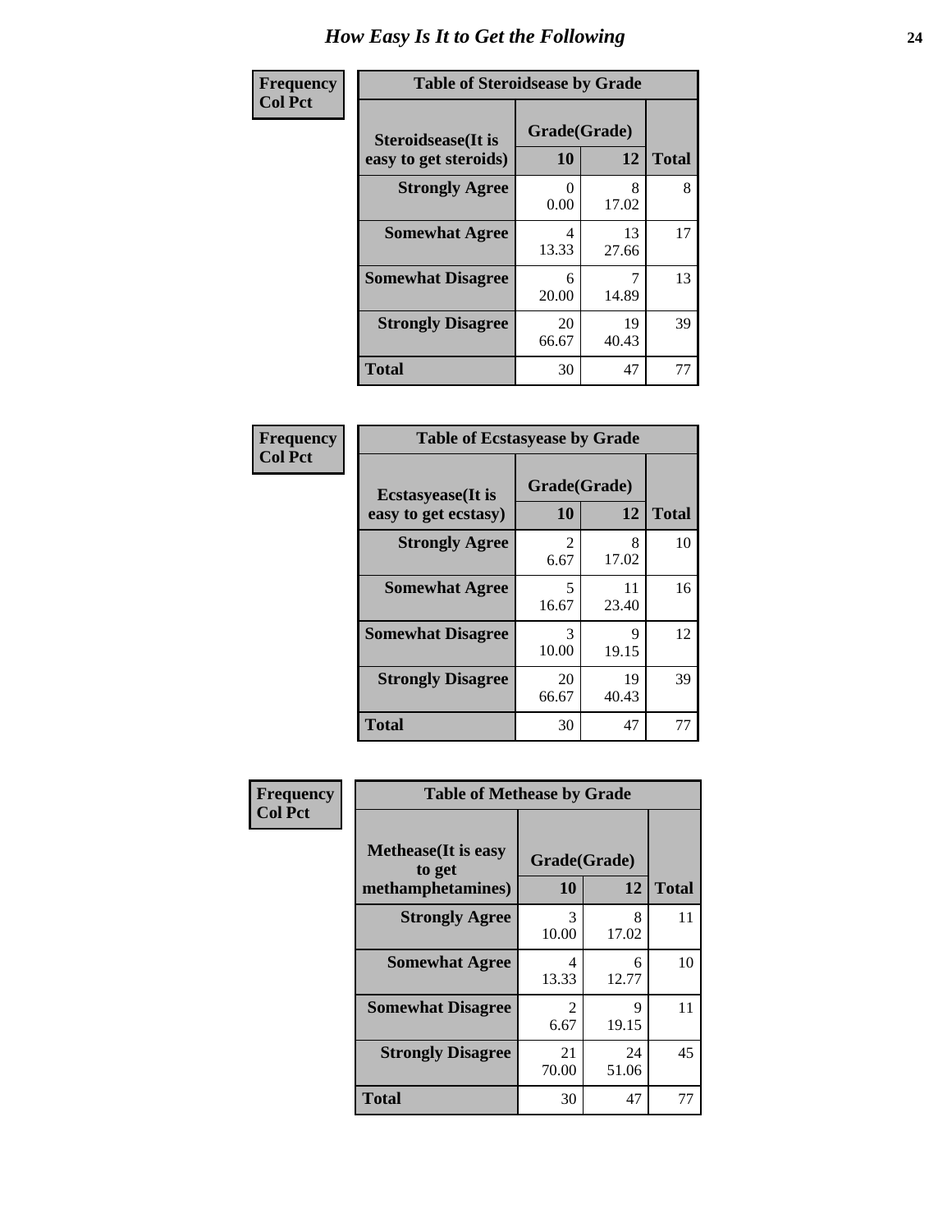# How Easy Is It to Get the Following

**Frequency**
**Col Pct**

| Table of Steroidsease by Grade | | | |
|---|---|---|---|
| Steroidsease(It is easy to get steroids) | Grade(Grade) | | Total |
| | 10 | 12 | |
| **Strongly Agree** | 0<br>0.00 | 8<br>17.02 | 8 |
| **Somewhat Agree** | 4<br>13.33 | 13<br>27.66 | 17 |
| **Somewhat Disagree** | 6<br>20.00 | 7<br>14.89 | 13 |
| **Strongly Disagree** | 20<br>66.67 | 19<br>40.43 | 39 |
| **Total** | 30 | 47 | 77 |

**Frequency**
**Col Pct**

| Table of Ecstasyease by Grade | | | |
|---|---|---|---|
| Ecstasyease(It is easy to get ecstasy) | Grade(Grade) | | Total |
| | 10 | 12 | |
| **Strongly Agree** | 2<br>6.67 | 8<br>17.02 | 10 |
| **Somewhat Agree** | 5<br>16.67 | 11<br>23.40 | 16 |
| **Somewhat Disagree** | 3<br>10.00 | 9<br>19.15 | 12 |
| **Strongly Disagree** | 20<br>66.67 | 19<br>40.43 | 39 |
| **Total** | 30 | 47 | 77 |

**Frequency**
**Col Pct**

| Table of Methease by Grade | | | |
|---|---|---|---|
| Methease(It is easy to get methamphetamines) | Grade(Grade) | | Total |
| | 10 | 12 | |
| **Strongly Agree** | 3<br>10.00 | 8<br>17.02 | 11 |
| **Somewhat Agree** | 4<br>13.33 | 6<br>12.77 | 10 |
| **Somewhat Disagree** | 2<br>6.67 | 9<br>19.15 | 11 |
| **Strongly Disagree** | 21<br>70.00 | 24<br>51.06 | 45 |
| **Total** | 30 | 47 | 77 |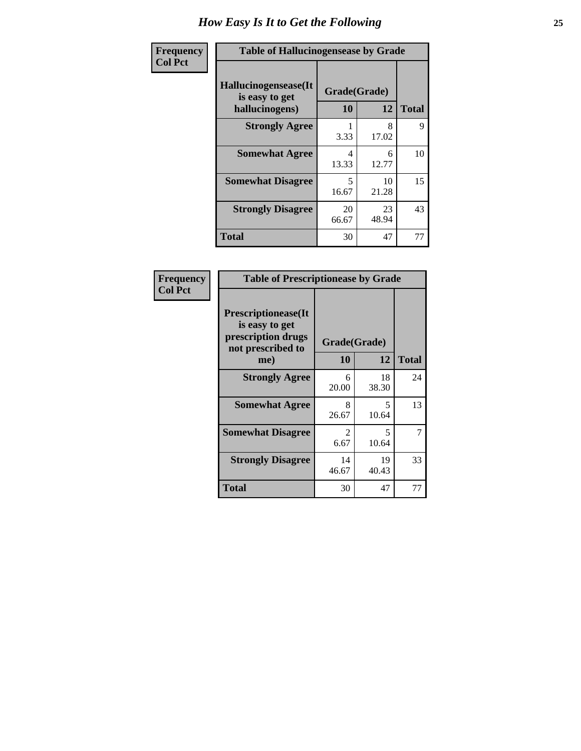# How Easy Is It to Get the Following

**Frequency**
**Col Pct**

| Table of Hallucinogensease by Grade | | | |
|---|---|---|---|
| **Hallucinogensease(It is easy to get hallucinogens)** | **Grade(Grade)** | | |
| | **10** | **12** | **Total** |
| **Strongly Agree** | 1<br>3.33 | 8<br>17.02 | 9 |
| **Somewhat Agree** | 4<br>13.33 | 6<br>12.77 | 10 |
| **Somewhat Disagree** | 5<br>16.67 | 10<br>21.28 | 15 |
| **Strongly Disagree** | 20<br>66.67 | 23<br>48.94 | 43 |
| **Total** | 30 | 47 | 77 |

**Frequency**
**Col Pct**

| Table of Prescriptionease by Grade | | | |
|---|---|---|---|
| **Prescriptionease(It is easy to get prescription drugs not prescribed to me)** | **Grade(Grade)** | | |
| | **10** | **12** | **Total** |
| **Strongly Agree** | 6<br>20.00 | 18<br>38.30 | 24 |
| **Somewhat Agree** | 8<br>26.67 | 5<br>10.64 | 13 |
| **Somewhat Disagree** | 2<br>6.67 | 5<br>10.64 | 7 |
| **Strongly Disagree** | 14<br>46.67 | 19<br>40.43 | 33 |
| **Total** | 30 | 47 | 77 |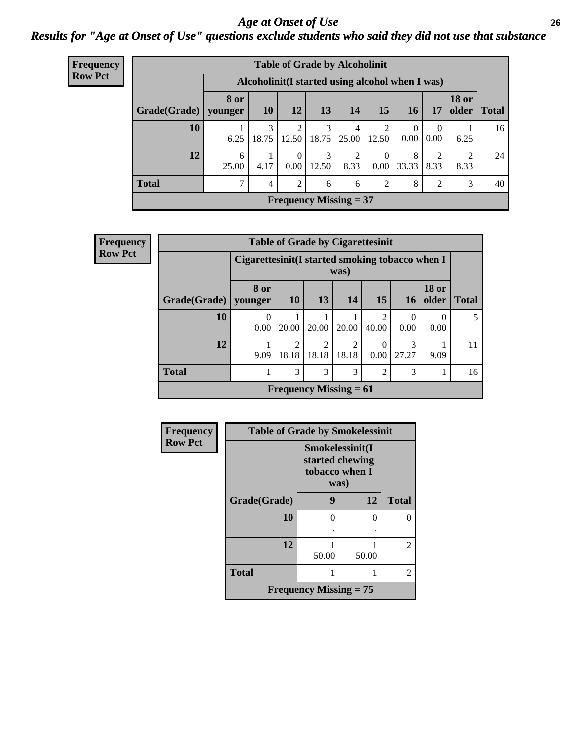# *Age at Onset of Use*

***Results for "Age at Onset of Use" questions exclude students who said they did not use that substance***

**Frequency**
**Row Pct**

| Table of Grade by Alcoholinit | | | | | | | | | | |
|---|---|---|---|---|---|---|---|---|---|---|
| | Alcoholinit(I started using alcohol when I was) | | | | | | | | | |
| Grade(Grade) | 8 or younger | 10 | 12 | 13 | 14 | 15 | 16 | 17 | 18 or older | Total |
| 10 | 1<br>6.25 | 3<br>18.75 | 2<br>12.50 | 3<br>18.75 | 4<br>25.00 | 2<br>12.50 | 0<br>0.00 | 0<br>0.00 | 1<br>6.25 | 16 |
| 12 | 6<br>25.00 | 1<br>4.17 | 0<br>0.00 | 3<br>12.50 | 2<br>8.33 | 0<br>0.00 | 8<br>33.33 | 2<br>8.33 | 2<br>8.33 | 24 |
| Total | 7 | 4 | 2 | 6 | 6 | 2 | 8 | 2 | 3 | 40 |
| Frequency Missing = 37 | | | | | | | | | | |

**Frequency**
**Row Pct**

| Table of Grade by Cigarettesinit | | | | | | | | |
|---|---|---|---|---|---|---|---|---|
| | Cigarettesinit(I started smoking tobacco when I was) | | | | | | | |
| Grade(Grade) | 8 or younger | 10 | 13 | 14 | 15 | 16 | 18 or older | Total |
| 10 | 0<br>0.00 | 1<br>20.00 | 1<br>20.00 | 1<br>20.00 | 2<br>40.00 | 0<br>0.00 | 0<br>0.00 | 5 |
| 12 | 1<br>9.09 | 2<br>18.18 | 2<br>18.18 | 2<br>18.18 | 0<br>0.00 | 3<br>27.27 | 1<br>9.09 | 11 |
| Total | 1 | 3 | 3 | 3 | 2 | 3 | 1 | 16 |
| Frequency Missing = 61 | | | | | | | | |

**Frequency**
**Row Pct**

| Table of Grade by Smokelessinit | | | |
|---|---|---|---|
| | Smokelessinit(I started chewing tobacco when I was) | | |
| Grade(Grade) | 9 | 12 | Total |
| 10 | 0<br>. | 0<br>. | 0 |
| 12 | 1<br>50.00 | 1<br>50.00 | 2 |
| Total | 1 | 1 | 2 |
| Frequency Missing = 75 | | | |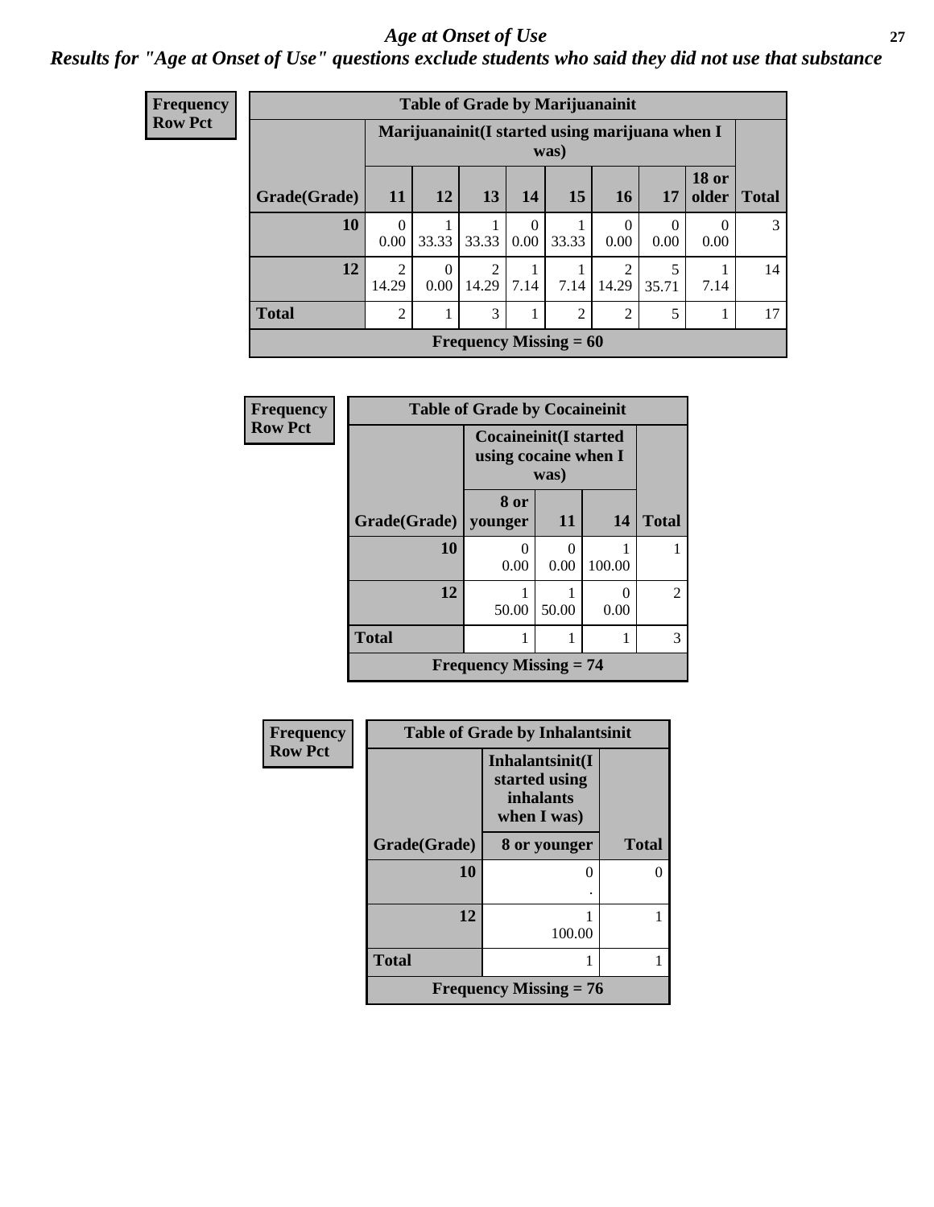## *Age at Onset of Use*

### *Results for "Age at Onset of Use" questions exclude students who said they did not use that substance*

**Frequency**
**Row Pct**

| Table of Grade by Marijuanainit | | | | | | | | | |
|---|---|---|---|---|---|---|---|---|---|
| | Marijuanainit(I started using marijuana when I was) | | | | | | | | |
| Grade(Grade) | 11 | 12 | 13 | 14 | 15 | 16 | 17 | 18 or older | Total |
| **10** | 0<br>0.00 | 1<br>33.33 | 1<br>33.33 | 0<br>0.00 | 1<br>33.33 | 0<br>0.00 | 0<br>0.00 | 0<br>0.00 | 3 |
| **12** | 2<br>14.29 | 0<br>0.00 | 2<br>14.29 | 1<br>7.14 | 1<br>7.14 | 2<br>14.29 | 5<br>35.71 | 1<br>7.14 | 14 |
| **Total** | 2 | 1 | 3 | 1 | 2 | 2 | 5 | 1 | 17 |
| **Frequency Missing = 60** | | | | | | | | | |

**Frequency**
**Row Pct**

| Table of Grade by Cocaineinit | | | | |
|---|---|---|---|---|
| | Cocaineinit(I started using cocaine when I was) | | | |
| Grade(Grade) | 8 or younger | 11 | 14 | Total |
| **10** | 0<br>0.00 | 0<br>0.00 | 1<br>100.00 | 1 |
| **12** | 1<br>50.00 | 1<br>50.00 | 0<br>0.00 | 2 |
| **Total** | 1 | 1 | 1 | 3 |
| **Frequency Missing = 74** | | | | |

**Frequency**
**Row Pct**

| Table of Grade by Inhalantsinit | | |
|---|---|---|
| | Inhalantsinit(I started using inhalants when I was) | |
| Grade(Grade) | 8 or younger | Total |
| **10** | 0<br>. | 0 |
| **12** | 1<br>100.00 | 1 |
| **Total** | 1 | 1 |
| **Frequency Missing = 76** | | |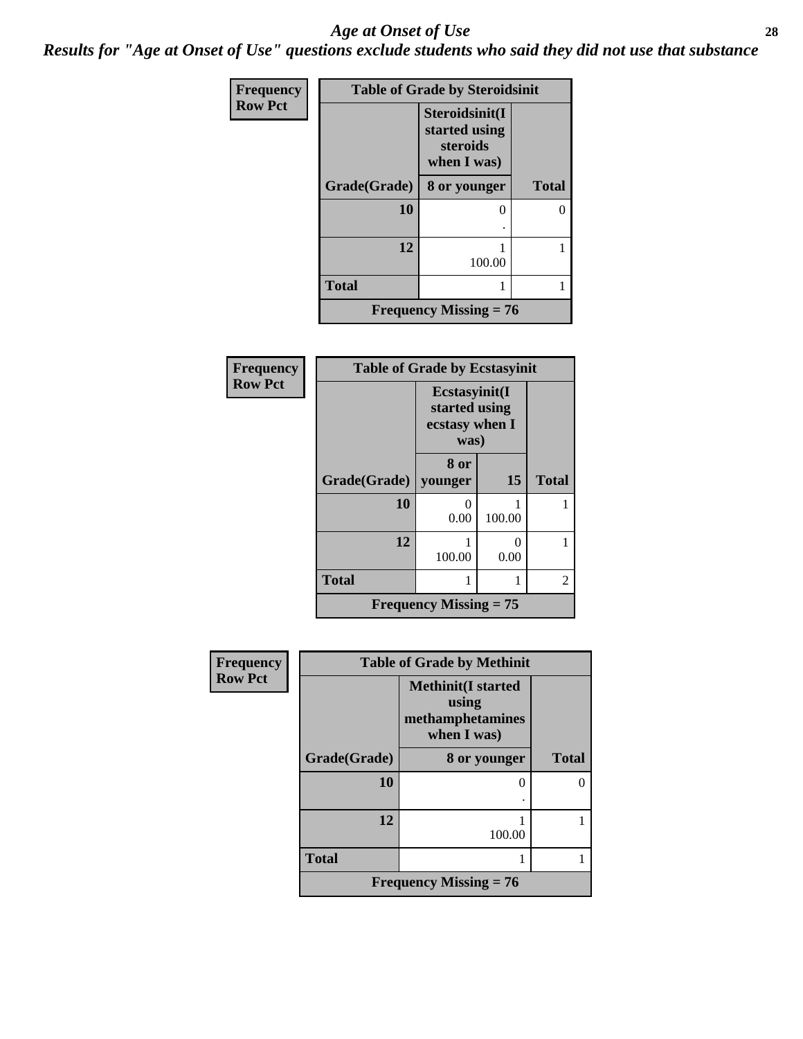## Age at Onset of Use

### Results for "Age at Onset of Use" questions exclude students who said they did not use that substance

Frequency
Row Pct

**Table of Grade by Steroidsinit**

| Grade(Grade) | Steroidsinit(I started using steroids when I was) 8 or younger | Total |
|---|---|---|
| 10 | 0<br>. | 0 |
| 12 | 1<br>100.00 | 1 |
| Total | 1 | 1 |

Frequency Missing = 76

Frequency
Row Pct

**Table of Grade by Ecstasyinit**

| Grade(Grade) | Ecstasyinit(I started using ecstasy when I was) 8 or younger | 15 | Total |
|---|---|---|---|
| 10 | 0<br>0.00 | 1<br>100.00 | 1 |
| 12 | 1<br>100.00 | 0<br>0.00 | 1 |
| Total | 1 | 1 | 2 |

Frequency Missing = 75

Frequency
Row Pct

**Table of Grade by Methinit**

| Grade(Grade) | Methinit(I started using methamphetamines when I was) 8 or younger | Total |
|---|---|---|
| 10 | 0<br>. | 0 |
| 12 | 1<br>100.00 | 1 |
| Total | 1 | 1 |

Frequency Missing = 76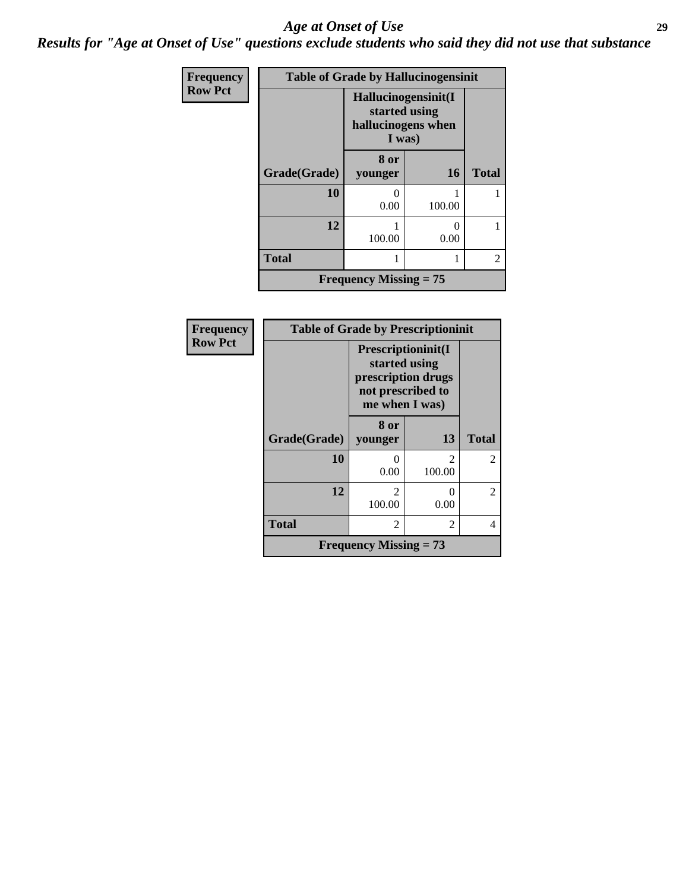# *Age at Onset of Use*

***Results for "Age at Onset of Use" questions exclude students who said they did not use that substance***

| Frequency<br>Row Pct | Table of Grade by Hallucinogensinit | | |
|---|---|---|---|
| | Hallucinogensinit(I started using hallucinogens when I was) | | |
| Grade(Grade) | 8 or younger | 16 | Total |
| 10 | 0<br>0.00 | 1<br>100.00 | 1 |
| 12 | 1<br>100.00 | 0<br>0.00 | 1 |
| Total | 1 | 1 | 2 |
| Frequency Missing = 75 | | | |

| Frequency<br>Row Pct | Table of Grade by Prescriptioninit | | |
|---|---|---|---|
| | Prescriptioninit(I started using prescription drugs not prescribed to me when I was) | | |
| Grade(Grade) | 8 or younger | 13 | Total |
| 10 | 0<br>0.00 | 2<br>100.00 | 2 |
| 12 | 2<br>100.00 | 0<br>0.00 | 2 |
| Total | 2 | 2 | 4 |
| Frequency Missing = 73 | | | |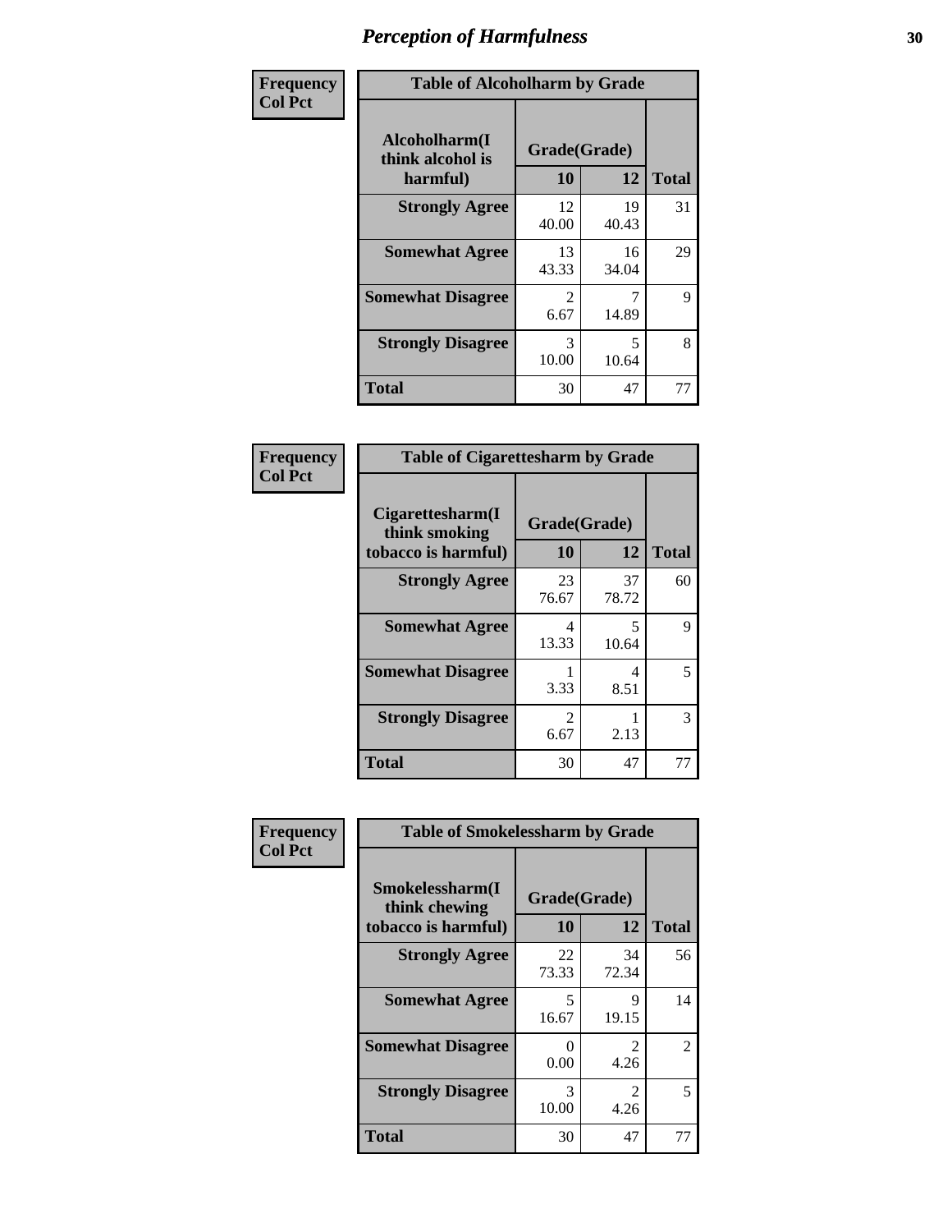# Perception of Harmfulness

**Frequency**
**Col Pct**

**Table of Alcoholharm by Grade**

| Alcoholharm(I think alcohol is harmful) | Grade(Grade) | | Total |
|---|---|---|---|
| | 10 | 12 | |
| **Strongly Agree** | 12<br>40.00 | 19<br>40.43 | 31 |
| **Somewhat Agree** | 13<br>43.33 | 16<br>34.04 | 29 |
| **Somewhat Disagree** | 2<br>6.67 | 7<br>14.89 | 9 |
| **Strongly Disagree** | 3<br>10.00 | 5<br>10.64 | 8 |
| **Total** | 30 | 47 | 77 |

**Frequency**
**Col Pct**

**Table of Cigarettesharm by Grade**

| Cigarettesharm(I think smoking tobacco is harmful) | Grade(Grade) | | Total |
|---|---|---|---|
| | 10 | 12 | |
| **Strongly Agree** | 23<br>76.67 | 37<br>78.72 | 60 |
| **Somewhat Agree** | 4<br>13.33 | 5<br>10.64 | 9 |
| **Somewhat Disagree** | 1<br>3.33 | 4<br>8.51 | 5 |
| **Strongly Disagree** | 2<br>6.67 | 1<br>2.13 | 3 |
| **Total** | 30 | 47 | 77 |

**Frequency**
**Col Pct**

**Table of Smokelessharm by Grade**

| Smokelessharm(I think chewing tobacco is harmful) | Grade(Grade) | | Total |
|---|---|---|---|
| | 10 | 12 | |
| **Strongly Agree** | 22<br>73.33 | 34<br>72.34 | 56 |
| **Somewhat Agree** | 5<br>16.67 | 9<br>19.15 | 14 |
| **Somewhat Disagree** | 0<br>0.00 | 2<br>4.26 | 2 |
| **Strongly Disagree** | 3<br>10.00 | 2<br>4.26 | 5 |
| **Total** | 30 | 47 | 77 |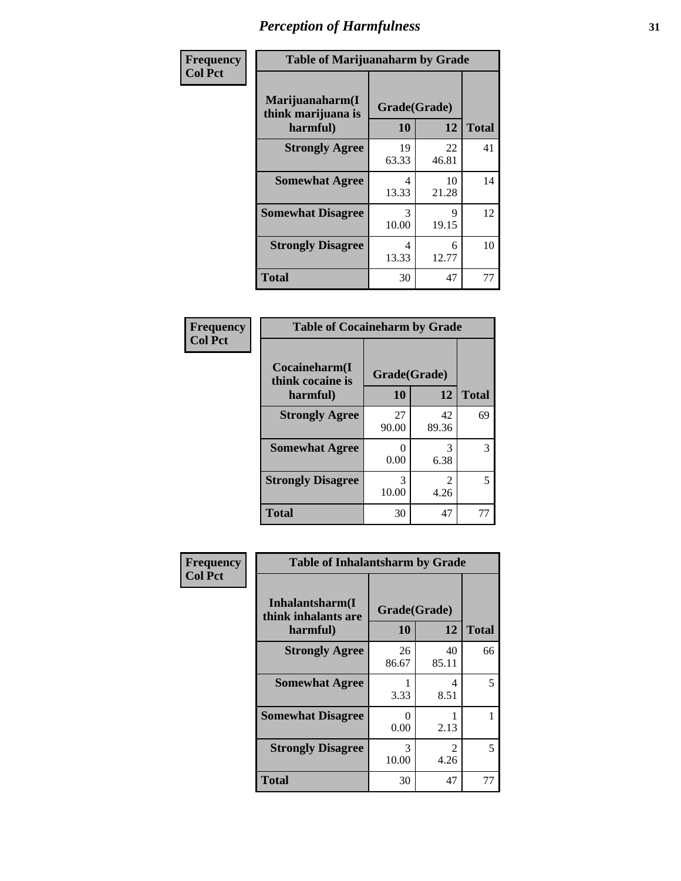# *Perception of Harmfulness*

| Frequency Col Pct | Table of Marijuanaharm by Grade | | |
|---|---|---|---|
| Marijuanaharm(I think marijuana is harmful) | Grade(Grade) | | |
| | 10 | 12 | Total |
| Strongly Agree | 19<br>63.33 | 22<br>46.81 | 41 |
| Somewhat Agree | 4<br>13.33 | 10<br>21.28 | 14 |
| Somewhat Disagree | 3<br>10.00 | 9<br>19.15 | 12 |
| Strongly Disagree | 4<br>13.33 | 6<br>12.77 | 10 |
| Total | 30 | 47 | 77 |

| Frequency Col Pct | Table of Cocaineharm by Grade | | |
|---|---|---|---|
| Cocaineharm(I think cocaine is harmful) | Grade(Grade) | | |
| | 10 | 12 | Total |
| Strongly Agree | 27<br>90.00 | 42<br>89.36 | 69 |
| Somewhat Agree | 0<br>0.00 | 3<br>6.38 | 3 |
| Strongly Disagree | 3<br>10.00 | 2<br>4.26 | 5 |
| Total | 30 | 47 | 77 |

| Frequency Col Pct | Table of Inhalantsharm by Grade | | |
|---|---|---|---|
| Inhalantsharm(I think inhalants are harmful) | Grade(Grade) | | |
| | 10 | 12 | Total |
| Strongly Agree | 26<br>86.67 | 40<br>85.11 | 66 |
| Somewhat Agree | 1<br>3.33 | 4<br>8.51 | 5 |
| Somewhat Disagree | 0<br>0.00 | 1<br>2.13 | 1 |
| Strongly Disagree | 3<br>10.00 | 2<br>4.26 | 5 |
| Total | 30 | 47 | 77 |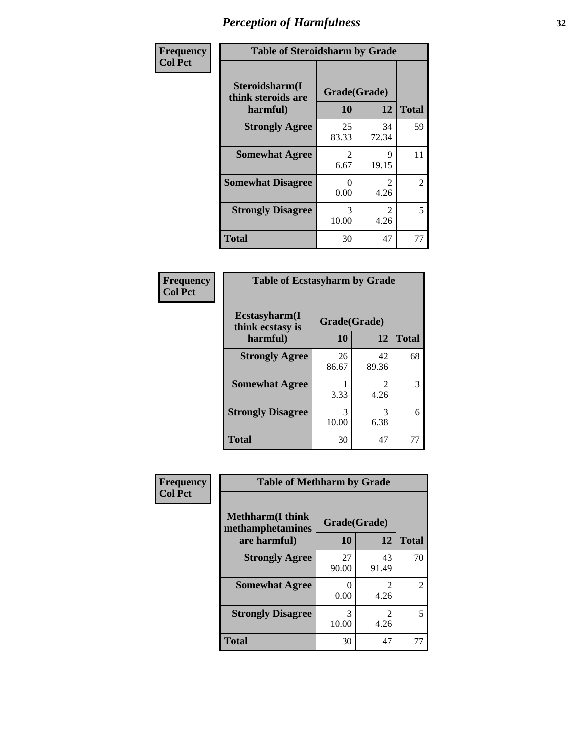# Perception of Harmfulness

**Frequency**
**Col Pct**

| Table of Steroidsharm by Grade | | | |
|---|---|---|---|
| Steroidsharm(I think steroids are harmful) | Grade(Grade) | | |
| | 10 | 12 | Total |
| **Strongly Agree** | 25<br>83.33 | 34<br>72.34 | 59 |
| **Somewhat Agree** | 2<br>6.67 | 9<br>19.15 | 11 |
| **Somewhat Disagree** | 0<br>0.00 | 2<br>4.26 | 2 |
| **Strongly Disagree** | 3<br>10.00 | 2<br>4.26 | 5 |
| **Total** | 30 | 47 | 77 |

**Frequency**
**Col Pct**

| Table of Ecstasyharm by Grade | | | |
|---|---|---|---|
| Ecstasyharm(I think ecstasy is harmful) | Grade(Grade) | | |
| | 10 | 12 | Total |
| **Strongly Agree** | 26<br>86.67 | 42<br>89.36 | 68 |
| **Somewhat Agree** | 1<br>3.33 | 2<br>4.26 | 3 |
| **Strongly Disagree** | 3<br>10.00 | 3<br>6.38 | 6 |
| **Total** | 30 | 47 | 77 |

**Frequency**
**Col Pct**

| Table of Methharm by Grade | | | |
|---|---|---|---|
| Methharm(I think methamphetamines are harmful) | Grade(Grade) | | |
| | 10 | 12 | Total |
| **Strongly Agree** | 27<br>90.00 | 43<br>91.49 | 70 |
| **Somewhat Agree** | 0<br>0.00 | 2<br>4.26 | 2 |
| **Strongly Disagree** | 3<br>10.00 | 2<br>4.26 | 5 |
| **Total** | 30 | 47 | 77 |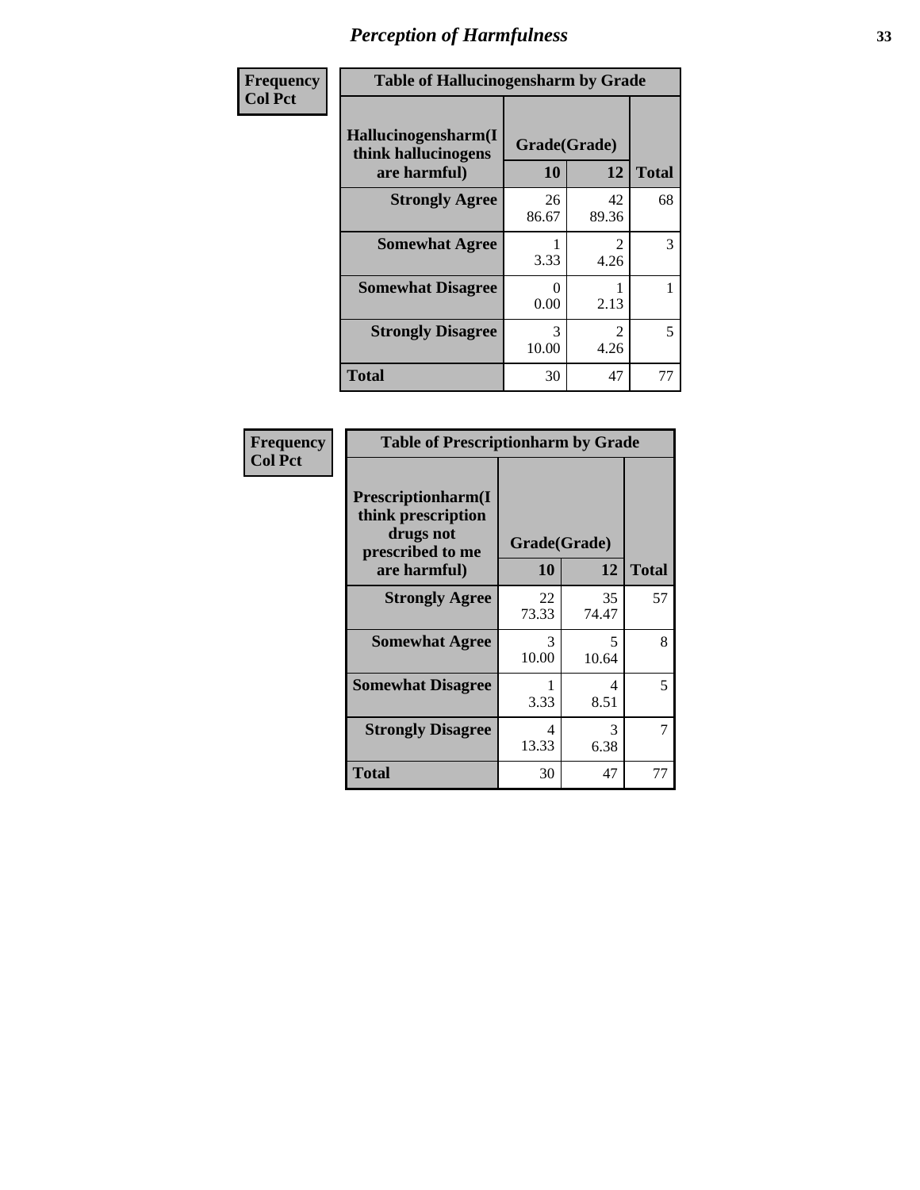# Perception of Harmfulness

Frequency
Col Pct

**Table of Hallucinogensharm by Grade**

| Hallucinogensharm(I think hallucinogens are harmful) | Grade(Grade) 10 | 12 | Total |
|---|---|---|---|
| **Strongly Agree** | 26<br>86.67 | 42<br>89.36 | 68 |
| **Somewhat Agree** | 1<br>3.33 | 2<br>4.26 | 3 |
| **Somewhat Disagree** | 0<br>0.00 | 1<br>2.13 | 1 |
| **Strongly Disagree** | 3<br>10.00 | 2<br>4.26 | 5 |
| **Total** | 30 | 47 | 77 |

Frequency
Col Pct

**Table of Prescriptionharm by Grade**

| Prescriptionharm(I think prescription drugs not prescribed to me are harmful) | Grade(Grade) 10 | 12 | Total |
|---|---|---|---|
| **Strongly Agree** | 22<br>73.33 | 35<br>74.47 | 57 |
| **Somewhat Agree** | 3<br>10.00 | 5<br>10.64 | 8 |
| **Somewhat Disagree** | 1<br>3.33 | 4<br>8.51 | 5 |
| **Strongly Disagree** | 4<br>13.33 | 3<br>6.38 | 7 |
| **Total** | 30 | 47 | 77 |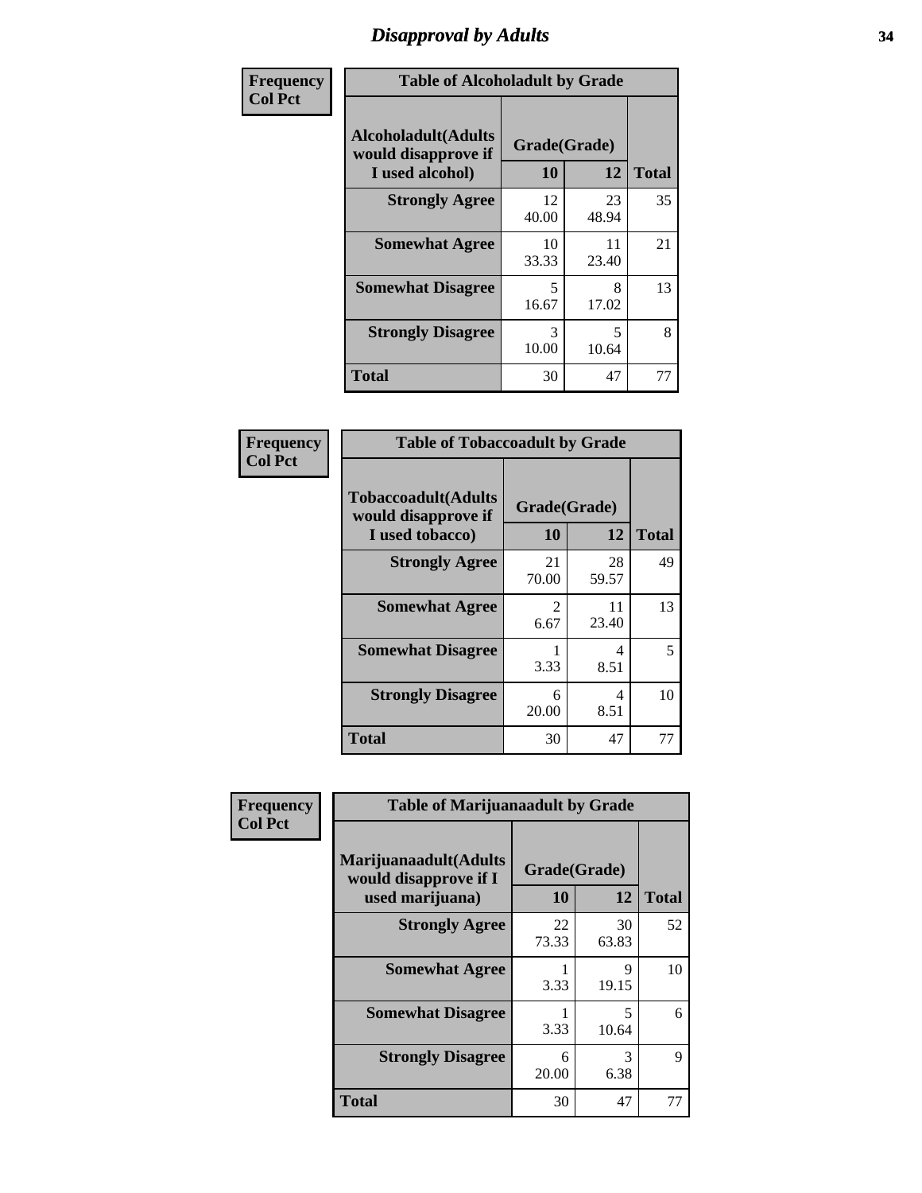# Disapproval by Adults

| Frequency Col Pct | | | |
|---|---|---|---|
| **Table of Alcoholadult by Grade** | | | |
| **Alcoholadult(Adults would disapprove if I used alcohol)** | **Grade(Grade)** | | **Total** |
| | **10** | **12** | |
| **Strongly Agree** | 12<br>40.00 | 23<br>48.94 | 35 |
| **Somewhat Agree** | 10<br>33.33 | 11<br>23.40 | 21 |
| **Somewhat Disagree** | 5<br>16.67 | 8<br>17.02 | 13 |
| **Strongly Disagree** | 3<br>10.00 | 5<br>10.64 | 8 |
| **Total** | 30 | 47 | 77 |

| Frequency Col Pct | | | |
|---|---|---|---|
| **Table of Tobaccoadult by Grade** | | | |
| **Tobaccoadult(Adults would disapprove if I used tobacco)** | **Grade(Grade)** | | **Total** |
| | **10** | **12** | |
| **Strongly Agree** | 21<br>70.00 | 28<br>59.57 | 49 |
| **Somewhat Agree** | 2<br>6.67 | 11<br>23.40 | 13 |
| **Somewhat Disagree** | 1<br>3.33 | 4<br>8.51 | 5 |
| **Strongly Disagree** | 6<br>20.00 | 4<br>8.51 | 10 |
| **Total** | 30 | 47 | 77 |

| Frequency Col Pct | | | |
|---|---|---|---|
| **Table of Marijuanaadult by Grade** | | | |
| **Marijuanaadult(Adults would disapprove if I used marijuana)** | **Grade(Grade)** | | **Total** |
| | **10** | **12** | |
| **Strongly Agree** | 22<br>73.33 | 30<br>63.83 | 52 |
| **Somewhat Agree** | 1<br>3.33 | 9<br>19.15 | 10 |
| **Somewhat Disagree** | 1<br>3.33 | 5<br>10.64 | 6 |
| **Strongly Disagree** | 6<br>20.00 | 3<br>6.38 | 9 |
| **Total** | 30 | 47 | 77 |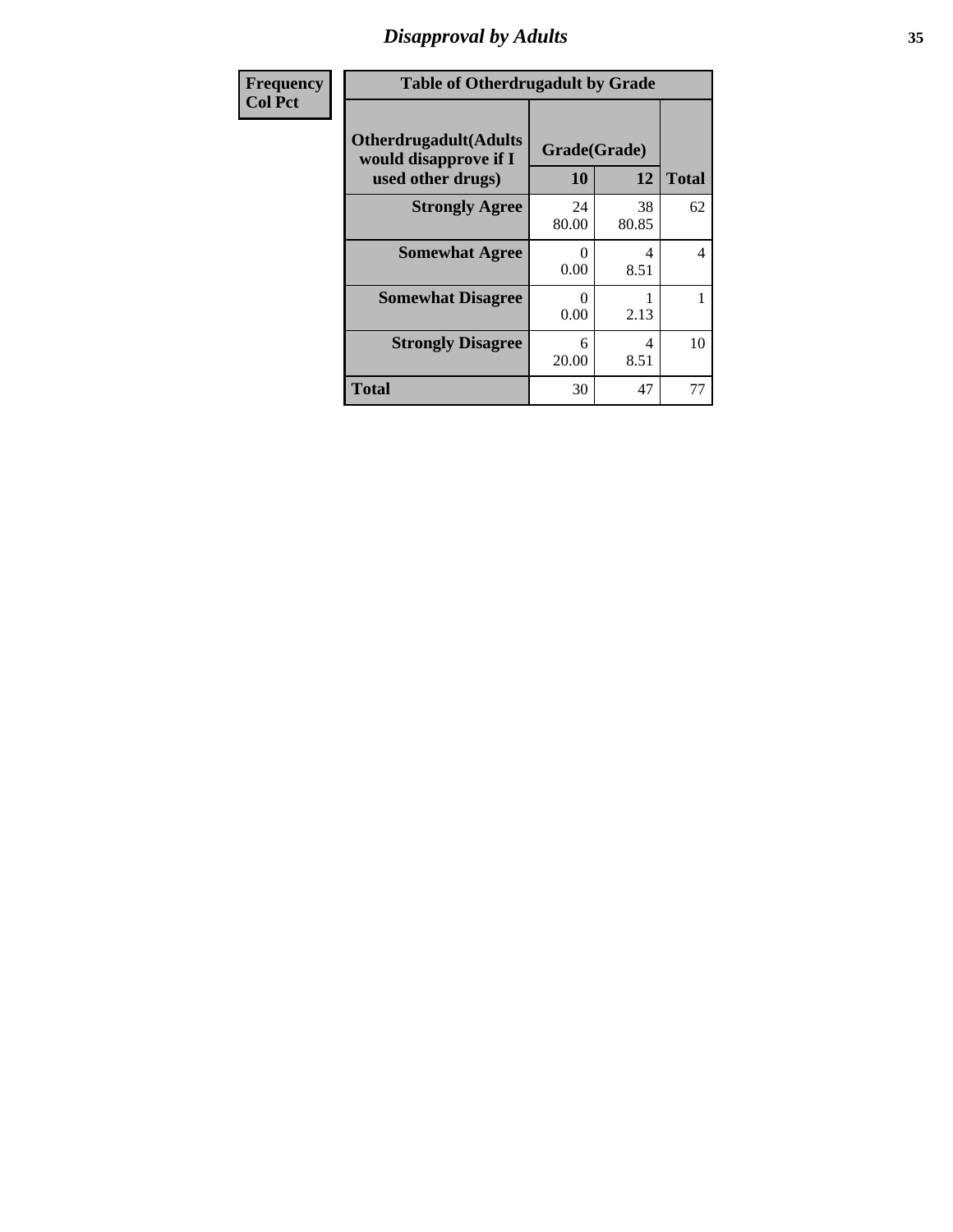## Disapproval by Adults

| Frequency<br>Col Pct |
|---|

**Table of Otherdrugadult by Grade**

| Otherdrugadult(Adults would disapprove if I used other drugs) | Grade(Grade) | | |
|---|---|---|---|
| | 10 | 12 | Total |
| **Strongly Agree** | 24<br>80.00 | 38<br>80.85 | 62 |
| **Somewhat Agree** | 0<br>0.00 | 4<br>8.51 | 4 |
| **Somewhat Disagree** | 0<br>0.00 | 1<br>2.13 | 1 |
| **Strongly Disagree** | 6<br>20.00 | 4<br>8.51 | 10 |
| **Total** | 30 | 47 | 77 |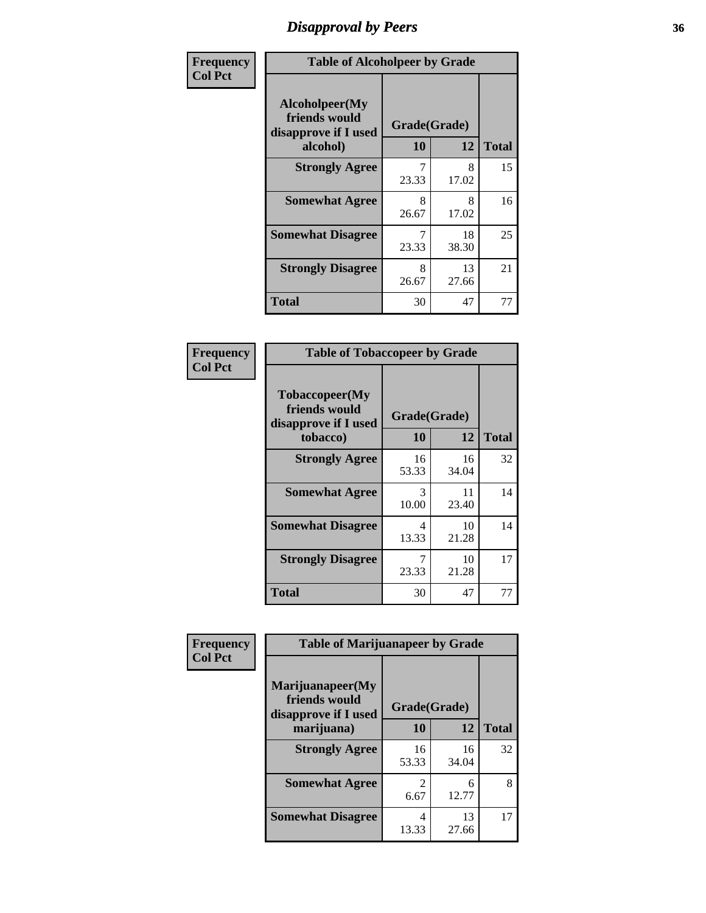# Disapproval by Peers

**Frequency Col Pct**

| Alcoholpeer(My friends would disapprove if I used alcohol) | Grade(Grade) 10 | 12 | Total |
|---|---|---|---|
| **Strongly Agree** | 7<br>23.33 | 8<br>17.02 | 15 |
| **Somewhat Agree** | 8<br>26.67 | 8<br>17.02 | 16 |
| **Somewhat Disagree** | 7<br>23.33 | 18<br>38.30 | 25 |
| **Strongly Disagree** | 8<br>26.67 | 13<br>27.66 | 21 |
| **Total** | 30 | 47 | 77 |

Table of Alcoholpeer by Grade

**Frequency Col Pct**

| Tobaccopeer(My friends would disapprove if I used tobacco) | Grade(Grade) 10 | 12 | Total |
|---|---|---|---|
| **Strongly Agree** | 16<br>53.33 | 16<br>34.04 | 32 |
| **Somewhat Agree** | 3<br>10.00 | 11<br>23.40 | 14 |
| **Somewhat Disagree** | 4<br>13.33 | 10<br>21.28 | 14 |
| **Strongly Disagree** | 7<br>23.33 | 10<br>21.28 | 17 |
| **Total** | 30 | 47 | 77 |

Table of Tobaccopeer by Grade

**Frequency Col Pct**

| Marijuanapeer(My friends would disapprove if I used marijuana) | Grade(Grade) 10 | 12 | Total |
|---|---|---|---|
| **Strongly Agree** | 16<br>53.33 | 16<br>34.04 | 32 |
| **Somewhat Agree** | 2<br>6.67 | 6<br>12.77 | 8 |
| **Somewhat Disagree** | 4<br>13.33 | 13<br>27.66 | 17 |

Table of Marijuanapeer by Grade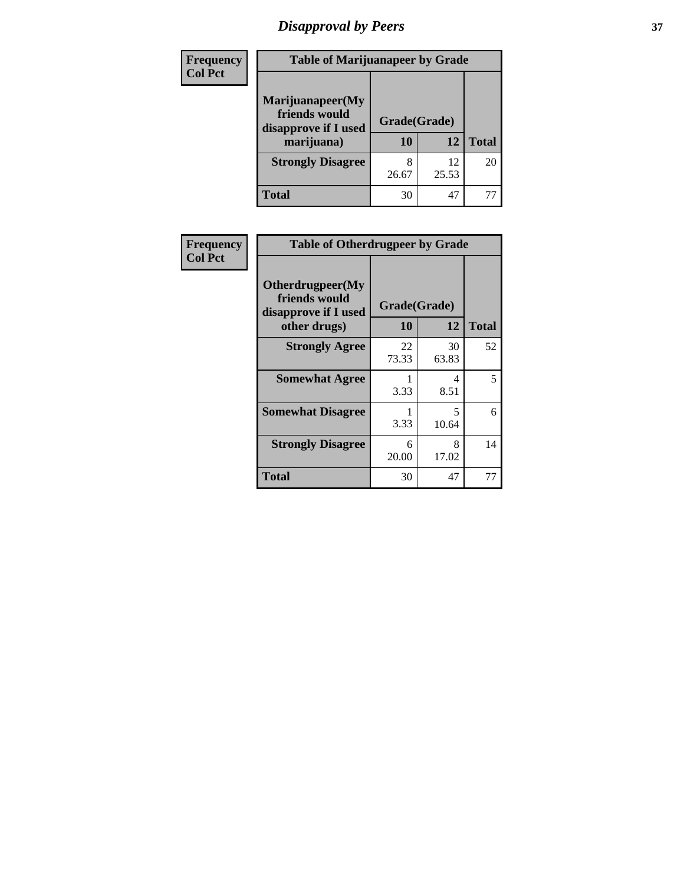# Disapproval by Peers

| Frequency<br>Col Pct | Table of Marijuanapeer by Grade | | |
|---|---|---|---|
| Marijuanapeer(My friends would disapprove if I used marijuana) | Grade(Grade) | | |
| | 10 | 12 | Total |
| Strongly Disagree | 8<br>26.67 | 12<br>25.53 | 20 |
| Total | 30 | 47 | 77 |

| Frequency<br>Col Pct | Table of Otherdrugpeer by Grade | | |
|---|---|---|---|
| Otherdrugpeer(My friends would disapprove if I used other drugs) | Grade(Grade) | | |
| | 10 | 12 | Total |
| Strongly Agree | 22<br>73.33 | 30<br>63.83 | 52 |
| Somewhat Agree | 1<br>3.33 | 4<br>8.51 | 5 |
| Somewhat Disagree | 1<br>3.33 | 5<br>10.64 | 6 |
| Strongly Disagree | 6<br>20.00 | 8<br>17.02 | 14 |
| Total | 30 | 47 | 77 |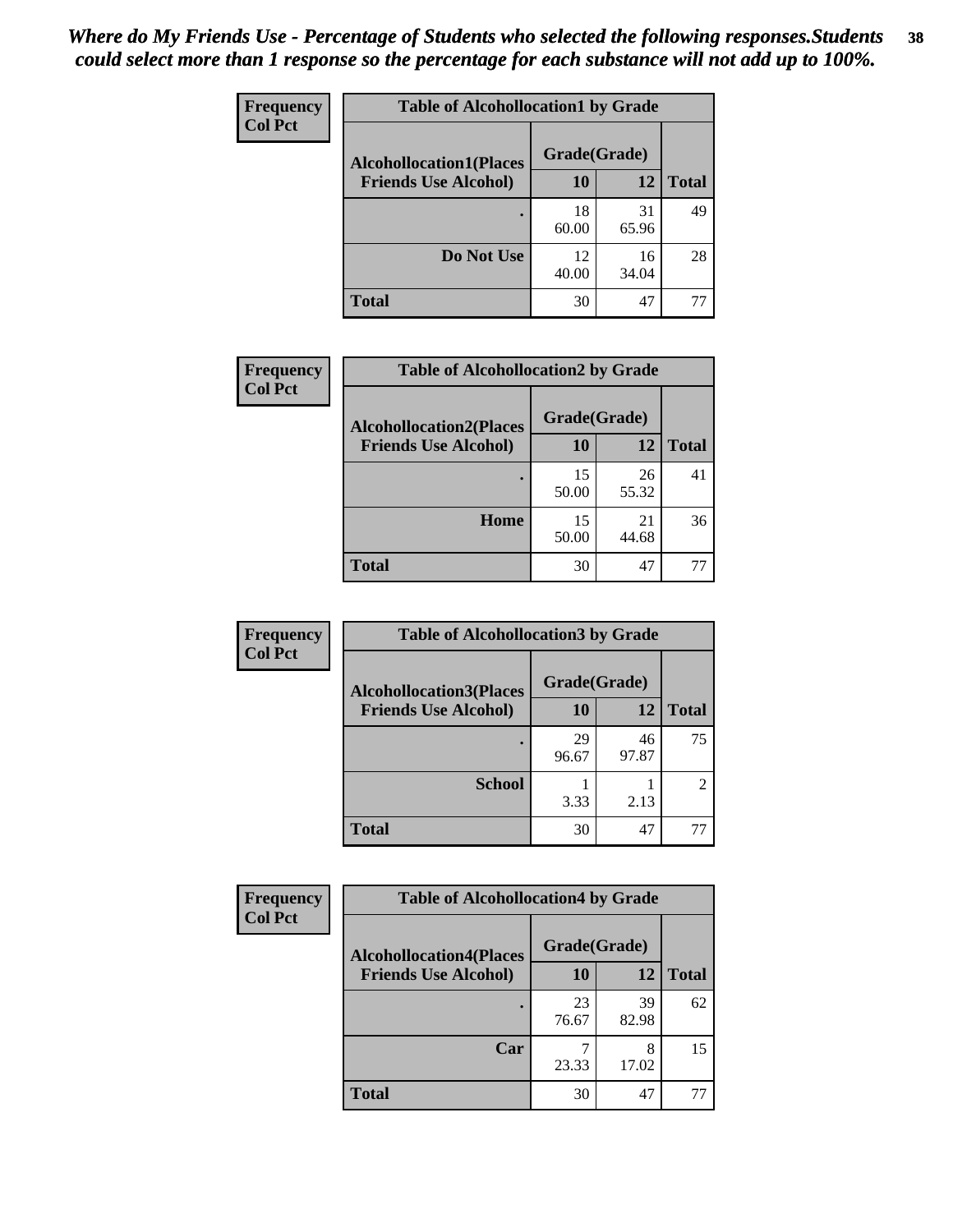*Where do My Friends Use - Percentage of Students who selected the following responses.Students could select more than 1 response so the percentage for each substance will not add up to 100%.*

**Frequency**
**Col Pct**

**Table of Alcohollocation1 by Grade**

| Alcohollocation1(Places Friends Use Alcohol) | Grade(Grade) 10 | 12 | Total |
|---|---|---|---|
| . | 18<br>60.00 | 31<br>65.96 | 49 |
| Do Not Use | 12<br>40.00 | 16<br>34.04 | 28 |
| Total | 30 | 47 | 77 |

**Frequency**
**Col Pct**

**Table of Alcohollocation2 by Grade**

| Alcohollocation2(Places Friends Use Alcohol) | Grade(Grade) 10 | 12 | Total |
|---|---|---|---|
| . | 15<br>50.00 | 26<br>55.32 | 41 |
| Home | 15<br>50.00 | 21<br>44.68 | 36 |
| Total | 30 | 47 | 77 |

**Frequency**
**Col Pct**

**Table of Alcohollocation3 by Grade**

| Alcohollocation3(Places Friends Use Alcohol) | Grade(Grade) 10 | 12 | Total |
|---|---|---|---|
| . | 29<br>96.67 | 46<br>97.87 | 75 |
| School | 1<br>3.33 | 1<br>2.13 | 2 |
| Total | 30 | 47 | 77 |

**Frequency**
**Col Pct**

**Table of Alcohollocation4 by Grade**

| Alcohollocation4(Places Friends Use Alcohol) | Grade(Grade) 10 | 12 | Total |
|---|---|---|---|
| . | 23<br>76.67 | 39<br>82.98 | 62 |
| Car | 7<br>23.33 | 8<br>17.02 | 15 |
| Total | 30 | 47 | 77 |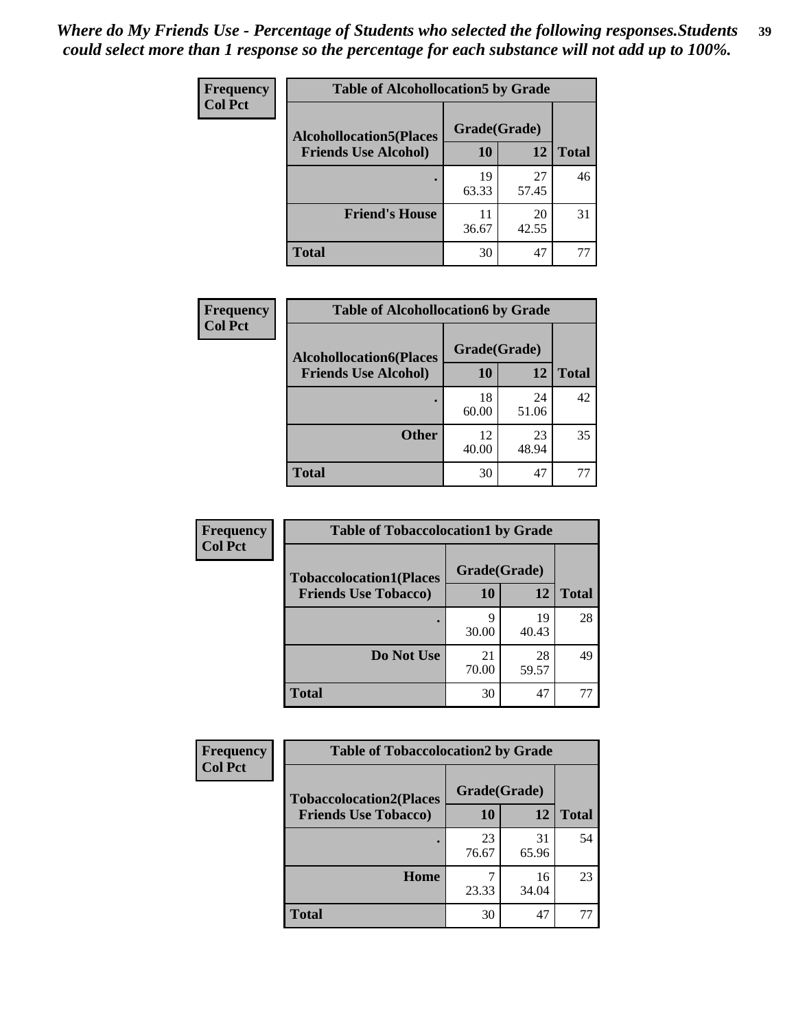*Where do My Friends Use - Percentage of Students who selected the following responses.Students could select more than 1 response so the percentage for each substance will not add up to 100%.*

**Frequency**
**Col Pct**

| Table of Alcohollocation5 by Grade | | | |
|---|---|---|---|
| **Alcohollocation5(Places Friends Use Alcohol)** | **Grade(Grade)** | | **Total** |
| | **10** | **12** | |
| **.** | 19<br>63.33 | 27<br>57.45 | 46 |
| **Friend's House** | 11<br>36.67 | 20<br>42.55 | 31 |
| **Total** | 30 | 47 | 77 |

**Frequency**
**Col Pct**

| Table of Alcohollocation6 by Grade | | | |
|---|---|---|---|
| **Alcohollocation6(Places Friends Use Alcohol)** | **Grade(Grade)** | | **Total** |
| | **10** | **12** | |
| **.** | 18<br>60.00 | 24<br>51.06 | 42 |
| **Other** | 12<br>40.00 | 23<br>48.94 | 35 |
| **Total** | 30 | 47 | 77 |

**Frequency**
**Col Pct**

| Table of Tobaccolocation1 by Grade | | | |
|---|---|---|---|
| **Tobaccolocation1(Places Friends Use Tobacco)** | **Grade(Grade)** | | **Total** |
| | **10** | **12** | |
| **.** | 9<br>30.00 | 19<br>40.43 | 28 |
| **Do Not Use** | 21<br>70.00 | 28<br>59.57 | 49 |
| **Total** | 30 | 47 | 77 |

**Frequency**
**Col Pct**

| Table of Tobaccolocation2 by Grade | | | |
|---|---|---|---|
| **Tobaccolocation2(Places Friends Use Tobacco)** | **Grade(Grade)** | | **Total** |
| | **10** | **12** | |
| **.** | 23<br>76.67 | 31<br>65.96 | 54 |
| **Home** | 7<br>23.33 | 16<br>34.04 | 23 |
| **Total** | 30 | 47 | 77 |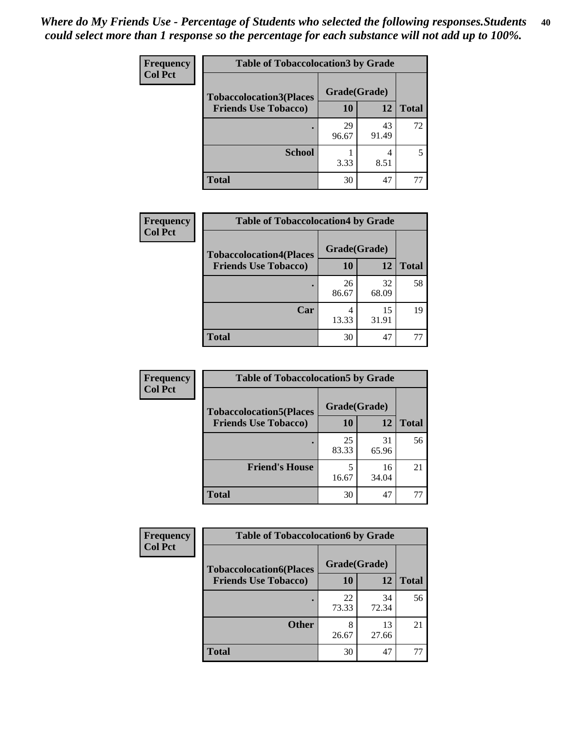*Where do My Friends Use - Percentage of Students who selected the following responses.Students could select more than 1 response so the percentage for each substance will not add up to 100%.*

**Frequency**
**Col Pct**

| Table of Tobaccolocation3 by Grade | | | |
|---|---|---|---|
| **Tobaccolocation3(Places Friends Use Tobacco)** | **Grade(Grade)** | | |
| | **10** | **12** | **Total** |
| **.** | 29<br>96.67 | 43<br>91.49 | 72 |
| **School** | 1<br>3.33 | 4<br>8.51 | 5 |
| **Total** | 30 | 47 | 77 |

**Frequency**
**Col Pct**

| Table of Tobaccolocation4 by Grade | | | |
|---|---|---|---|
| **Tobaccolocation4(Places Friends Use Tobacco)** | **Grade(Grade)** | | |
| | **10** | **12** | **Total** |
| **.** | 26<br>86.67 | 32<br>68.09 | 58 |
| **Car** | 4<br>13.33 | 15<br>31.91 | 19 |
| **Total** | 30 | 47 | 77 |

**Frequency**
**Col Pct**

| Table of Tobaccolocation5 by Grade | | | |
|---|---|---|---|
| **Tobaccolocation5(Places Friends Use Tobacco)** | **Grade(Grade)** | | |
| | **10** | **12** | **Total** |
| **.** | 25<br>83.33 | 31<br>65.96 | 56 |
| **Friend's House** | 5<br>16.67 | 16<br>34.04 | 21 |
| **Total** | 30 | 47 | 77 |

**Frequency**
**Col Pct**

| Table of Tobaccolocation6 by Grade | | | |
|---|---|---|---|
| **Tobaccolocation6(Places Friends Use Tobacco)** | **Grade(Grade)** | | |
| | **10** | **12** | **Total** |
| **.** | 22<br>73.33 | 34<br>72.34 | 56 |
| **Other** | 8<br>26.67 | 13<br>27.66 | 21 |
| **Total** | 30 | 47 | 77 |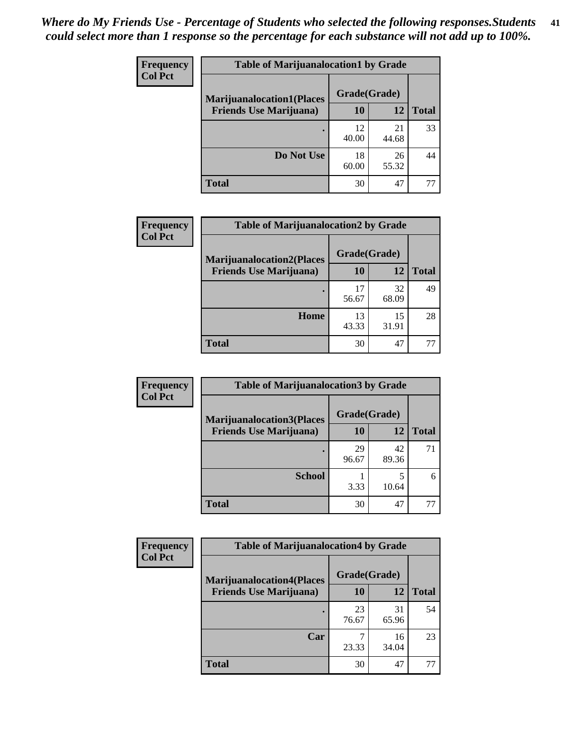*Where do My Friends Use - Percentage of Students who selected the following responses.Students could select more than 1 response so the percentage for each substance will not add up to 100%.*

| Frequency Col Pct | Table of Marijuanalocation1 by Grade | | |
|---|---|---|---|
| Marijuanalocation1(Places Friends Use Marijuana) | Grade(Grade) | | |
| | 10 | 12 | Total |
| . | 12<br>40.00 | 21<br>44.68 | 33 |
| Do Not Use | 18<br>60.00 | 26<br>55.32 | 44 |
| Total | 30 | 47 | 77 |

| Frequency Col Pct | Table of Marijuanalocation2 by Grade | | |
|---|---|---|---|
| Marijuanalocation2(Places Friends Use Marijuana) | Grade(Grade) | | |
| | 10 | 12 | Total |
| . | 17<br>56.67 | 32<br>68.09 | 49 |
| Home | 13<br>43.33 | 15<br>31.91 | 28 |
| Total | 30 | 47 | 77 |

| Frequency Col Pct | Table of Marijuanalocation3 by Grade | | |
|---|---|---|---|
| Marijuanalocation3(Places Friends Use Marijuana) | Grade(Grade) | | |
| | 10 | 12 | Total |
| . | 29<br>96.67 | 42<br>89.36 | 71 |
| School | 1<br>3.33 | 5<br>10.64 | 6 |
| Total | 30 | 47 | 77 |

| Frequency Col Pct | Table of Marijuanalocation4 by Grade | | |
|---|---|---|---|
| Marijuanalocation4(Places Friends Use Marijuana) | Grade(Grade) | | |
| | 10 | 12 | Total |
| . | 23<br>76.67 | 31<br>65.96 | 54 |
| Car | 7<br>23.33 | 16<br>34.04 | 23 |
| Total | 30 | 47 | 77 |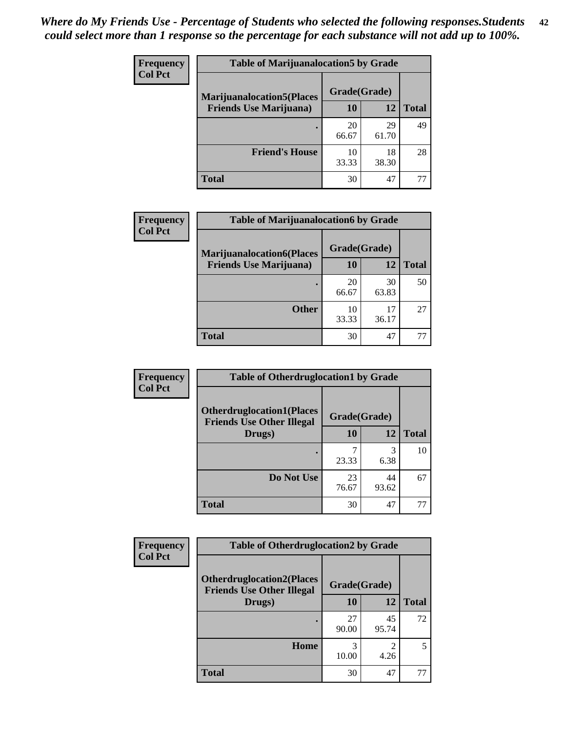*Where do My Friends Use - Percentage of Students who selected the following responses.Students could select more than 1 response so the percentage for each substance will not add up to 100%.*

**Frequency**
**Col Pct**

**Table of Marijuanalocation5 by Grade**

| Marijuanalocation5(Places Friends Use Marijuana) | Grade(Grade) | | Total |
|---|---|---|---|
| | 10 | 12 | |
| . | 20<br>66.67 | 29<br>61.70 | 49 |
| Friend's House | 10<br>33.33 | 18<br>38.30 | 28 |
| Total | 30 | 47 | 77 |

**Frequency**
**Col Pct**

**Table of Marijuanalocation6 by Grade**

| Marijuanalocation6(Places Friends Use Marijuana) | Grade(Grade) | | Total |
|---|---|---|---|
| | 10 | 12 | |
| . | 20<br>66.67 | 30<br>63.83 | 50 |
| Other | 10<br>33.33 | 17<br>36.17 | 27 |
| Total | 30 | 47 | 77 |

**Frequency**
**Col Pct**

**Table of Otherdruglocation1 by Grade**

| Otherdruglocation1(Places Friends Use Other Illegal Drugs) | Grade(Grade) | | Total |
|---|---|---|---|
| | 10 | 12 | |
| . | 7<br>23.33 | 3<br>6.38 | 10 |
| Do Not Use | 23<br>76.67 | 44<br>93.62 | 67 |
| Total | 30 | 47 | 77 |

**Frequency**
**Col Pct**

**Table of Otherdruglocation2 by Grade**

| Otherdruglocation2(Places Friends Use Other Illegal Drugs) | Grade(Grade) | | Total |
|---|---|---|---|
| | 10 | 12 | |
| . | 27<br>90.00 | 45<br>95.74 | 72 |
| Home | 3<br>10.00 | 2<br>4.26 | 5 |
| Total | 30 | 47 | 77 |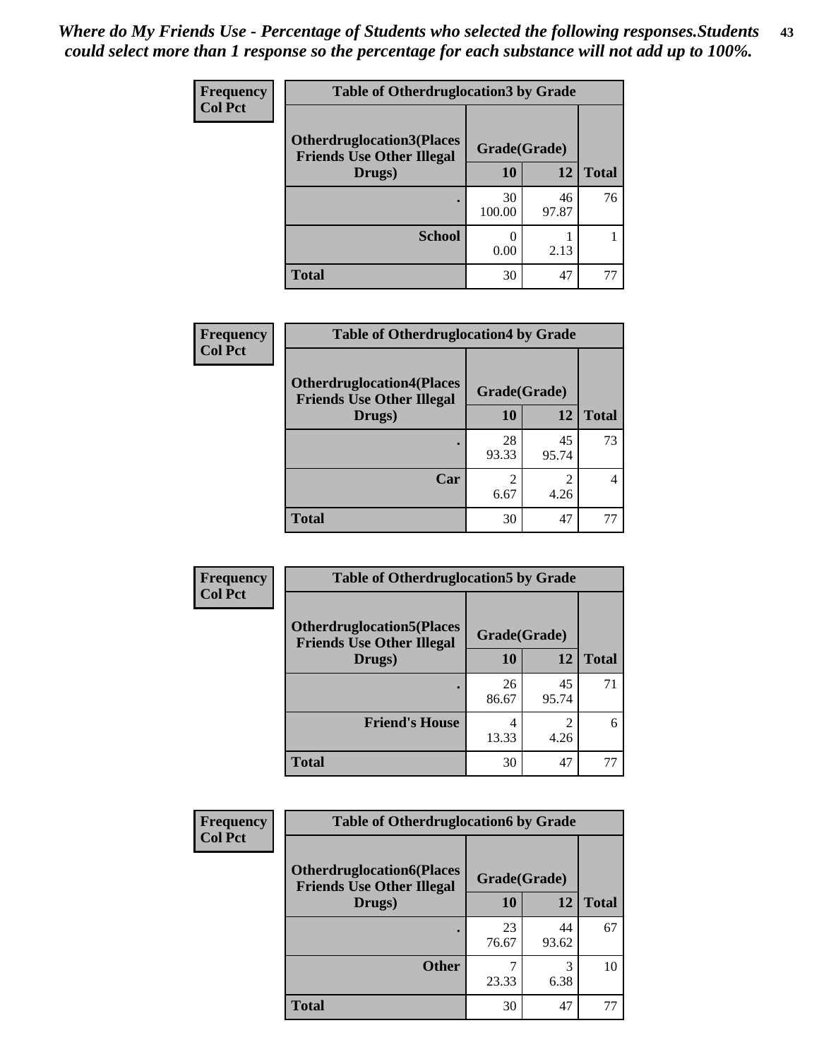*Where do My Friends Use - Percentage of Students who selected the following responses.Students could select more than 1 response so the percentage for each substance will not add up to 100%.*

**Frequency**
**Col Pct**

| Table of Otherdruglocation3 by Grade | | | |
|---|---|---|---|
| Otherdruglocation3(Places Friends Use Other Illegal Drugs) | Grade(Grade) | | Total |
| | 10 | 12 | |
| . | 30<br>100.00 | 46<br>97.87 | 76 |
| School | 0<br>0.00 | 1<br>2.13 | 1 |
| Total | 30 | 47 | 77 |

**Frequency**
**Col Pct**

| Table of Otherdruglocation4 by Grade | | | |
|---|---|---|---|
| Otherdruglocation4(Places Friends Use Other Illegal Drugs) | Grade(Grade) | | Total |
| | 10 | 12 | |
| . | 28<br>93.33 | 45<br>95.74 | 73 |
| Car | 2<br>6.67 | 2<br>4.26 | 4 |
| Total | 30 | 47 | 77 |

**Frequency**
**Col Pct**

| Table of Otherdruglocation5 by Grade | | | |
|---|---|---|---|
| Otherdruglocation5(Places Friends Use Other Illegal Drugs) | Grade(Grade) | | Total |
| | 10 | 12 | |
| . | 26<br>86.67 | 45<br>95.74 | 71 |
| Friend's House | 4<br>13.33 | 2<br>4.26 | 6 |
| Total | 30 | 47 | 77 |

**Frequency**
**Col Pct**

| Table of Otherdruglocation6 by Grade | | | |
|---|---|---|---|
| Otherdruglocation6(Places Friends Use Other Illegal Drugs) | Grade(Grade) | | Total |
| | 10 | 12 | |
| . | 23<br>76.67 | 44<br>93.62 | 67 |
| Other | 7<br>23.33 | 3<br>6.38 | 10 |
| Total | 30 | 47 | 77 |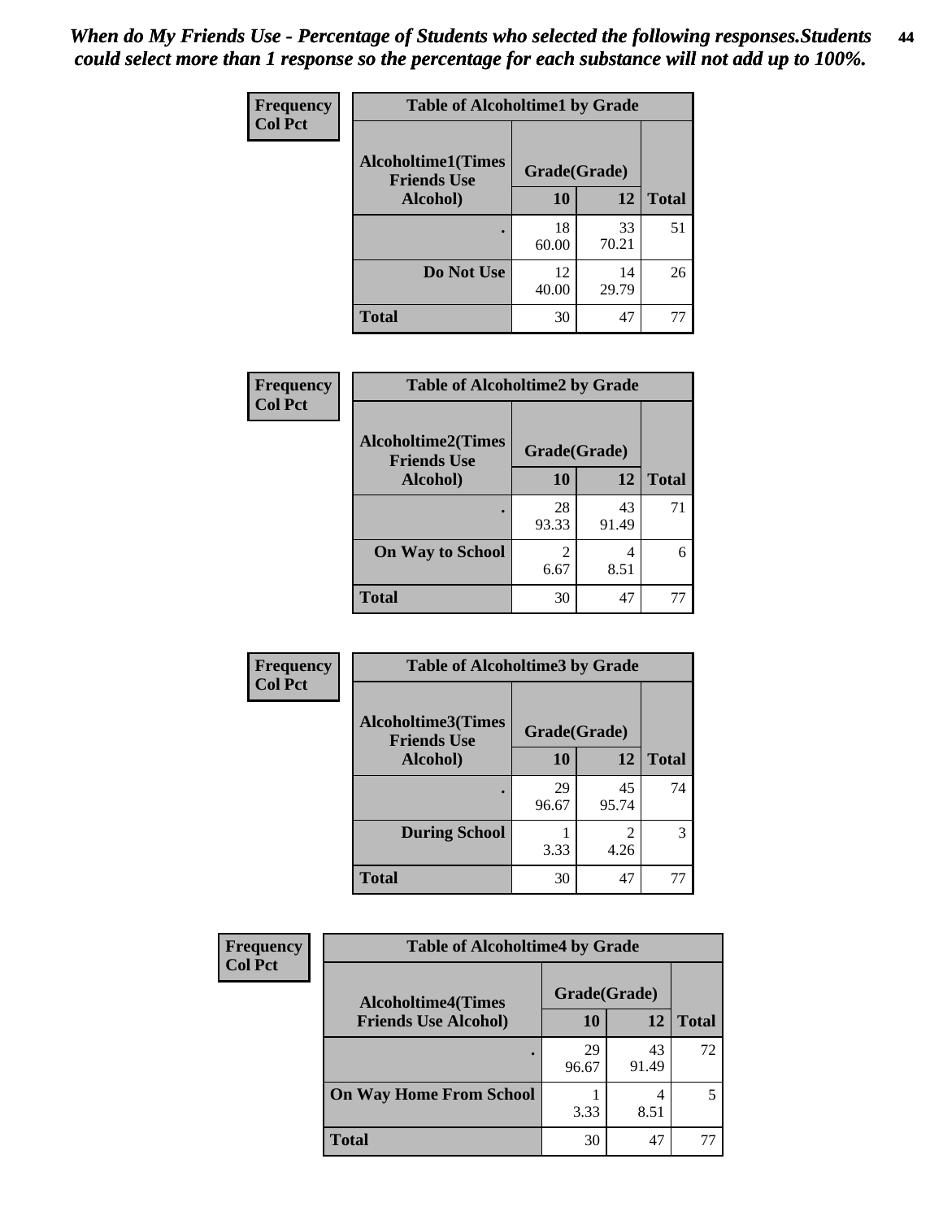*When do My Friends Use - Percentage of Students who selected the following responses.Students could select more than 1 response so the percentage for each substance will not add up to 100%.*

**Frequency**
**Col Pct**

| Table of Alcoholtime1 by Grade | | | |
|---|---|---|---|
| **Alcoholtime1(Times Friends Use Alcohol)** | **Grade(Grade)** | | |
| | **10** | **12** | **Total** |
| **.** | 18<br>60.00 | 33<br>70.21 | 51 |
| **Do Not Use** | 12<br>40.00 | 14<br>29.79 | 26 |
| **Total** | 30 | 47 | 77 |

**Frequency**
**Col Pct**

| Table of Alcoholtime2 by Grade | | | |
|---|---|---|---|
| **Alcoholtime2(Times Friends Use Alcohol)** | **Grade(Grade)** | | |
| | **10** | **12** | **Total** |
| **.** | 28<br>93.33 | 43<br>91.49 | 71 |
| **On Way to School** | 2<br>6.67 | 4<br>8.51 | 6 |
| **Total** | 30 | 47 | 77 |

**Frequency**
**Col Pct**

| Table of Alcoholtime3 by Grade | | | |
|---|---|---|---|
| **Alcoholtime3(Times Friends Use Alcohol)** | **Grade(Grade)** | | |
| | **10** | **12** | **Total** |
| **.** | 29<br>96.67 | 45<br>95.74 | 74 |
| **During School** | 1<br>3.33 | 2<br>4.26 | 3 |
| **Total** | 30 | 47 | 77 |

**Frequency**
**Col Pct**

| Table of Alcoholtime4 by Grade | | | |
|---|---|---|---|
| **Alcoholtime4(Times Friends Use Alcohol)** | **Grade(Grade)** | | |
| | **10** | **12** | **Total** |
| **.** | 29<br>96.67 | 43<br>91.49 | 72 |
| **On Way Home From School** | 1<br>3.33 | 4<br>8.51 | 5 |
| **Total** | 30 | 47 | 77 |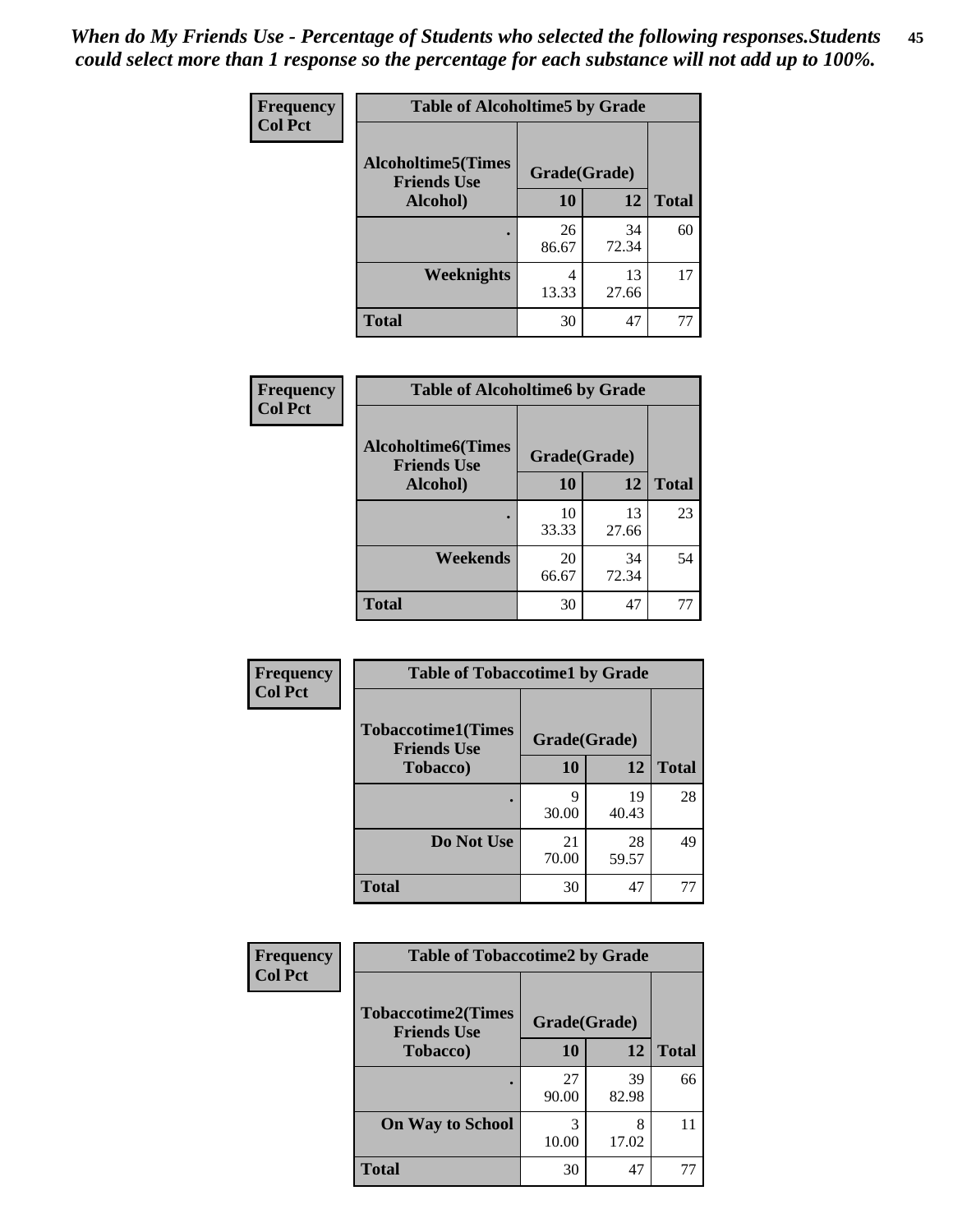*When do My Friends Use - Percentage of Students who selected the following responses.Students could select more than 1 response so the percentage for each substance will not add up to 100%.*

**Frequency / Col Pct**

| Table of Alcoholtime5 by Grade | | | |
|---|---|---|---|
| **Alcoholtime5(Times Friends Use Alcohol)** | **Grade(Grade)** | | **Total** |
| | **10** | **12** | |
| **.** | 26<br>86.67 | 34<br>72.34 | 60 |
| **Weeknights** | 4<br>13.33 | 13<br>27.66 | 17 |
| **Total** | 30 | 47 | 77 |

**Frequency / Col Pct**

| Table of Alcoholtime6 by Grade | | | |
|---|---|---|---|
| **Alcoholtime6(Times Friends Use Alcohol)** | **Grade(Grade)** | | **Total** |
| | **10** | **12** | |
| **.** | 10<br>33.33 | 13<br>27.66 | 23 |
| **Weekends** | 20<br>66.67 | 34<br>72.34 | 54 |
| **Total** | 30 | 47 | 77 |

**Frequency / Col Pct**

| Table of Tobaccotime1 by Grade | | | |
|---|---|---|---|
| **Tobaccotime1(Times Friends Use Tobacco)** | **Grade(Grade)** | | **Total** |
| | **10** | **12** | |
| **.** | 9<br>30.00 | 19<br>40.43 | 28 |
| **Do Not Use** | 21<br>70.00 | 28<br>59.57 | 49 |
| **Total** | 30 | 47 | 77 |

**Frequency / Col Pct**

| Table of Tobaccotime2 by Grade | | | |
|---|---|---|---|
| **Tobaccotime2(Times Friends Use Tobacco)** | **Grade(Grade)** | | **Total** |
| | **10** | **12** | |
| **.** | 27<br>90.00 | 39<br>82.98 | 66 |
| **On Way to School** | 3<br>10.00 | 8<br>17.02 | 11 |
| **Total** | 30 | 47 | 77 |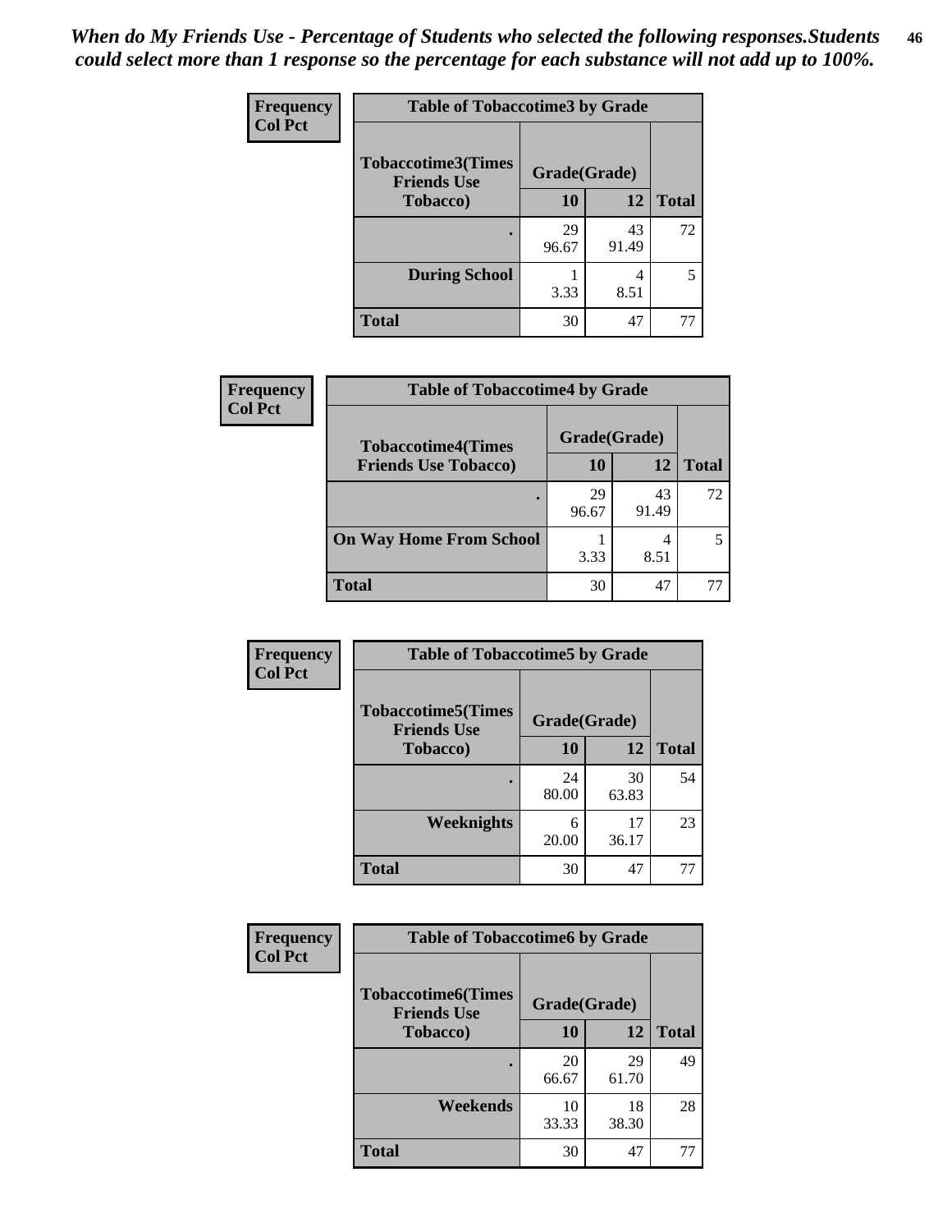*When do My Friends Use - Percentage of Students who selected the following responses.Students could select more than 1 response so the percentage for each substance will not add up to 100%.*

**Frequency**
**Col Pct**

| Table of Tobaccotime3 by Grade | | | |
|---|---|---|---|
| **Tobaccotime3(Times Friends Use Tobacco)** | **Grade(Grade)** | | **Total** |
| | **10** | **12** | |
| **.** | 29<br>96.67 | 43<br>91.49 | 72 |
| **During School** | 1<br>3.33 | 4<br>8.51 | 5 |
| **Total** | 30 | 47 | 77 |

**Frequency**
**Col Pct**

| Table of Tobaccotime4 by Grade | | | |
|---|---|---|---|
| **Tobaccotime4(Times Friends Use Tobacco)** | **Grade(Grade)** | | **Total** |
| | **10** | **12** | |
| **.** | 29<br>96.67 | 43<br>91.49 | 72 |
| **On Way Home From School** | 1<br>3.33 | 4<br>8.51 | 5 |
| **Total** | 30 | 47 | 77 |

**Frequency**
**Col Pct**

| Table of Tobaccotime5 by Grade | | | |
|---|---|---|---|
| **Tobaccotime5(Times Friends Use Tobacco)** | **Grade(Grade)** | | **Total** |
| | **10** | **12** | |
| **.** | 24<br>80.00 | 30<br>63.83 | 54 |
| **Weeknights** | 6<br>20.00 | 17<br>36.17 | 23 |
| **Total** | 30 | 47 | 77 |

**Frequency**
**Col Pct**

| Table of Tobaccotime6 by Grade | | | |
|---|---|---|---|
| **Tobaccotime6(Times Friends Use Tobacco)** | **Grade(Grade)** | | **Total** |
| | **10** | **12** | |
| **.** | 20<br>66.67 | 29<br>61.70 | 49 |
| **Weekends** | 10<br>33.33 | 18<br>38.30 | 28 |
| **Total** | 30 | 47 | 77 |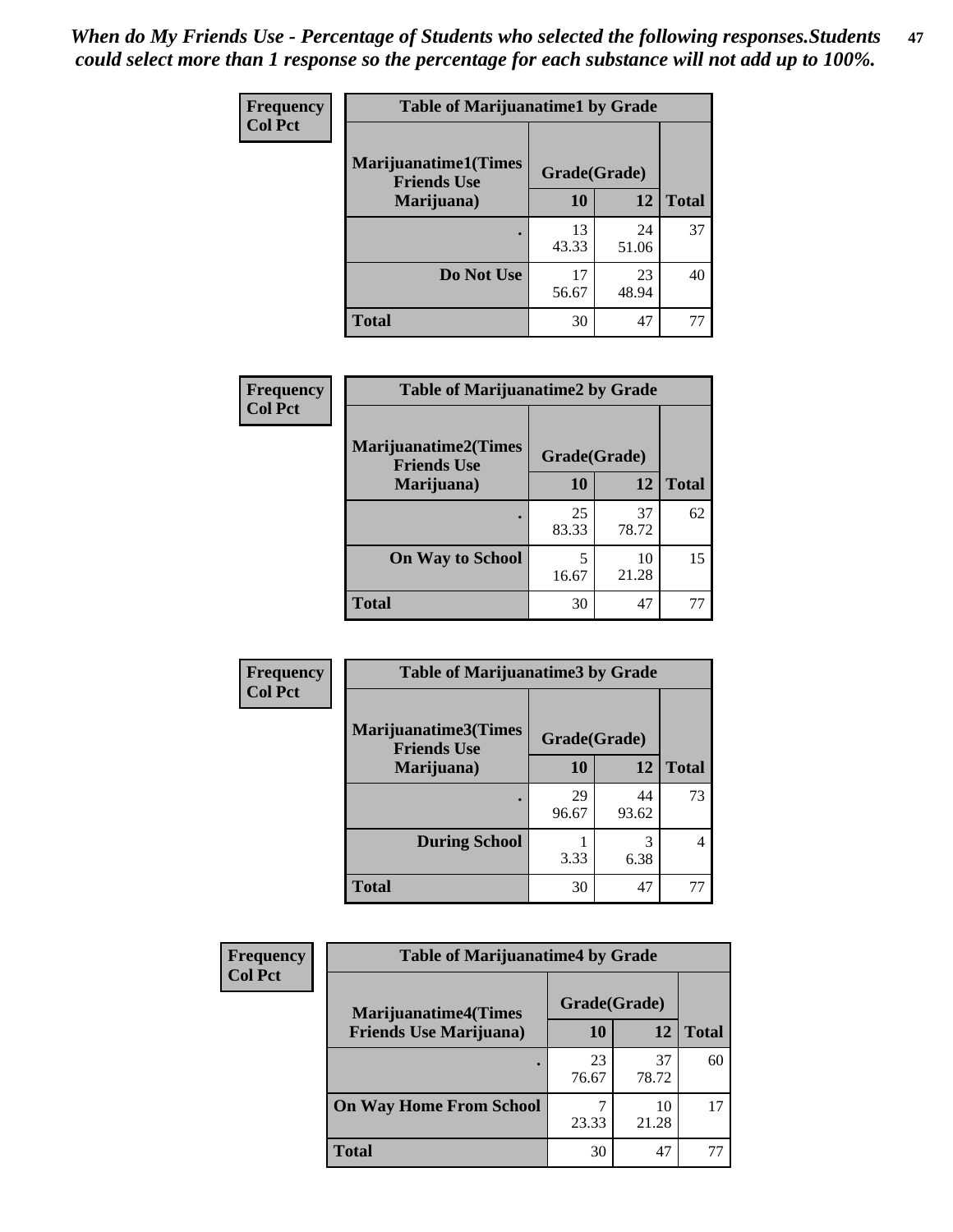*When do My Friends Use - Percentage of Students who selected the following responses.Students could select more than 1 response so the percentage for each substance will not add up to 100%.*

**Frequency**
**Col Pct**

| Table of Marijuanatime1 by Grade | | | |
|---|---|---|---|
| **Marijuanatime1(Times Friends Use Marijuana)** | **Grade(Grade)** | | |
| | **10** | **12** | **Total** |
| **.** | 13<br>43.33 | 24<br>51.06 | 37 |
| **Do Not Use** | 17<br>56.67 | 23<br>48.94 | 40 |
| **Total** | 30 | 47 | 77 |

**Frequency**
**Col Pct**

| Table of Marijuanatime2 by Grade | | | |
|---|---|---|---|
| **Marijuanatime2(Times Friends Use Marijuana)** | **Grade(Grade)** | | |
| | **10** | **12** | **Total** |
| **.** | 25<br>83.33 | 37<br>78.72 | 62 |
| **On Way to School** | 5<br>16.67 | 10<br>21.28 | 15 |
| **Total** | 30 | 47 | 77 |

**Frequency**
**Col Pct**

| Table of Marijuanatime3 by Grade | | | |
|---|---|---|---|
| **Marijuanatime3(Times Friends Use Marijuana)** | **Grade(Grade)** | | |
| | **10** | **12** | **Total** |
| **.** | 29<br>96.67 | 44<br>93.62 | 73 |
| **During School** | 1<br>3.33 | 3<br>6.38 | 4 |
| **Total** | 30 | 47 | 77 |

**Frequency**
**Col Pct**

| Table of Marijuanatime4 by Grade | | | |
|---|---|---|---|
| **Marijuanatime4(Times Friends Use Marijuana)** | **Grade(Grade)** | | |
| | **10** | **12** | **Total** |
| **.** | 23<br>76.67 | 37<br>78.72 | 60 |
| **On Way Home From School** | 7<br>23.33 | 10<br>21.28 | 17 |
| **Total** | 30 | 47 | 77 |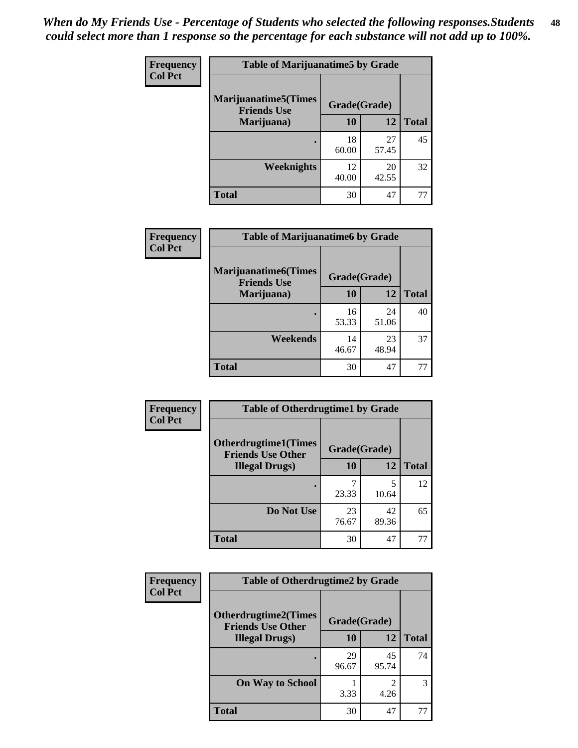*When do My Friends Use - Percentage of Students who selected the following responses.Students could select more than 1 response so the percentage for each substance will not add up to 100%.*

**Frequency**
**Col Pct**

| Table of Marijuanatime5 by Grade | | | |
|---|---|---|---|
| **Marijuanatime5(Times Friends Use Marijuana)** | **Grade(Grade)** | | |
| | **10** | **12** | **Total** |
| **.** | 18<br>60.00 | 27<br>57.45 | 45 |
| **Weeknights** | 12<br>40.00 | 20<br>42.55 | 32 |
| **Total** | 30 | 47 | 77 |

**Frequency**
**Col Pct**

| Table of Marijuanatime6 by Grade | | | |
|---|---|---|---|
| **Marijuanatime6(Times Friends Use Marijuana)** | **Grade(Grade)** | | |
| | **10** | **12** | **Total** |
| **.** | 16<br>53.33 | 24<br>51.06 | 40 |
| **Weekends** | 14<br>46.67 | 23<br>48.94 | 37 |
| **Total** | 30 | 47 | 77 |

**Frequency**
**Col Pct**

| Table of Otherdrugtime1 by Grade | | | |
|---|---|---|---|
| **Otherdrugtime1(Times Friends Use Other Illegal Drugs)** | **Grade(Grade)** | | |
| | **10** | **12** | **Total** |
| **.** | 7<br>23.33 | 5<br>10.64 | 12 |
| **Do Not Use** | 23<br>76.67 | 42<br>89.36 | 65 |
| **Total** | 30 | 47 | 77 |

**Frequency**
**Col Pct**

| Table of Otherdrugtime2 by Grade | | | |
|---|---|---|---|
| **Otherdrugtime2(Times Friends Use Other Illegal Drugs)** | **Grade(Grade)** | | |
| | **10** | **12** | **Total** |
| **.** | 29<br>96.67 | 45<br>95.74 | 74 |
| **On Way to School** | 1<br>3.33 | 2<br>4.26 | 3 |
| **Total** | 30 | 47 | 77 |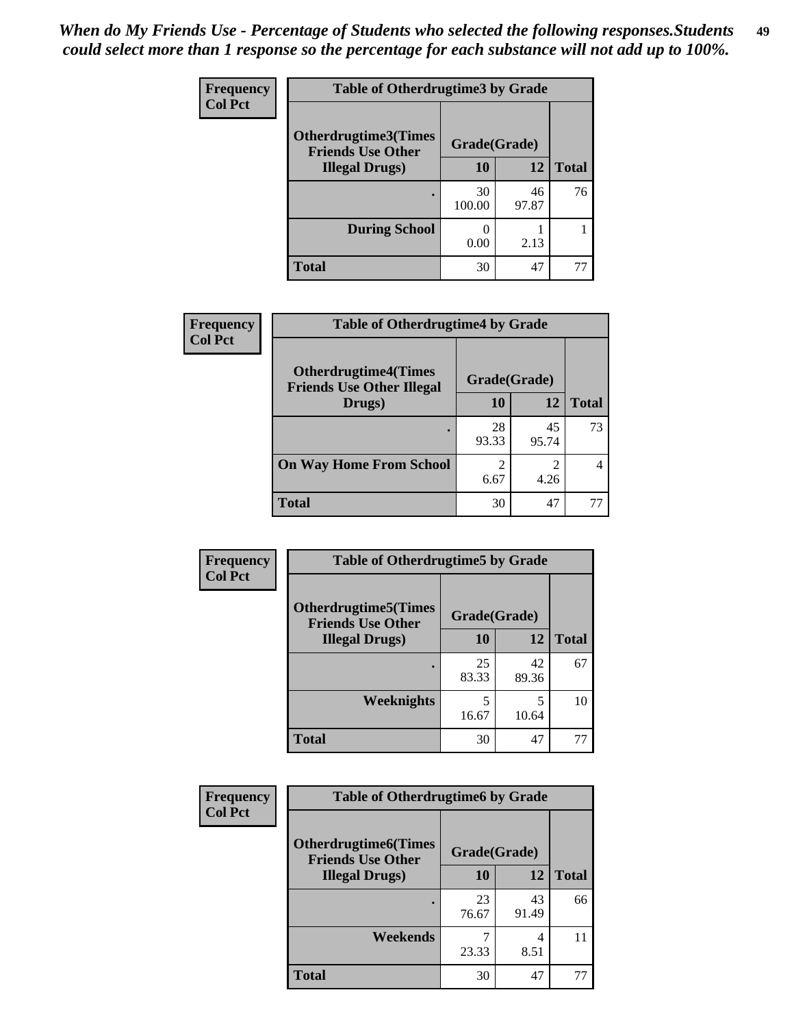*When do My Friends Use - Percentage of Students who selected the following responses.Students could select more than 1 response so the percentage for each substance will not add up to 100%.*

**Frequency**
**Col Pct**

| Table of Otherdrugtime3 by Grade | | | |
|---|---|---|---|
| **Otherdrugtime3(Times Friends Use Other Illegal Drugs)** | **Grade(Grade)** | | |
| | **10** | **12** | **Total** |
| **.** | 30<br>100.00 | 46<br>97.87 | 76 |
| **During School** | 0<br>0.00 | 1<br>2.13 | 1 |
| **Total** | 30 | 47 | 77 |

**Frequency**
**Col Pct**

| Table of Otherdrugtime4 by Grade | | | |
|---|---|---|---|
| **Otherdrugtime4(Times Friends Use Other Illegal Drugs)** | **Grade(Grade)** | | |
| | **10** | **12** | **Total** |
| **.** | 28<br>93.33 | 45<br>95.74 | 73 |
| **On Way Home From School** | 2<br>6.67 | 2<br>4.26 | 4 |
| **Total** | 30 | 47 | 77 |

**Frequency**
**Col Pct**

| Table of Otherdrugtime5 by Grade | | | |
|---|---|---|---|
| **Otherdrugtime5(Times Friends Use Other Illegal Drugs)** | **Grade(Grade)** | | |
| | **10** | **12** | **Total** |
| **.** | 25<br>83.33 | 42<br>89.36 | 67 |
| **Weeknights** | 5<br>16.67 | 5<br>10.64 | 10 |
| **Total** | 30 | 47 | 77 |

**Frequency**
**Col Pct**

| Table of Otherdrugtime6 by Grade | | | |
|---|---|---|---|
| **Otherdrugtime6(Times Friends Use Other Illegal Drugs)** | **Grade(Grade)** | | |
| | **10** | **12** | **Total** |
| **.** | 23<br>76.67 | 43<br>91.49 | 66 |
| **Weekends** | 7<br>23.33 | 4<br>8.51 | 11 |
| **Total** | 30 | 47 | 77 |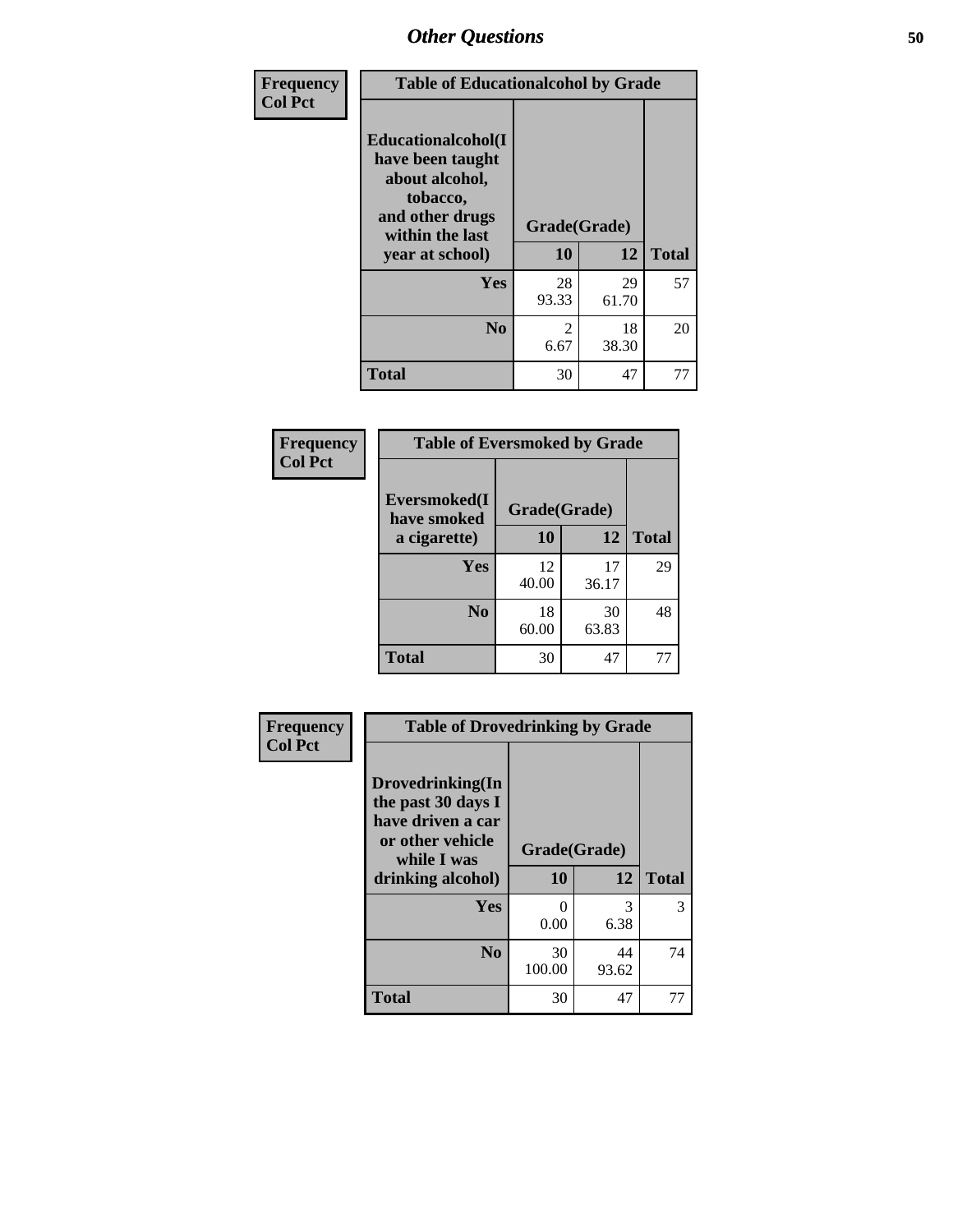## Other Questions

Frequency
Col Pct

| Table of Educationalcohol by Grade | | | |
|---|---|---|---|
| Educationalcohol(I have been taught about alcohol, tobacco, and other drugs within the last year at school) | Grade(Grade) | | |
| | 10 | 12 | Total |
| Yes | 28<br>93.33 | 29<br>61.70 | 57 |
| No | 2<br>6.67 | 18<br>38.30 | 20 |
| Total | 30 | 47 | 77 |

Frequency
Col Pct

| Table of Eversmoked by Grade | | | |
|---|---|---|---|
| Eversmoked(I have smoked a cigarette) | Grade(Grade) | | |
| | 10 | 12 | Total |
| Yes | 12<br>40.00 | 17<br>36.17 | 29 |
| No | 18<br>60.00 | 30<br>63.83 | 48 |
| Total | 30 | 47 | 77 |

Frequency
Col Pct

| Table of Drovedrinking by Grade | | | |
|---|---|---|---|
| Drovedrinking(In the past 30 days I have driven a car or other vehicle while I was drinking alcohol) | Grade(Grade) | | |
| | 10 | 12 | Total |
| Yes | 0<br>0.00 | 3<br>6.38 | 3 |
| No | 30<br>100.00 | 44<br>93.62 | 74 |
| Total | 30 | 47 | 77 |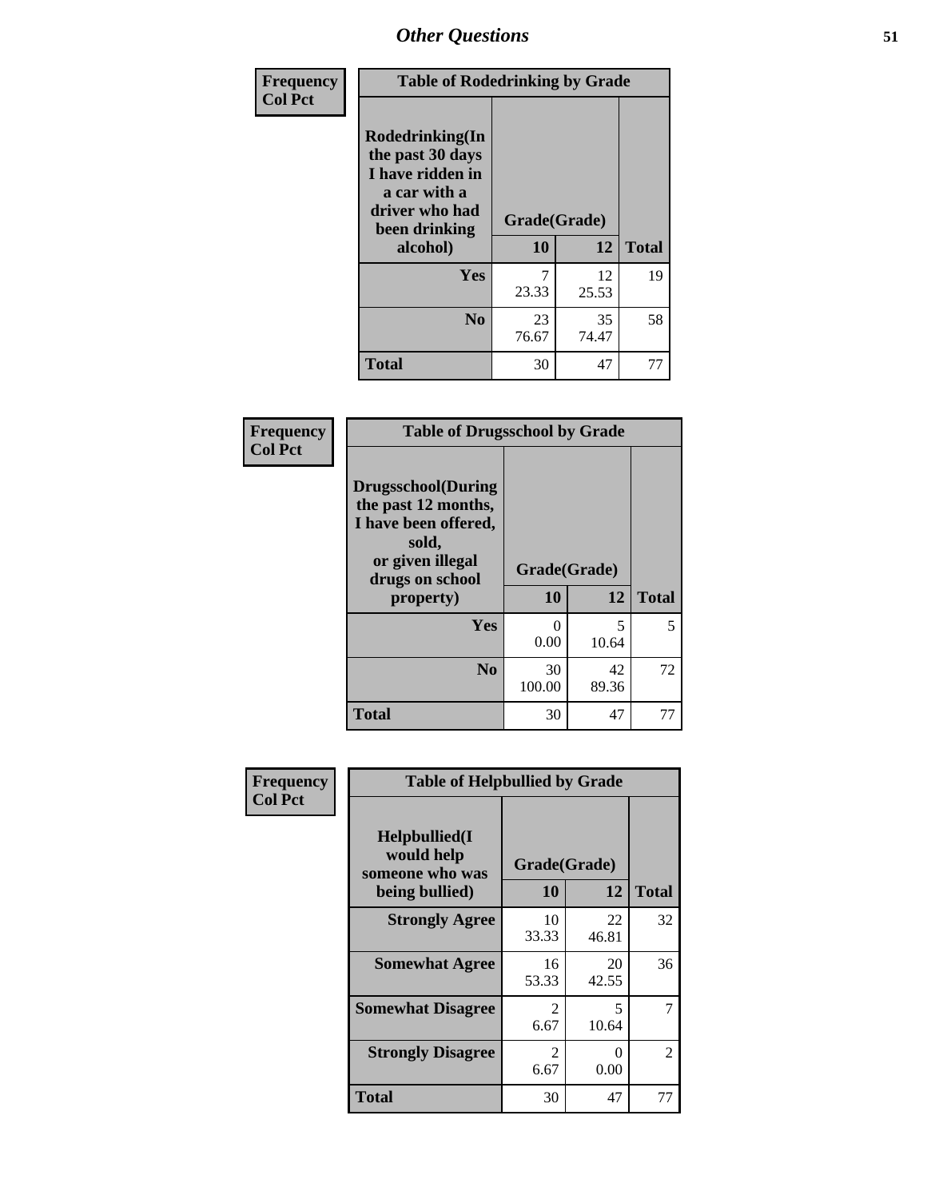| Frequency<br>Col Pct | | | |
|---|---|---|---|
| **Table of Rodedrinking by Grade** | | | |
| **Rodedrinking(In the past 30 days I have ridden in a car with a driver who had been drinking alcohol)** | **Grade(Grade)** | | |
| | **10** | **12** | **Total** |
| **Yes** | 7<br>23.33 | 12<br>25.53 | 19 |
| **No** | 23<br>76.67 | 35<br>74.47 | 58 |
| **Total** | 30 | 47 | 77 |

| Frequency<br>Col Pct | | | |
|---|---|---|---|
| **Table of Drugsschool by Grade** | | | |
| **Drugsschool(During the past 12 months, I have been offered, sold, or given illegal drugs on school property)** | **Grade(Grade)** | | |
| | **10** | **12** | **Total** |
| **Yes** | 0<br>0.00 | 5<br>10.64 | 5 |
| **No** | 30<br>100.00 | 42<br>89.36 | 72 |
| **Total** | 30 | 47 | 77 |

| Frequency<br>Col Pct | | | |
|---|---|---|---|
| **Table of Helpbullied by Grade** | | | |
| **Helpbullied(I would help someone who was being bullied)** | **Grade(Grade)** | | |
| | **10** | **12** | **Total** |
| **Strongly Agree** | 10<br>33.33 | 22<br>46.81 | 32 |
| **Somewhat Agree** | 16<br>53.33 | 20<br>42.55 | 36 |
| **Somewhat Disagree** | 2<br>6.67 | 5<br>10.64 | 7 |
| **Strongly Disagree** | 2<br>6.67 | 0<br>0.00 | 2 |
| **Total** | 30 | 47 | 77 |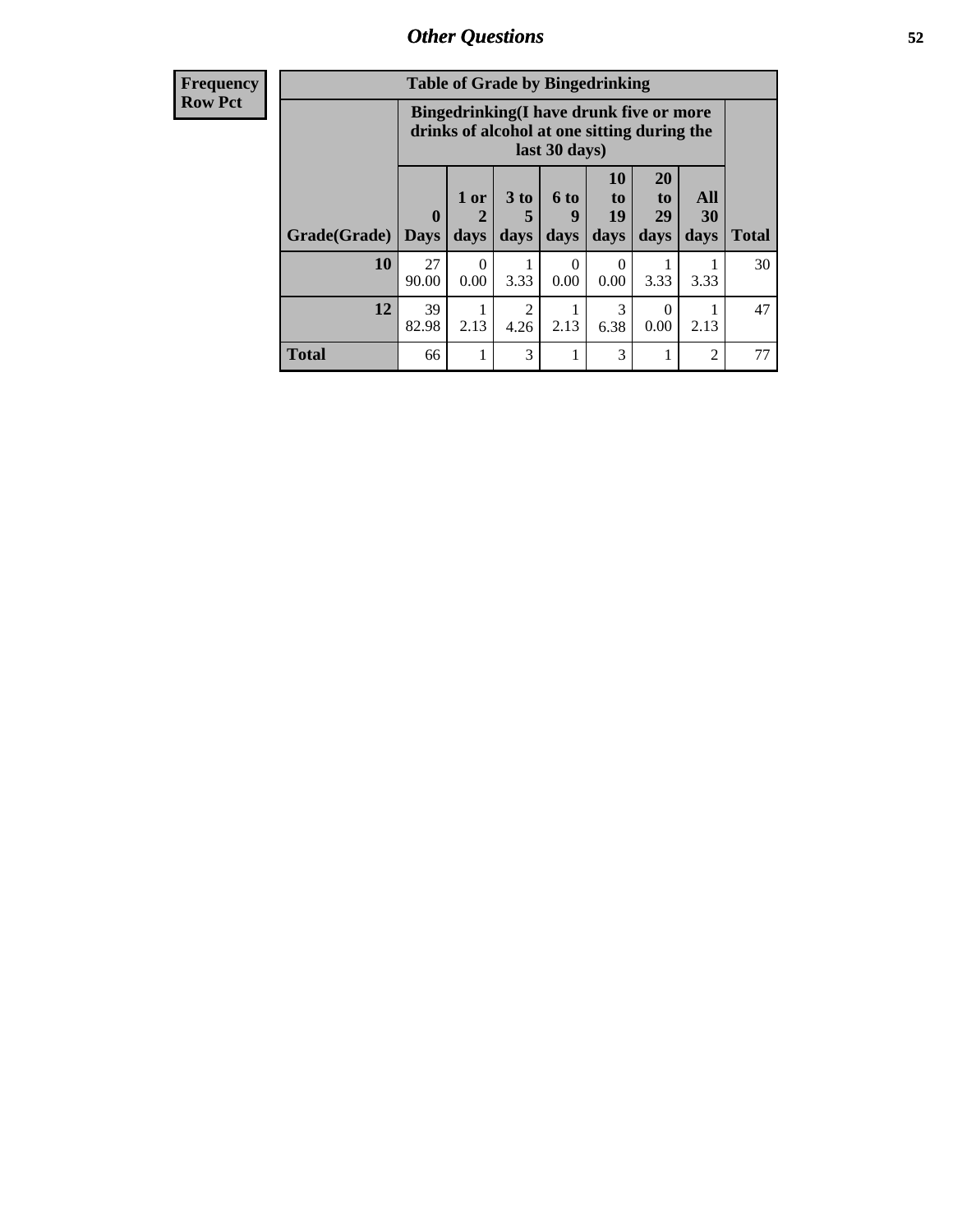## Other Questions

**Frequency**
**Row Pct**

| Table of Grade by Bingedrinking | | | | | | | | |
|---|---|---|---|---|---|---|---|---|
| | Bingedrinking(I have drunk five or more drinks of alcohol at one sitting during the last 30 days) | | | | | | | |
| Grade(Grade) | 0 Days | 1 or 2 days | 3 to 5 days | 6 to 9 days | 10 to 19 days | 20 to 29 days | All 30 days | Total |
| **10** | 27<br>90.00 | 0<br>0.00 | 1<br>3.33 | 0<br>0.00 | 0<br>0.00 | 1<br>3.33 | 1<br>3.33 | 30 |
| **12** | 39<br>82.98 | 1<br>2.13 | 2<br>4.26 | 1<br>2.13 | 3<br>6.38 | 0<br>0.00 | 1<br>2.13 | 47 |
| **Total** | 66 | 1 | 3 | 1 | 3 | 1 | 2 | 77 |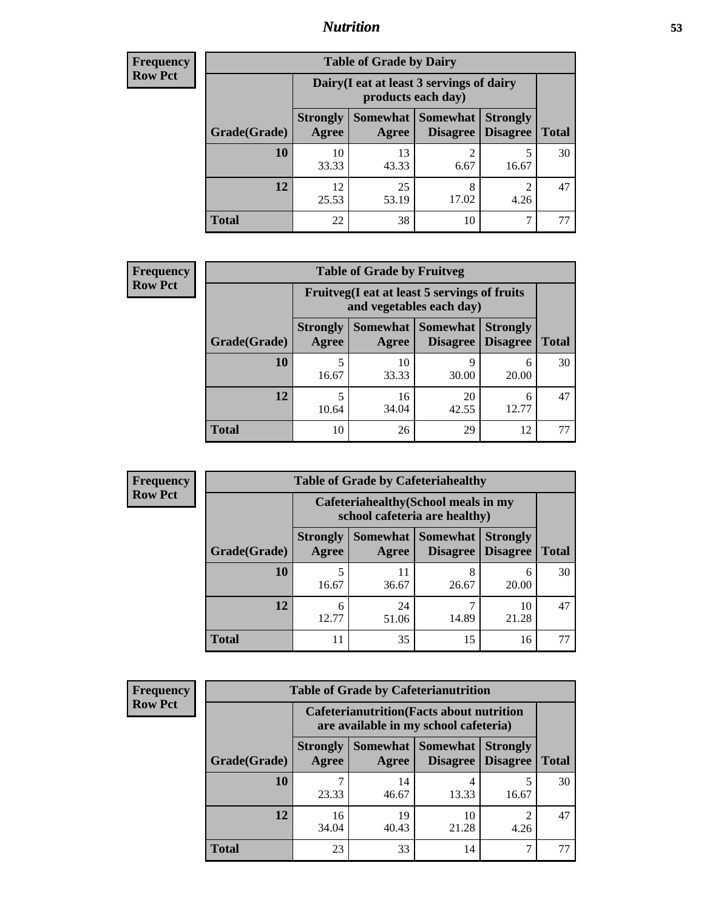## Nutrition

**Frequency**
**Row Pct**

| Table of Grade by Dairy | | | | | |
|---|---|---|---|---|---|
| | Dairy(I eat at least 3 servings of dairy products each day) | | | | |
| Grade(Grade) | Strongly Agree | Somewhat Agree | Somewhat Disagree | Strongly Disagree | Total |
| **10** | 10<br>33.33 | 13<br>43.33 | 2<br>6.67 | 5<br>16.67 | 30 |
| **12** | 12<br>25.53 | 25<br>53.19 | 8<br>17.02 | 2<br>4.26 | 47 |
| **Total** | 22 | 38 | 10 | 7 | 77 |

**Frequency**
**Row Pct**

| Table of Grade by Fruitveg | | | | | |
|---|---|---|---|---|---|
| | Fruitveg(I eat at least 5 servings of fruits and vegetables each day) | | | | |
| Grade(Grade) | Strongly Agree | Somewhat Agree | Somewhat Disagree | Strongly Disagree | Total |
| **10** | 5<br>16.67 | 10<br>33.33 | 9<br>30.00 | 6<br>20.00 | 30 |
| **12** | 5<br>10.64 | 16<br>34.04 | 20<br>42.55 | 6<br>12.77 | 47 |
| **Total** | 10 | 26 | 29 | 12 | 77 |

**Frequency**
**Row Pct**

| Table of Grade by Cafeteriahealthy | | | | | |
|---|---|---|---|---|---|
| | Cafeteriahealthy(School meals in my school cafeteria are healthy) | | | | |
| Grade(Grade) | Strongly Agree | Somewhat Agree | Somewhat Disagree | Strongly Disagree | Total |
| **10** | 5<br>16.67 | 11<br>36.67 | 8<br>26.67 | 6<br>20.00 | 30 |
| **12** | 6<br>12.77 | 24<br>51.06 | 7<br>14.89 | 10<br>21.28 | 47 |
| **Total** | 11 | 35 | 15 | 16 | 77 |

**Frequency**
**Row Pct**

| Table of Grade by Cafeterianutrition | | | | | |
|---|---|---|---|---|---|
| | Cafeterianutrition(Facts about nutrition are available in my school cafeteria) | | | | |
| Grade(Grade) | Strongly Agree | Somewhat Agree | Somewhat Disagree | Strongly Disagree | Total |
| **10** | 7<br>23.33 | 14<br>46.67 | 4<br>13.33 | 5<br>16.67 | 30 |
| **12** | 16<br>34.04 | 19<br>40.43 | 10<br>21.28 | 2<br>4.26 | 47 |
| **Total** | 23 | 33 | 14 | 7 | 77 |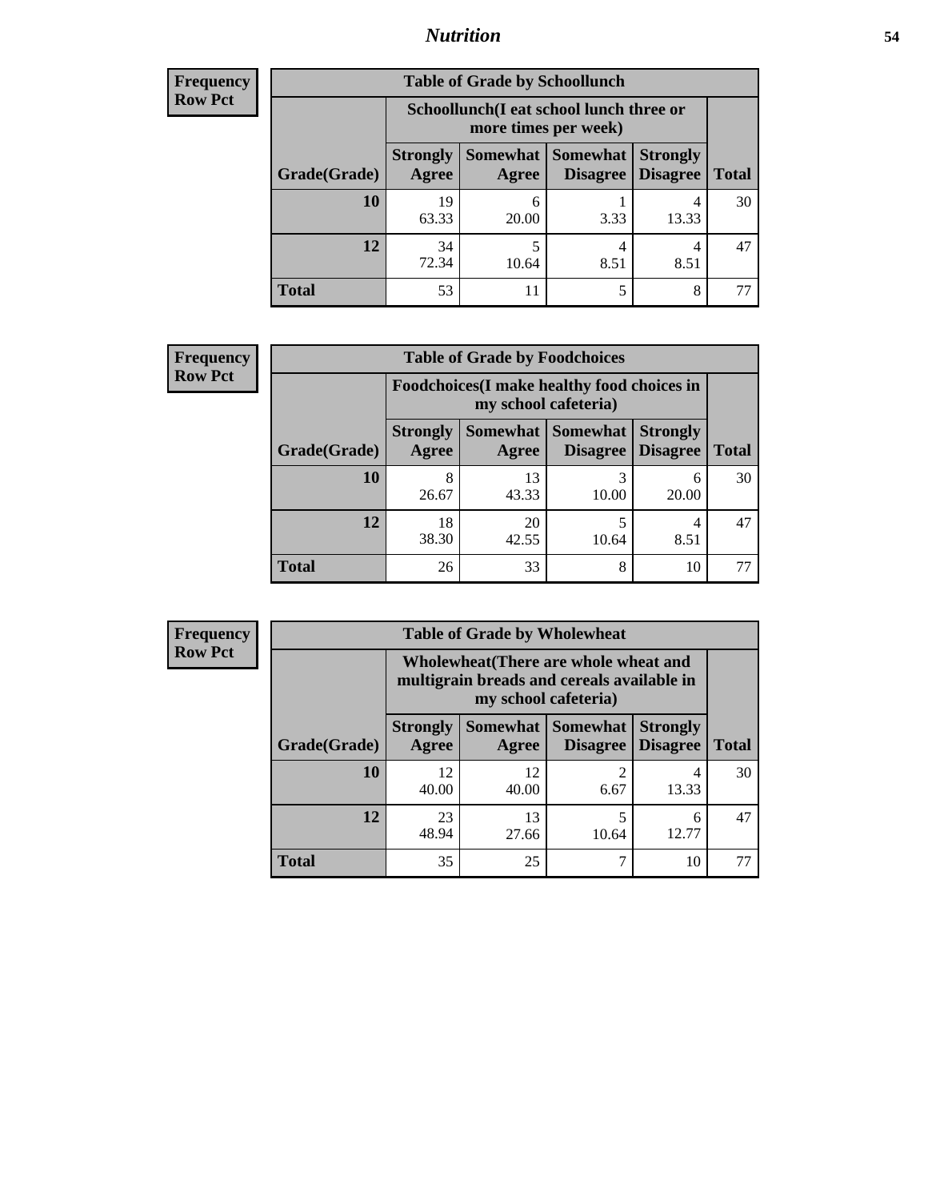## Nutrition

**Frequency**
**Row Pct**

**Table of Grade by Schoollunch**

| Grade(Grade) | Schoollunch(I eat school lunch three or more times per week) | | | | Total |
|---|---|---|---|---|---|
| | Strongly Agree | Somewhat Agree | Somewhat Disagree | Strongly Disagree | |
| **10** | 19<br>63.33 | 6<br>20.00 | 1<br>3.33 | 4<br>13.33 | 30 |
| **12** | 34<br>72.34 | 5<br>10.64 | 4<br>8.51 | 4<br>8.51 | 47 |
| **Total** | 53 | 11 | 5 | 8 | 77 |

**Frequency**
**Row Pct**

**Table of Grade by Foodchoices**

| Grade(Grade) | Foodchoices(I make healthy food choices in my school cafeteria) | | | | Total |
|---|---|---|---|---|---|
| | Strongly Agree | Somewhat Agree | Somewhat Disagree | Strongly Disagree | |
| **10** | 8<br>26.67 | 13<br>43.33 | 3<br>10.00 | 6<br>20.00 | 30 |
| **12** | 18<br>38.30 | 20<br>42.55 | 5<br>10.64 | 4<br>8.51 | 47 |
| **Total** | 26 | 33 | 8 | 10 | 77 |

**Frequency**
**Row Pct**

**Table of Grade by Wholewheat**

| Grade(Grade) | Wholewheat(There are whole wheat and multigrain breads and cereals available in my school cafeteria) | | | | Total |
|---|---|---|---|---|---|
| | Strongly Agree | Somewhat Agree | Somewhat Disagree | Strongly Disagree | |
| **10** | 12<br>40.00 | 12<br>40.00 | 2<br>6.67 | 4<br>13.33 | 30 |
| **12** | 23<br>48.94 | 13<br>27.66 | 5<br>10.64 | 6<br>12.77 | 47 |
| **Total** | 35 | 25 | 7 | 10 | 77 |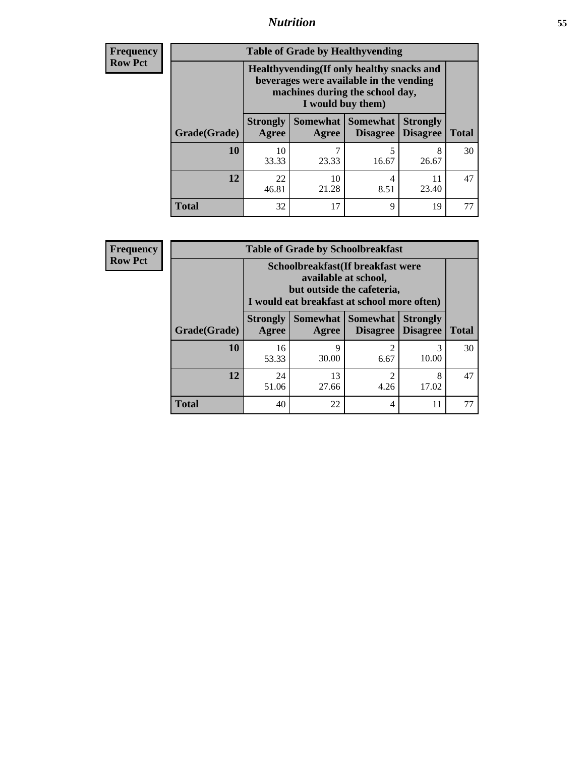| Frequency<br>Row Pct | | | | | |
|---|---|---|---|---|---|

**Table of Grade by Healthyvending**

| | Healthyvending(If only healthy snacks and beverages were available in the vending machines during the school day, I would buy them) | | | | |
|---|---|---|---|---|---|
| Grade(Grade) | Strongly Agree | Somewhat Agree | Somewhat Disagree | Strongly Disagree | Total |
| **10** | 10<br>33.33 | 7<br>23.33 | 5<br>16.67 | 8<br>26.67 | 30 |
| **12** | 22<br>46.81 | 10<br>21.28 | 4<br>8.51 | 11<br>23.40 | 47 |
| **Total** | 32 | 17 | 9 | 19 | 77 |

| Frequency<br>Row Pct | | | | | |
|---|---|---|---|---|---|

**Table of Grade by Schoolbreakfast**

| | Schoolbreakfast(If breakfast were available at school, but outside the cafeteria, I would eat breakfast at school more often) | | | | |
|---|---|---|---|---|---|
| Grade(Grade) | Strongly Agree | Somewhat Agree | Somewhat Disagree | Strongly Disagree | Total |
| **10** | 16<br>53.33 | 9<br>30.00 | 2<br>6.67 | 3<br>10.00 | 30 |
| **12** | 24<br>51.06 | 13<br>27.66 | 2<br>4.26 | 8<br>17.02 | 47 |
| **Total** | 40 | 22 | 4 | 11 | 77 |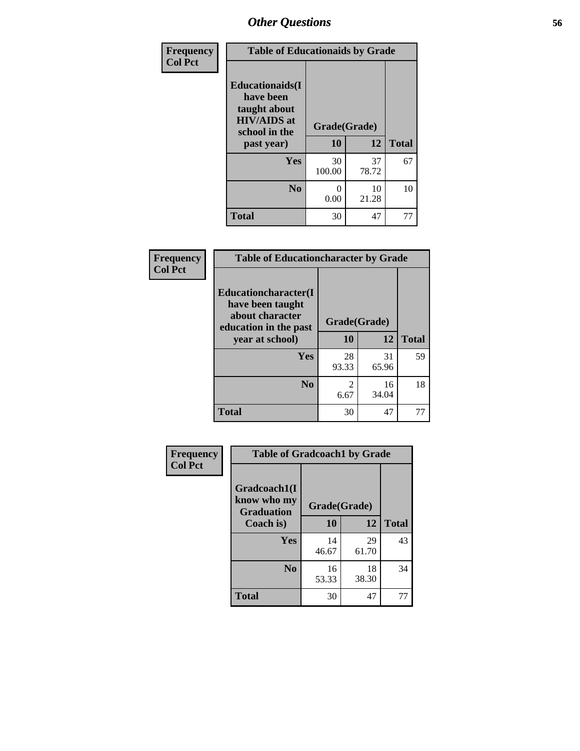## Other Questions

**Frequency**
**Col Pct**

| Table of Educationaids by Grade | | | |
|---|---|---|---|
| **Educationaids(I have been taught about HIV/AIDS at school in the past year)** | **Grade(Grade)** | | |
| | **10** | **12** | **Total** |
| **Yes** | 30<br>100.00 | 37<br>78.72 | 67 |
| **No** | 0<br>0.00 | 10<br>21.28 | 10 |
| **Total** | 30 | 47 | 77 |

**Frequency**
**Col Pct**

| Table of Educationcharacter by Grade | | | |
|---|---|---|---|
| **Educationcharacter(I have been taught about character education in the past year at school)** | **Grade(Grade)** | | |
| | **10** | **12** | **Total** |
| **Yes** | 28<br>93.33 | 31<br>65.96 | 59 |
| **No** | 2<br>6.67 | 16<br>34.04 | 18 |
| **Total** | 30 | 47 | 77 |

**Frequency**
**Col Pct**

| Table of Gradcoach1 by Grade | | | |
|---|---|---|---|
| **Gradcoach1(I know who my Graduation Coach is)** | **Grade(Grade)** | | |
| | **10** | **12** | **Total** |
| **Yes** | 14<br>46.67 | 29<br>61.70 | 43 |
| **No** | 16<br>53.33 | 18<br>38.30 | 34 |
| **Total** | 30 | 47 | 77 |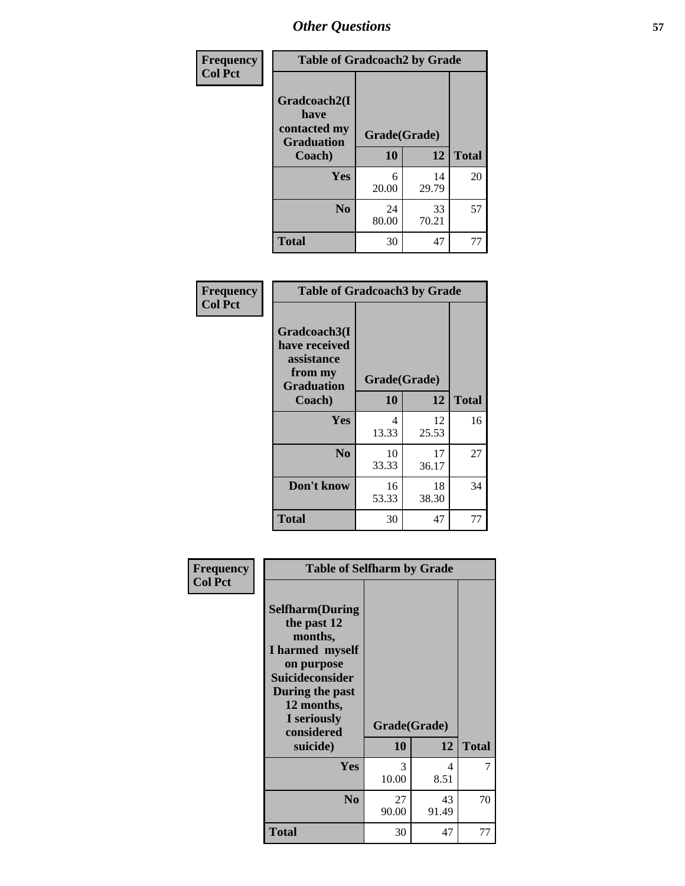## Other Questions

**Frequency**
**Col Pct**

| Table of Gradcoach2 by Grade | | | |
|---|---|---|---|
| **Gradcoach2(I have contacted my Graduation Coach)** | **Grade(Grade)** | | |
| | **10** | **12** | **Total** |
| **Yes** | 6<br>20.00 | 14<br>29.79 | 20 |
| **No** | 24<br>80.00 | 33<br>70.21 | 57 |
| **Total** | 30 | 47 | 77 |

**Frequency**
**Col Pct**

| Table of Gradcoach3 by Grade | | | |
|---|---|---|---|
| **Gradcoach3(I have received assistance from my Graduation Coach)** | **Grade(Grade)** | | |
| | **10** | **12** | **Total** |
| **Yes** | 4<br>13.33 | 12<br>25.53 | 16 |
| **No** | 10<br>33.33 | 17<br>36.17 | 27 |
| **Don't know** | 16<br>53.33 | 18<br>38.30 | 34 |
| **Total** | 30 | 47 | 77 |

**Frequency**
**Col Pct**

| Table of Selfharm by Grade | | | |
|---|---|---|---|
| **Selfharm(During the past 12 months, I harmed myself on purpose Suicideconsider During the past 12 months, I seriously considered suicide)** | **Grade(Grade)** | | |
| | **10** | **12** | **Total** |
| **Yes** | 3<br>10.00 | 4<br>8.51 | 7 |
| **No** | 27<br>90.00 | 43<br>91.49 | 70 |
| **Total** | 30 | 47 | 77 |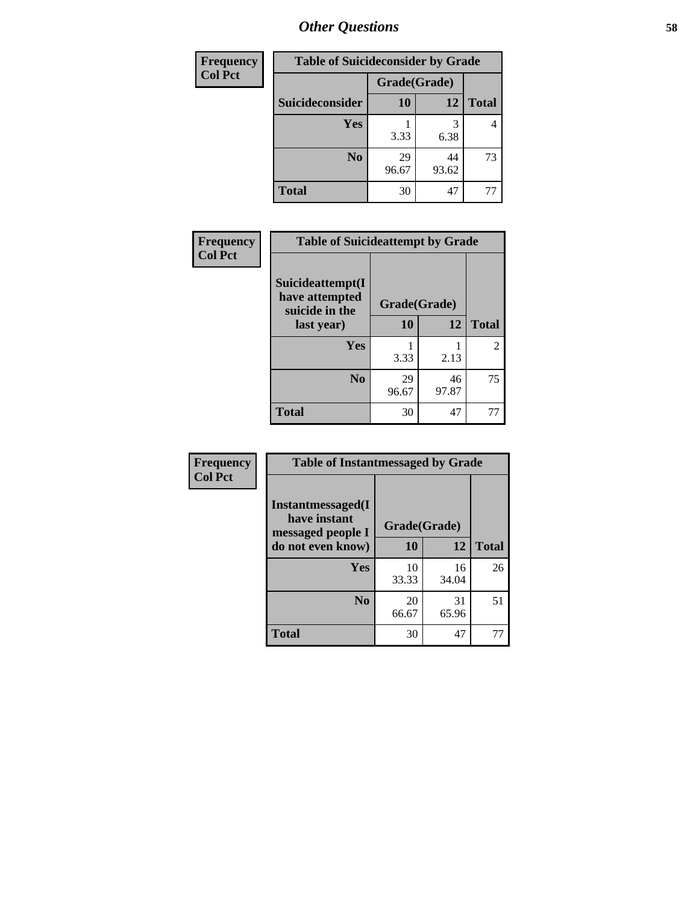## Other Questions

| Frequency<br>Col Pct | | | |
|---|---|---|---|
| **Table of Suicideconsider by Grade** | | | |
| | **Grade(Grade)** | | |
| **Suicideconsider** | **10** | **12** | **Total** |
| **Yes** | 1<br>3.33 | 3<br>6.38 | 4 |
| **No** | 29<br>96.67 | 44<br>93.62 | 73 |
| **Total** | 30 | 47 | 77 |

| Frequency<br>Col Pct | | | |
|---|---|---|---|
| **Table of Suicideattempt by Grade** | | | |
| **Suicideattempt(I have attempted suicide in the last year)** | **Grade(Grade)** | | |
| | **10** | **12** | **Total** |
| **Yes** | 1<br>3.33 | 1<br>2.13 | 2 |
| **No** | 29<br>96.67 | 46<br>97.87 | 75 |
| **Total** | 30 | 47 | 77 |

| Frequency<br>Col Pct | | | |
|---|---|---|---|
| **Table of Instantmessaged by Grade** | | | |
| **Instantmessaged(I have instant messaged people I do not even know)** | **Grade(Grade)** | | |
| | **10** | **12** | **Total** |
| **Yes** | 10<br>33.33 | 16<br>34.04 | 26 |
| **No** | 20<br>66.67 | 31<br>65.96 | 51 |
| **Total** | 30 | 47 | 77 |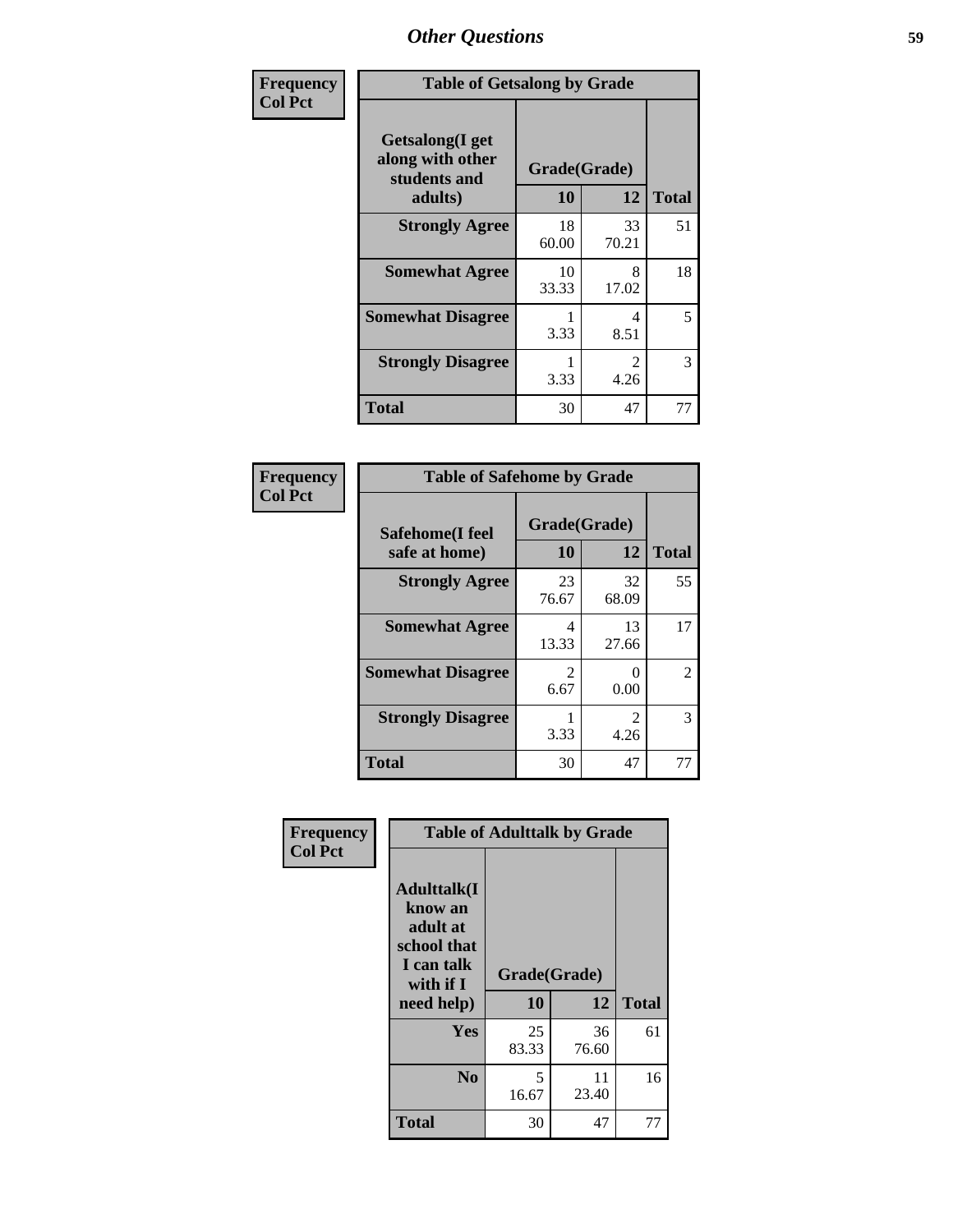## Other Questions

**Frequency**
**Col Pct**

**Table of Getsalong by Grade**

| Getsalong(I get along with other students and adults) | Grade(Grade) | | Total |
|---|---|---|---|
| | 10 | 12 | |
| **Strongly Agree** | 18<br>60.00 | 33<br>70.21 | 51 |
| **Somewhat Agree** | 10<br>33.33 | 8<br>17.02 | 18 |
| **Somewhat Disagree** | 1<br>3.33 | 4<br>8.51 | 5 |
| **Strongly Disagree** | 1<br>3.33 | 2<br>4.26 | 3 |
| **Total** | 30 | 47 | 77 |

**Frequency**
**Col Pct**

**Table of Safehome by Grade**

| Safehome(I feel safe at home) | Grade(Grade) | | Total |
|---|---|---|---|
| | 10 | 12 | |
| **Strongly Agree** | 23<br>76.67 | 32<br>68.09 | 55 |
| **Somewhat Agree** | 4<br>13.33 | 13<br>27.66 | 17 |
| **Somewhat Disagree** | 2<br>6.67 | 0<br>0.00 | 2 |
| **Strongly Disagree** | 1<br>3.33 | 2<br>4.26 | 3 |
| **Total** | 30 | 47 | 77 |

**Frequency**
**Col Pct**

**Table of Adulttalk by Grade**

| Adulttalk(I know an adult at school that I can talk with if I need help) | Grade(Grade) | | Total |
|---|---|---|---|
| | 10 | 12 | |
| **Yes** | 25<br>83.33 | 36<br>76.60 | 61 |
| **No** | 5<br>16.67 | 11<br>23.40 | 16 |
| **Total** | 30 | 47 | 77 |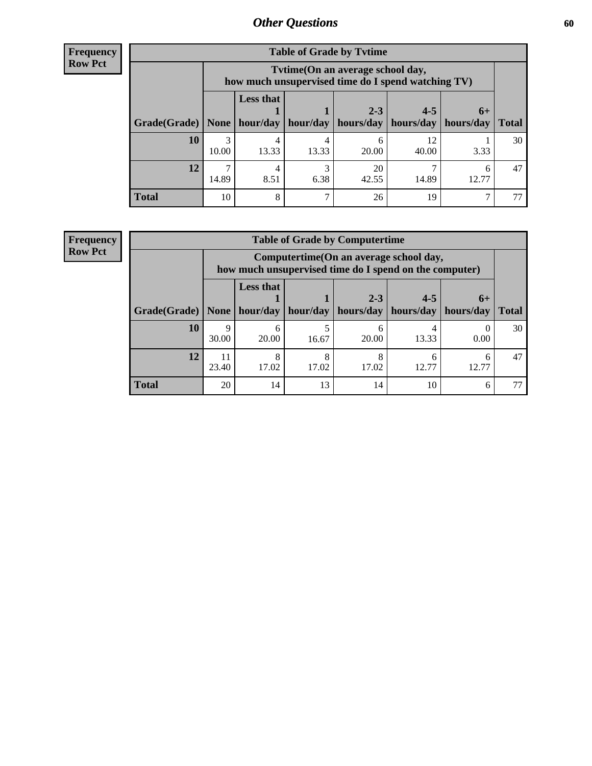## Other Questions

**Frequency Row Pct**

**Table of Grade by Tvtime**

| Grade(Grade) | Tvtime(On an average school day, how much unsupervised time do I spend watching TV) | | | | | | Total |
|---|---|---|---|---|---|---|---|
| | None | Less that 1 hour/day | 1 hour/day | 2-3 hours/day | 4-5 hours/day | 6+ hours/day | |
| **10** | 3<br>10.00 | 4<br>13.33 | 4<br>13.33 | 6<br>20.00 | 12<br>40.00 | 1<br>3.33 | 30 |
| **12** | 7<br>14.89 | 4<br>8.51 | 3<br>6.38 | 20<br>42.55 | 7<br>14.89 | 6<br>12.77 | 47 |
| **Total** | 10 | 8 | 7 | 26 | 19 | 7 | 77 |

**Frequency Row Pct**

**Table of Grade by Computertime**

| Grade(Grade) | Computertime(On an average school day, how much unsupervised time do I spend on the computer) | | | | | | Total |
|---|---|---|---|---|---|---|---|
| | None | Less that 1 hour/day | 1 hour/day | 2-3 hours/day | 4-5 hours/day | 6+ hours/day | |
| **10** | 9<br>30.00 | 6<br>20.00 | 5<br>16.67 | 6<br>20.00 | 4<br>13.33 | 0<br>0.00 | 30 |
| **12** | 11<br>23.40 | 8<br>17.02 | 8<br>17.02 | 8<br>17.02 | 6<br>12.77 | 6<br>12.77 | 47 |
| **Total** | 20 | 14 | 13 | 14 | 10 | 6 | 77 |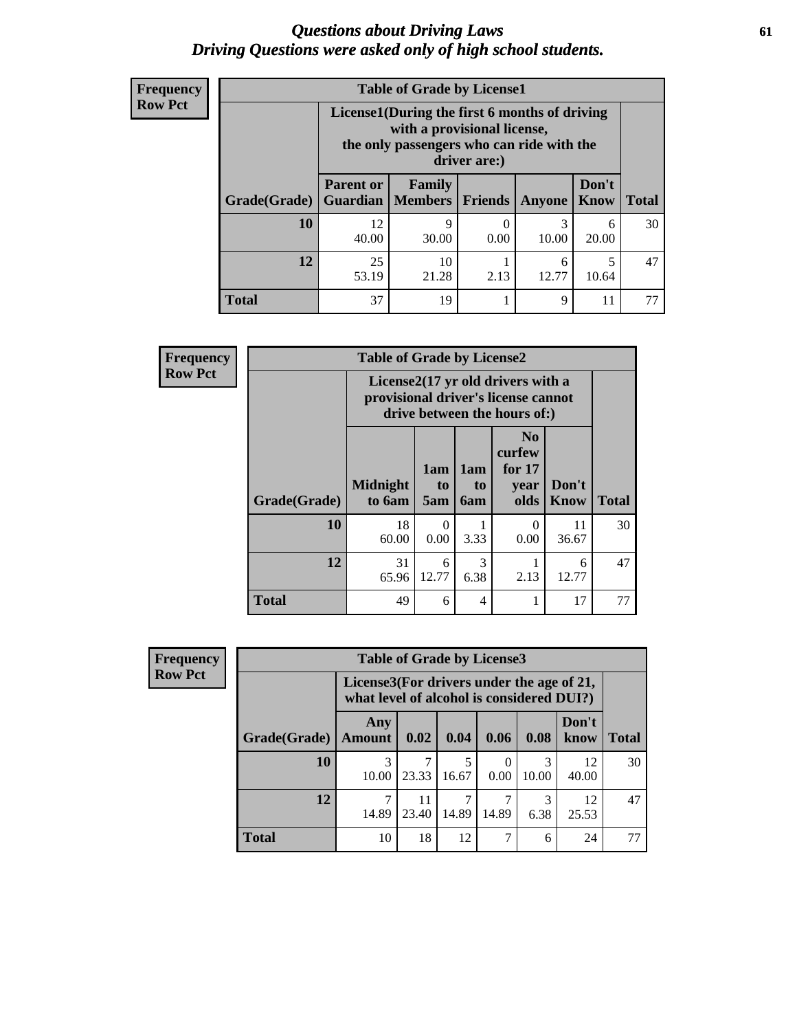# *Questions about Driving Laws*
# *Driving Questions were asked only of high school students.*

**Frequency**
**Row Pct**

**Table of Grade by License1**

| Grade(Grade) | License1(During the first 6 months of driving with a provisional license, the only passengers who can ride with the driver are:) | | | | | Total |
|---|---|---|---|---|---|---|
| | Parent or Guardian | Family Members | Friends | Anyone | Don't Know | |
| 10 | 12<br>40.00 | 9<br>30.00 | 0<br>0.00 | 3<br>10.00 | 6<br>20.00 | 30 |
| 12 | 25<br>53.19 | 10<br>21.28 | 1<br>2.13 | 6<br>12.77 | 5<br>10.64 | 47 |
| Total | 37 | 19 | 1 | 9 | 11 | 77 |

**Frequency**
**Row Pct**

**Table of Grade by License2**

| Grade(Grade) | License2(17 yr old drivers with a provisional driver's license cannot drive between the hours of:) | | | | | Total |
|---|---|---|---|---|---|---|
| | Midnight to 6am | 1am to 5am | 1am to 6am | No curfew for 17 year olds | Don't Know | |
| 10 | 18<br>60.00 | 0<br>0.00 | 1<br>3.33 | 0<br>0.00 | 11<br>36.67 | 30 |
| 12 | 31<br>65.96 | 6<br>12.77 | 3<br>6.38 | 1<br>2.13 | 6<br>12.77 | 47 |
| Total | 49 | 6 | 4 | 1 | 17 | 77 |

**Frequency**
**Row Pct**

**Table of Grade by License3**

| Grade(Grade) | License3(For drivers under the age of 21, what level of alcohol is considered DUI?) | | | | | | Total |
|---|---|---|---|---|---|---|---|
| | Any Amount | 0.02 | 0.04 | 0.06 | 0.08 | Don't know | |
| 10 | 3<br>10.00 | 7<br>23.33 | 5<br>16.67 | 0<br>0.00 | 3<br>10.00 | 12<br>40.00 | 30 |
| 12 | 7<br>14.89 | 11<br>23.40 | 7<br>14.89 | 7<br>14.89 | 3<br>6.38 | 12<br>25.53 | 47 |
| Total | 10 | 18 | 12 | 7 | 6 | 24 | 77 |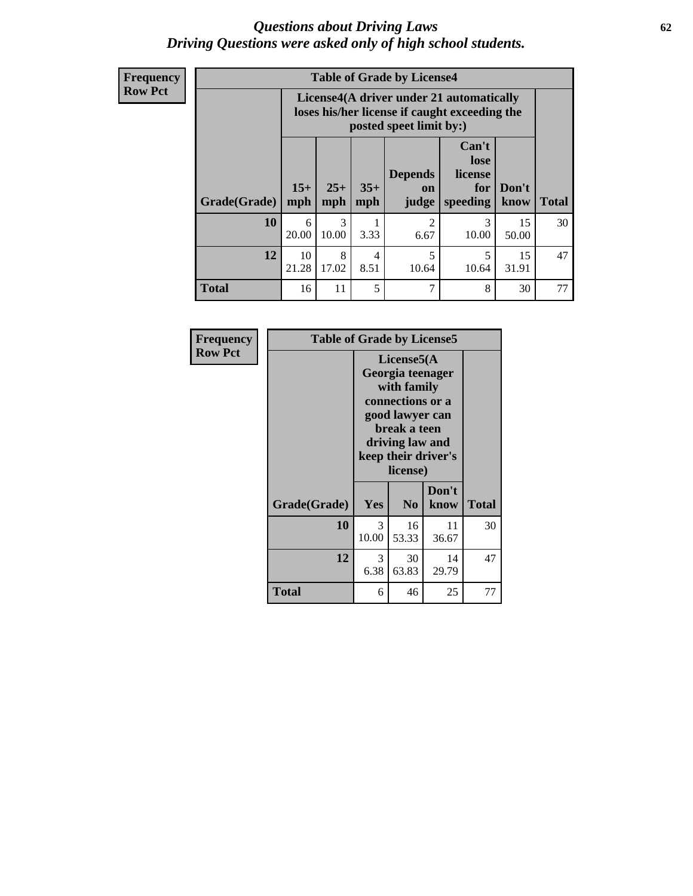# Questions about Driving Laws
## Driving Questions were asked only of high school students.

**Frequency**
**Row Pct**

**Table of Grade by License4**

| Grade(Grade) | License4(A driver under 21 automatically loses his/her license if caught exceeding the posted speet limit by:) | | | | | | Total |
|---|---|---|---|---|---|---|---|
| | 15+ mph | 25+ mph | 35+ mph | Depends on judge | Can't lose license for speeding | Don't know | |
| **10** | 6<br>20.00 | 3<br>10.00 | 1<br>3.33 | 2<br>6.67 | 3<br>10.00 | 15<br>50.00 | 30 |
| **12** | 10<br>21.28 | 8<br>17.02 | 4<br>8.51 | 5<br>10.64 | 5<br>10.64 | 15<br>31.91 | 47 |
| **Total** | 16 | 11 | 5 | 7 | 8 | 30 | 77 |

**Frequency**
**Row Pct**

**Table of Grade by License5**

| Grade(Grade) | License5(A Georgia teenager with family connections or a good lawyer can break a teen driving law and keep their driver's license) | | | Total |
|---|---|---|---|---|
| | Yes | No | Don't know | |
| **10** | 3<br>10.00 | 16<br>53.33 | 11<br>36.67 | 30 |
| **12** | 3<br>6.38 | 30<br>63.83 | 14<br>29.79 | 47 |
| **Total** | 6 | 46 | 25 | 77 |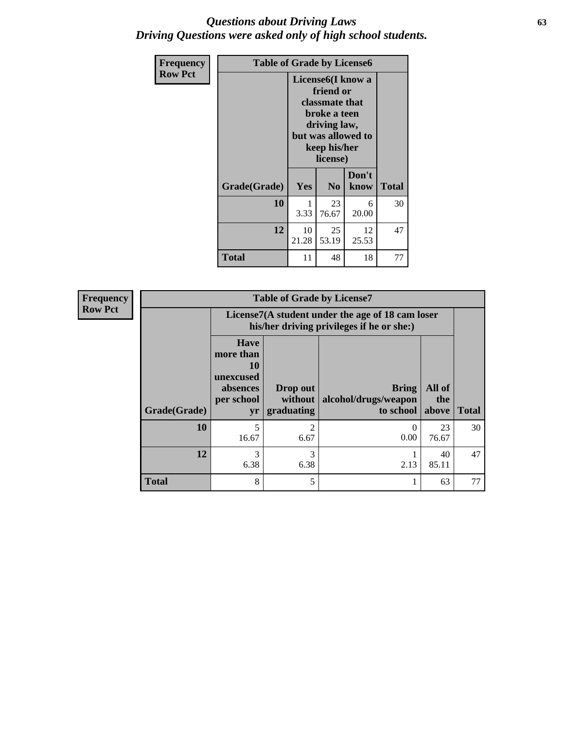# *Questions about Driving Laws*
# *Driving Questions were asked only of high school students.*

**Frequency**
**Row Pct**

**Table of Grade by License6**

| Grade(Grade) | License6(I know a friend or classmate that broke a teen driving law, but was allowed to keep his/her license) | | | Total |
|---|---|---|---|---|
| | Yes | No | Don't know | |
| **10** | 1<br>3.33 | 23<br>76.67 | 6<br>20.00 | 30 |
| **12** | 10<br>21.28 | 25<br>53.19 | 12<br>25.53 | 47 |
| **Total** | 11 | 48 | 18 | 77 |

**Frequency**
**Row Pct**

**Table of Grade by License7**

| Grade(Grade) | License7(A student under the age of 18 cam loser his/her driving privileges if he or she:) | | | | Total |
|---|---|---|---|---|---|
| | Have more than 10 unexcused absences per school yr | Drop out without graduating | Bring alcohol/drugs/weapon to school | All of the above | |
| **10** | 5<br>16.67 | 2<br>6.67 | 0<br>0.00 | 23<br>76.67 | 30 |
| **12** | 3<br>6.38 | 3<br>6.38 | 1<br>2.13 | 40<br>85.11 | 47 |
| **Total** | 8 | 5 | 1 | 63 | 77 |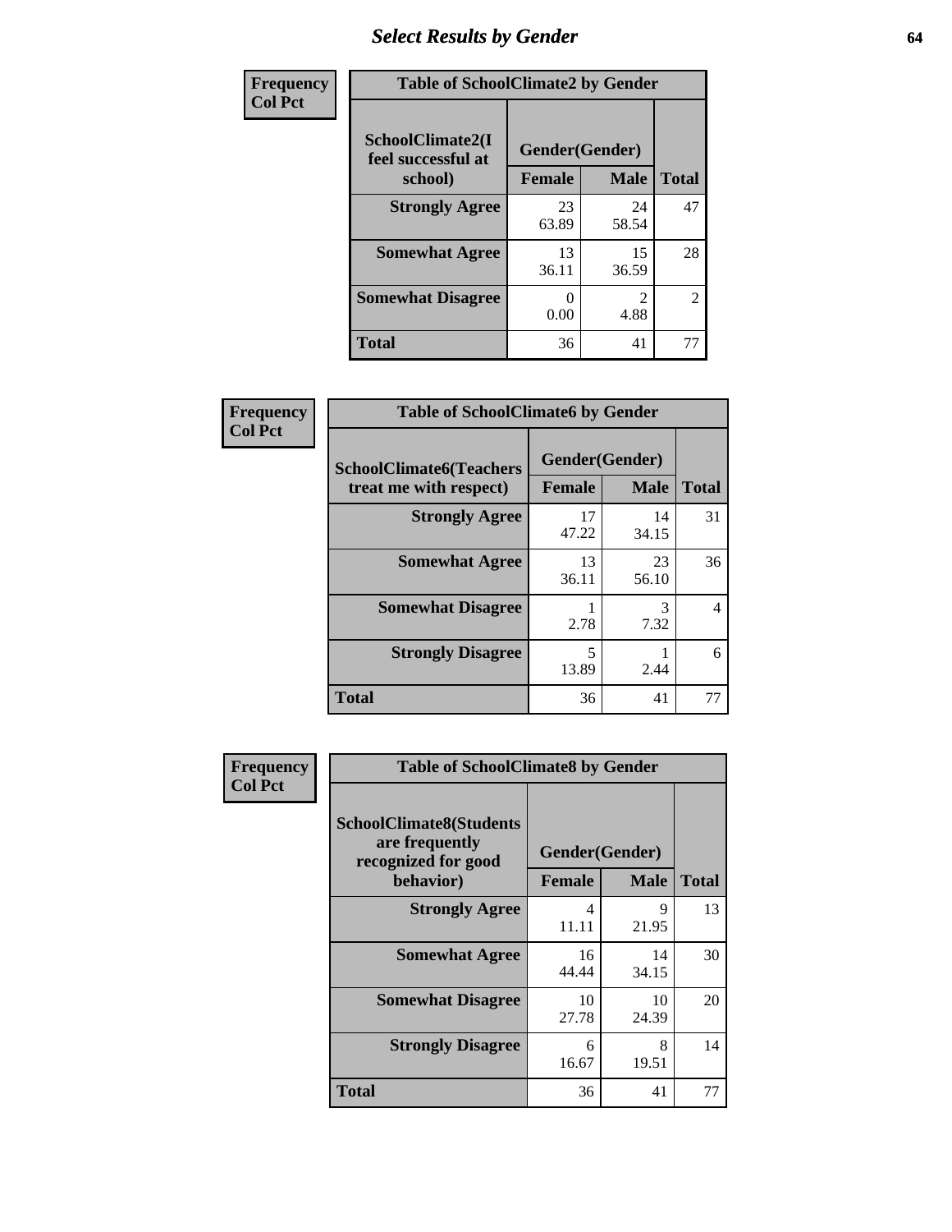# Select Results by Gender

**Frequency**
**Col Pct**

| Table of SchoolClimate2 by Gender | | | |
|---|---|---|---|
| **SchoolClimate2(I feel successful at school)** | **Gender(Gender)** | | **Total** |
| | **Female** | **Male** | |
| **Strongly Agree** | 23<br>63.89 | 24<br>58.54 | 47 |
| **Somewhat Agree** | 13<br>36.11 | 15<br>36.59 | 28 |
| **Somewhat Disagree** | 0<br>0.00 | 2<br>4.88 | 2 |
| **Total** | 36 | 41 | 77 |

**Frequency**
**Col Pct**

| Table of SchoolClimate6 by Gender | | | |
|---|---|---|---|
| **SchoolClimate6(Teachers treat me with respect)** | **Gender(Gender)** | | **Total** |
| | **Female** | **Male** | |
| **Strongly Agree** | 17<br>47.22 | 14<br>34.15 | 31 |
| **Somewhat Agree** | 13<br>36.11 | 23<br>56.10 | 36 |
| **Somewhat Disagree** | 1<br>2.78 | 3<br>7.32 | 4 |
| **Strongly Disagree** | 5<br>13.89 | 1<br>2.44 | 6 |
| **Total** | 36 | 41 | 77 |

**Frequency**
**Col Pct**

| Table of SchoolClimate8 by Gender | | | |
|---|---|---|---|
| **SchoolClimate8(Students are frequently recognized for good behavior)** | **Gender(Gender)** | | **Total** |
| | **Female** | **Male** | |
| **Strongly Agree** | 4<br>11.11 | 9<br>21.95 | 13 |
| **Somewhat Agree** | 16<br>44.44 | 14<br>34.15 | 30 |
| **Somewhat Disagree** | 10<br>27.78 | 10<br>24.39 | 20 |
| **Strongly Disagree** | 6<br>16.67 | 8<br>19.51 | 14 |
| **Total** | 36 | 41 | 77 |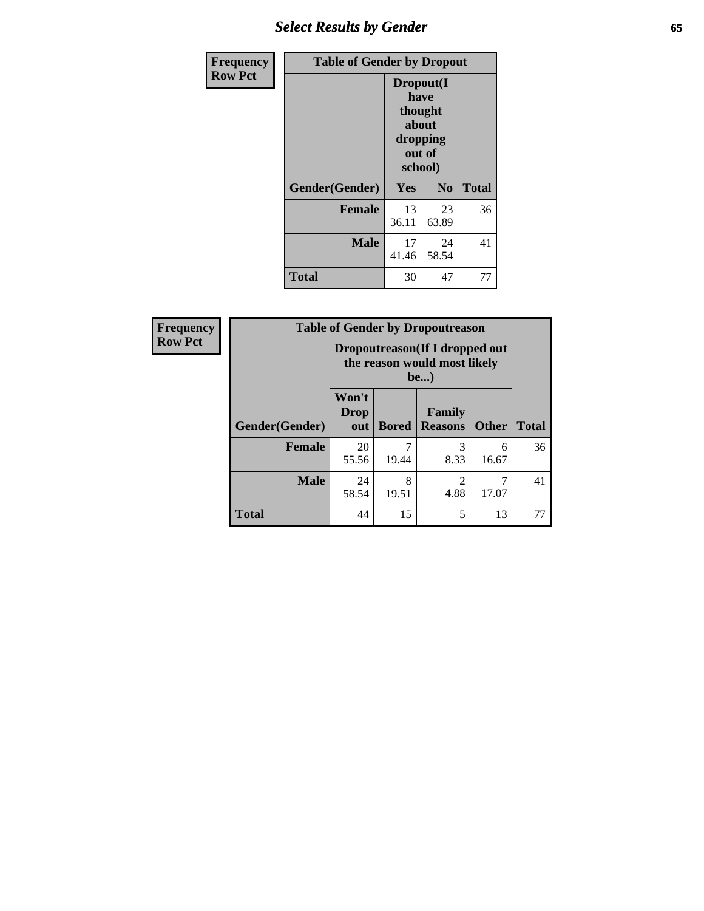| Frequency<br>Row Pct | Table of Gender by Dropout | | |
|---|---|---|---|
| | Dropout(I have thought about dropping out of school) | | |
| Gender(Gender) | Yes | No | Total |
| **Female** | 13<br>36.11 | 23<br>63.89 | 36 |
| **Male** | 17<br>41.46 | 24<br>58.54 | 41 |
| **Total** | 30 | 47 | 77 |

| Frequency<br>Row Pct | Table of Gender by Dropoutreason | | | | |
|---|---|---|---|---|---|
| | Dropoutreason(If I dropped out the reason would most likely be...) | | | | |
| Gender(Gender) | Won't Drop out | Bored | Family Reasons | Other | Total |
| **Female** | 20<br>55.56 | 7<br>19.44 | 3<br>8.33 | 6<br>16.67 | 36 |
| **Male** | 24<br>58.54 | 8<br>19.51 | 2<br>4.88 | 7<br>17.07 | 41 |
| **Total** | 44 | 15 | 5 | 13 | 77 |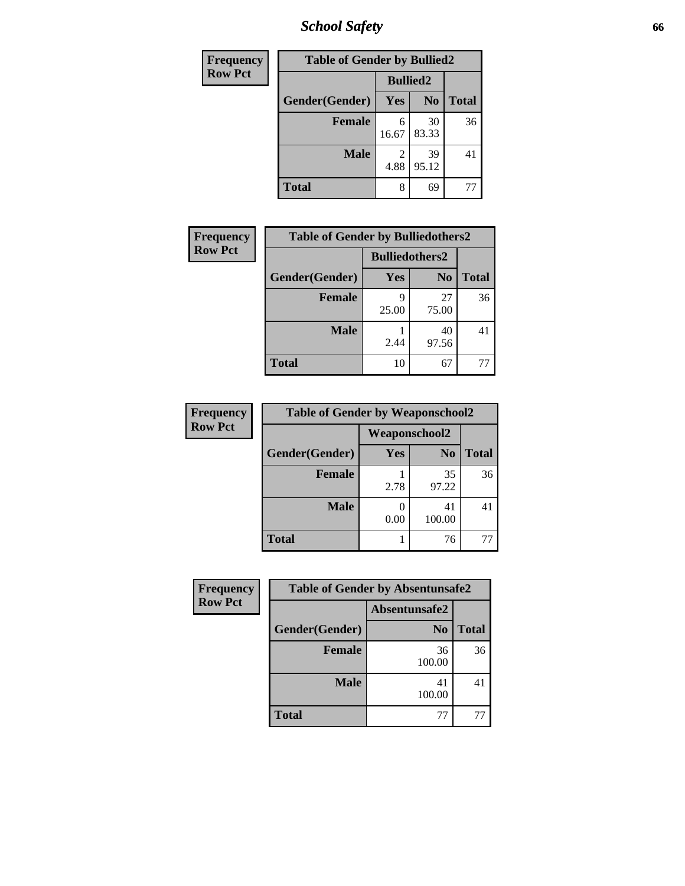| Frequency Row Pct | Table of Gender by Bullied2 | | |
|---|---|---|---|
| | Bullied2 | | |
| Gender(Gender) | Yes | No | Total |
| Female | 6<br>16.67 | 30<br>83.33 | 36 |
| Male | 2<br>4.88 | 39<br>95.12 | 41 |
| Total | 8 | 69 | 77 |

| Frequency Row Pct | Table of Gender by Bulliedothers2 | | |
|---|---|---|---|
| | Bulliedothers2 | | |
| Gender(Gender) | Yes | No | Total |
| Female | 9<br>25.00 | 27<br>75.00 | 36 |
| Male | 1<br>2.44 | 40<br>97.56 | 41 |
| Total | 10 | 67 | 77 |

| Frequency Row Pct | Table of Gender by Weaponschool2 | | |
|---|---|---|---|
| | Weaponschool2 | | |
| Gender(Gender) | Yes | No | Total |
| Female | 1<br>2.78 | 35<br>97.22 | 36 |
| Male | 0<br>0.00 | 41<br>100.00 | 41 |
| Total | 1 | 76 | 77 |

| Frequency Row Pct | Table of Gender by Absentunsafe2 | |
|---|---|---|
| | Absentunsafe2 | |
| Gender(Gender) | No | Total |
| Female | 36<br>100.00 | 36 |
| Male | 41<br>100.00 | 41 |
| Total | 77 | 77 |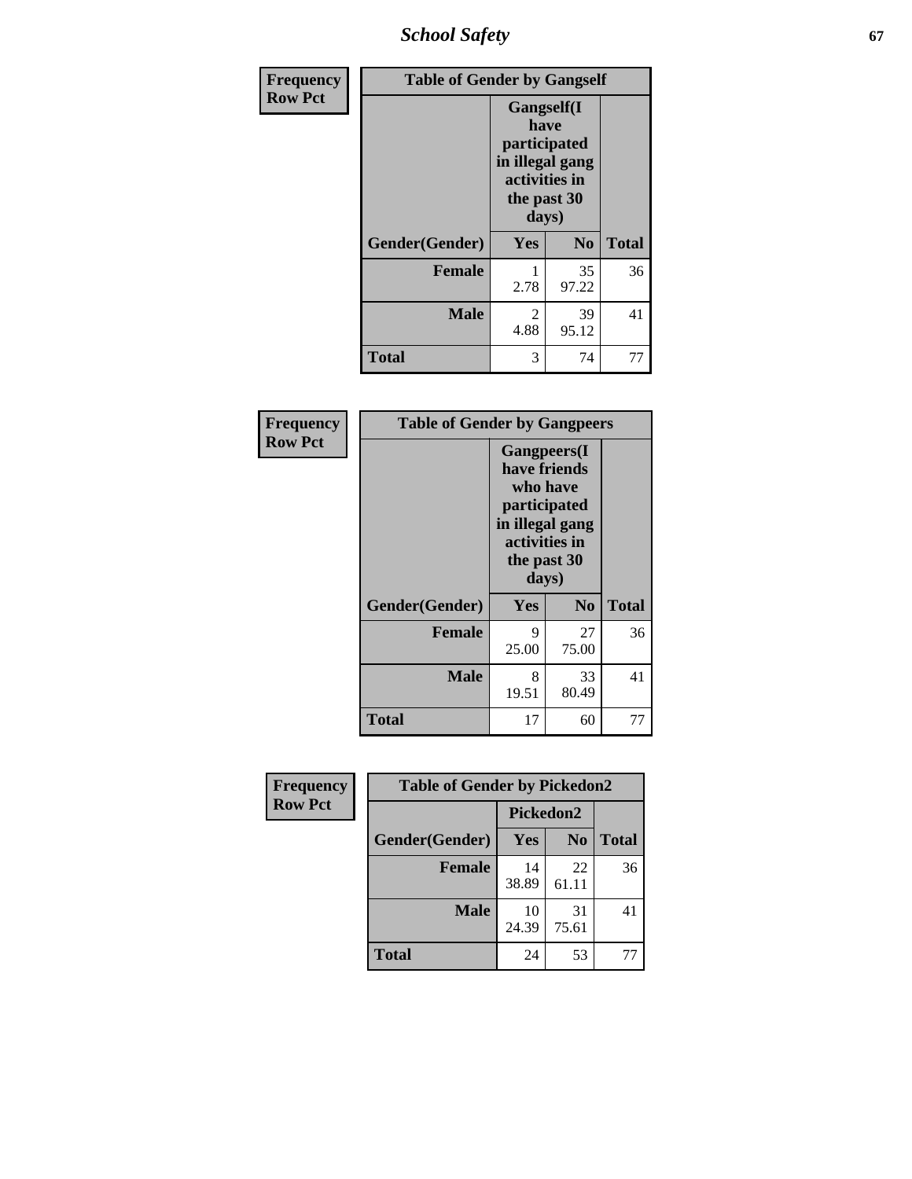| Frequency Row Pct | Table of Gender by Gangself | | |
|---|---|---|---|
| | Gangself(I have participated in illegal gang activities in the past 30 days) | | |
| Gender(Gender) | Yes | No | Total |
| Female | 1<br>2.78 | 35<br>97.22 | 36 |
| Male | 2<br>4.88 | 39<br>95.12 | 41 |
| Total | 3 | 74 | 77 |

| Frequency Row Pct | Table of Gender by Gangpeers | | |
|---|---|---|---|
| | Gangpeers(I have friends who have participated in illegal gang activities in the past 30 days) | | |
| Gender(Gender) | Yes | No | Total |
| Female | 9<br>25.00 | 27<br>75.00 | 36 |
| Male | 8<br>19.51 | 33<br>80.49 | 41 |
| Total | 17 | 60 | 77 |

| Frequency Row Pct | Table of Gender by Pickedon2 | | |
|---|---|---|---|
| | Pickedon2 | | |
| Gender(Gender) | Yes | No | Total |
| Female | 14<br>38.89 | 22<br>61.11 | 36 |
| Male | 10<br>24.39 | 31<br>75.61 | 41 |
| Total | 24 | 53 | 77 |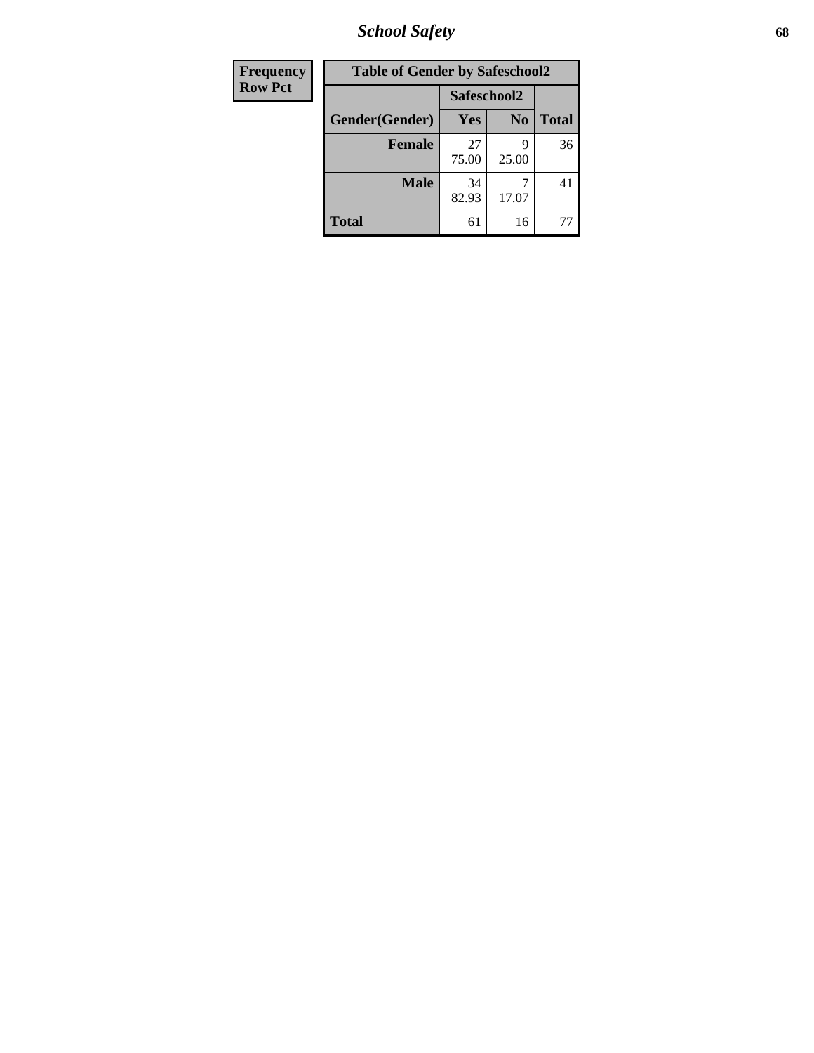| Frequency Row Pct | Table of Gender by Safeschool2 | | |
|---|---|---|---|
| | Safeschool2 | | |
| Gender(Gender) | Yes | No | Total |
| Female | 27<br>75.00 | 9<br>25.00 | 36 |
| Male | 34<br>82.93 | 7<br>17.07 | 41 |
| Total | 61 | 16 | 77 |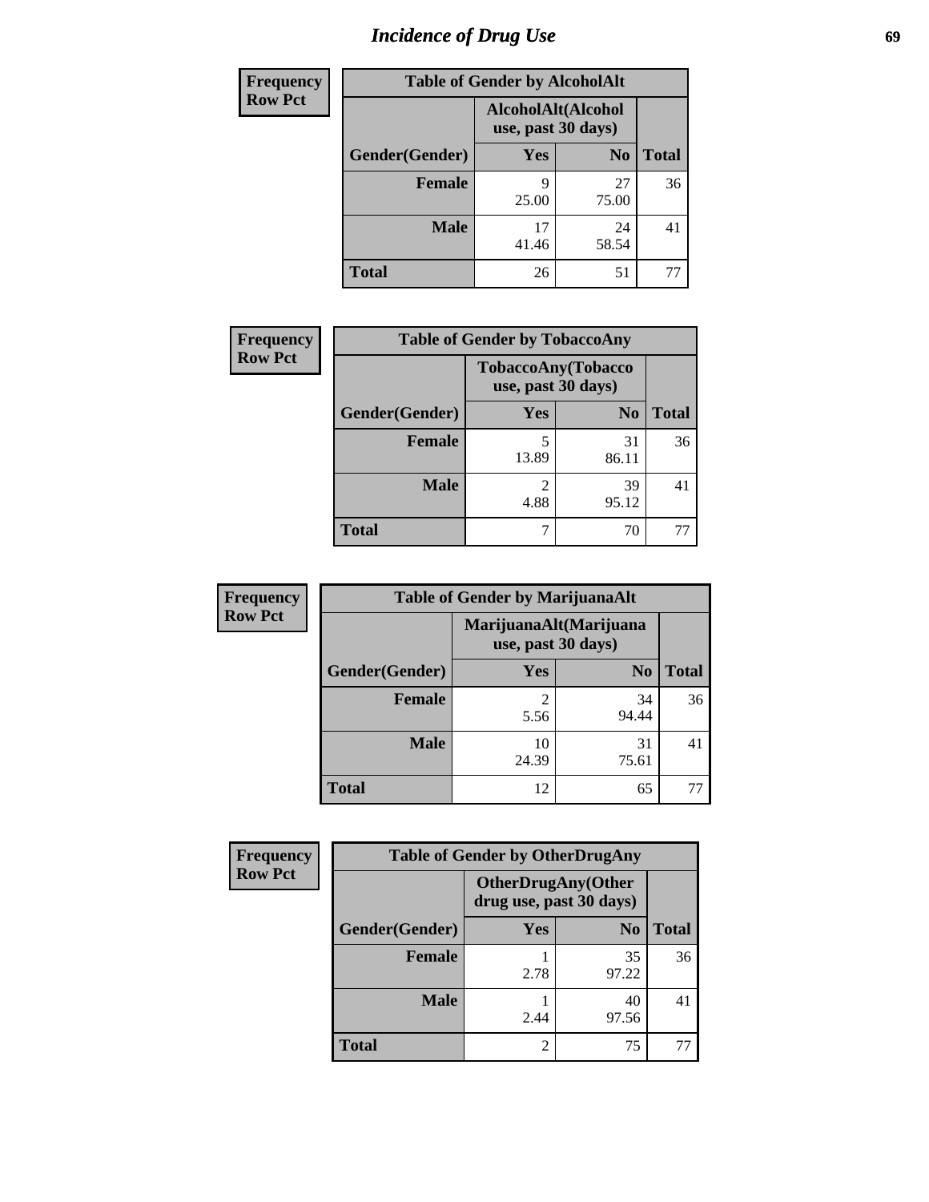# Incidence of Drug Use

| Frequency<br>Row Pct | Table of Gender by AlcoholAlt | | |
|---|---|---|---|
| | AlcoholAlt(Alcohol use, past 30 days) | | |
| Gender(Gender) | Yes | No | Total |
| Female | 9<br>25.00 | 27<br>75.00 | 36 |
| Male | 17<br>41.46 | 24<br>58.54 | 41 |
| Total | 26 | 51 | 77 |

| Frequency<br>Row Pct | Table of Gender by TobaccoAny | | |
|---|---|---|---|
| | TobaccoAny(Tobacco use, past 30 days) | | |
| Gender(Gender) | Yes | No | Total |
| Female | 5<br>13.89 | 31<br>86.11 | 36 |
| Male | 2<br>4.88 | 39<br>95.12 | 41 |
| Total | 7 | 70 | 77 |

| Frequency<br>Row Pct | Table of Gender by MarijuanaAlt | | |
|---|---|---|---|
| | MarijuanaAlt(Marijuana use, past 30 days) | | |
| Gender(Gender) | Yes | No | Total |
| Female | 2<br>5.56 | 34<br>94.44 | 36 |
| Male | 10<br>24.39 | 31<br>75.61 | 41 |
| Total | 12 | 65 | 77 |

| Frequency<br>Row Pct | Table of Gender by OtherDrugAny | | |
|---|---|---|---|
| | OtherDrugAny(Other drug use, past 30 days) | | |
| Gender(Gender) | Yes | No | Total |
| Female | 1<br>2.78 | 35<br>97.22 | 36 |
| Male | 1<br>2.44 | 40<br>97.56 | 41 |
| Total | 2 | 75 | 77 |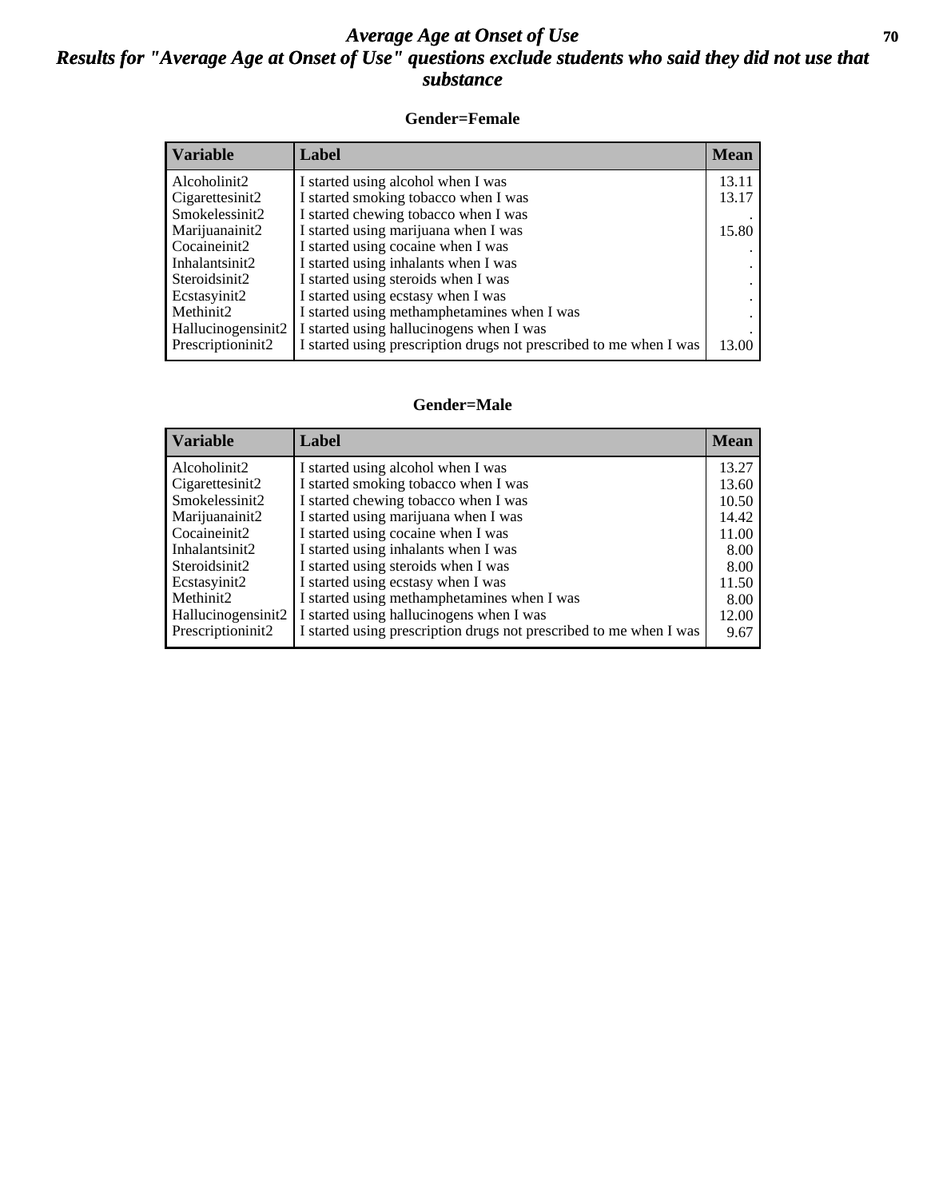# *Average Age at Onset of Use*

## *Results for "Average Age at Onset of Use" questions exclude students who said they did not use that substance*

### Gender=Female

| Variable | Label | Mean |
|---|---|---|
| Alcoholinit2 | I started using alcohol when I was | 13.11 |
| Cigarettesinit2 | I started smoking tobacco when I was | 13.17 |
| Smokelessinit2 | I started chewing tobacco when I was | . |
| Marijuanainit2 | I started using marijuana when I was | 15.80 |
| Cocaineinit2 | I started using cocaine when I was | . |
| Inhalantsinit2 | I started using inhalants when I was | . |
| Steroidsinit2 | I started using steroids when I was | . |
| Ecstasyinit2 | I started using ecstasy when I was | . |
| Methinit2 | I started using methamphetamines when I was | . |
| Hallucinogensinit2 | I started using hallucinogens when I was | . |
| Prescriptioninit2 | I started using prescription drugs not prescribed to me when I was | 13.00 |

### Gender=Male

| Variable | Label | Mean |
|---|---|---|
| Alcoholinit2 | I started using alcohol when I was | 13.27 |
| Cigarettesinit2 | I started smoking tobacco when I was | 13.60 |
| Smokelessinit2 | I started chewing tobacco when I was | 10.50 |
| Marijuanainit2 | I started using marijuana when I was | 14.42 |
| Cocaineinit2 | I started using cocaine when I was | 11.00 |
| Inhalantsinit2 | I started using inhalants when I was | 8.00 |
| Steroidsinit2 | I started using steroids when I was | 8.00 |
| Ecstasyinit2 | I started using ecstasy when I was | 11.50 |
| Methinit2 | I started using methamphetamines when I was | 8.00 |
| Hallucinogensinit2 | I started using hallucinogens when I was | 12.00 |
| Prescriptioninit2 | I started using prescription drugs not prescribed to me when I was | 9.67 |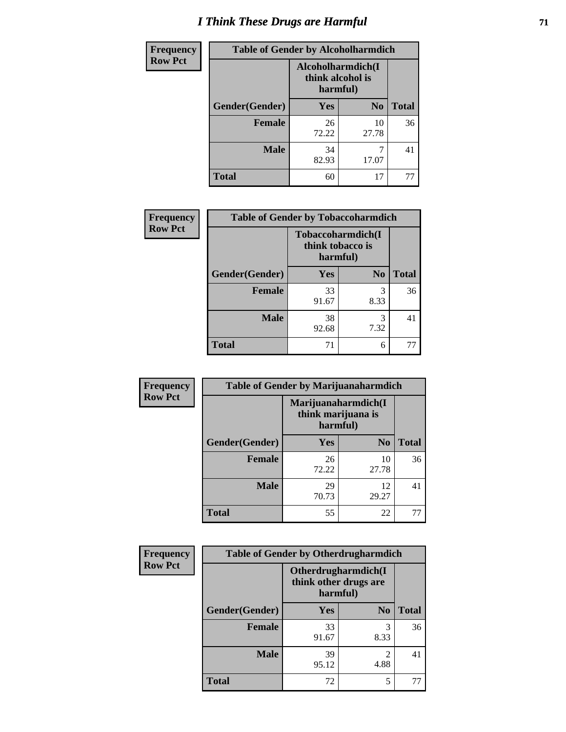# I Think These Drugs are Harmful

| Frequency<br>Row Pct | Table of Gender by Alcoholharmdich | | |
|---|---|---|---|
| | Alcoholharmdich(I think alcohol is harmful) | | |
| Gender(Gender) | Yes | No | Total |
| Female | 26<br>72.22 | 10<br>27.78 | 36 |
| Male | 34<br>82.93 | 7<br>17.07 | 41 |
| Total | 60 | 17 | 77 |

| Frequency<br>Row Pct | Table of Gender by Tobaccoharmdich | | |
|---|---|---|---|
| | Tobaccoharmdich(I think tobacco is harmful) | | |
| Gender(Gender) | Yes | No | Total |
| Female | 33<br>91.67 | 3<br>8.33 | 36 |
| Male | 38<br>92.68 | 3<br>7.32 | 41 |
| Total | 71 | 6 | 77 |

| Frequency<br>Row Pct | Table of Gender by Marijuanaharmdich | | |
|---|---|---|---|
| | Marijuanaharmdich(I think marijuana is harmful) | | |
| Gender(Gender) | Yes | No | Total |
| Female | 26<br>72.22 | 10<br>27.78 | 36 |
| Male | 29<br>70.73 | 12<br>29.27 | 41 |
| Total | 55 | 22 | 77 |

| Frequency<br>Row Pct | Table of Gender by Otherdrugharmdich | | |
|---|---|---|---|
| | Otherdrugharmdich(I think other drugs are harmful) | | |
| Gender(Gender) | Yes | No | Total |
| Female | 33<br>91.67 | 3<br>8.33 | 36 |
| Male | 39<br>95.12 | 2<br>4.88 | 41 |
| Total | 72 | 5 | 77 |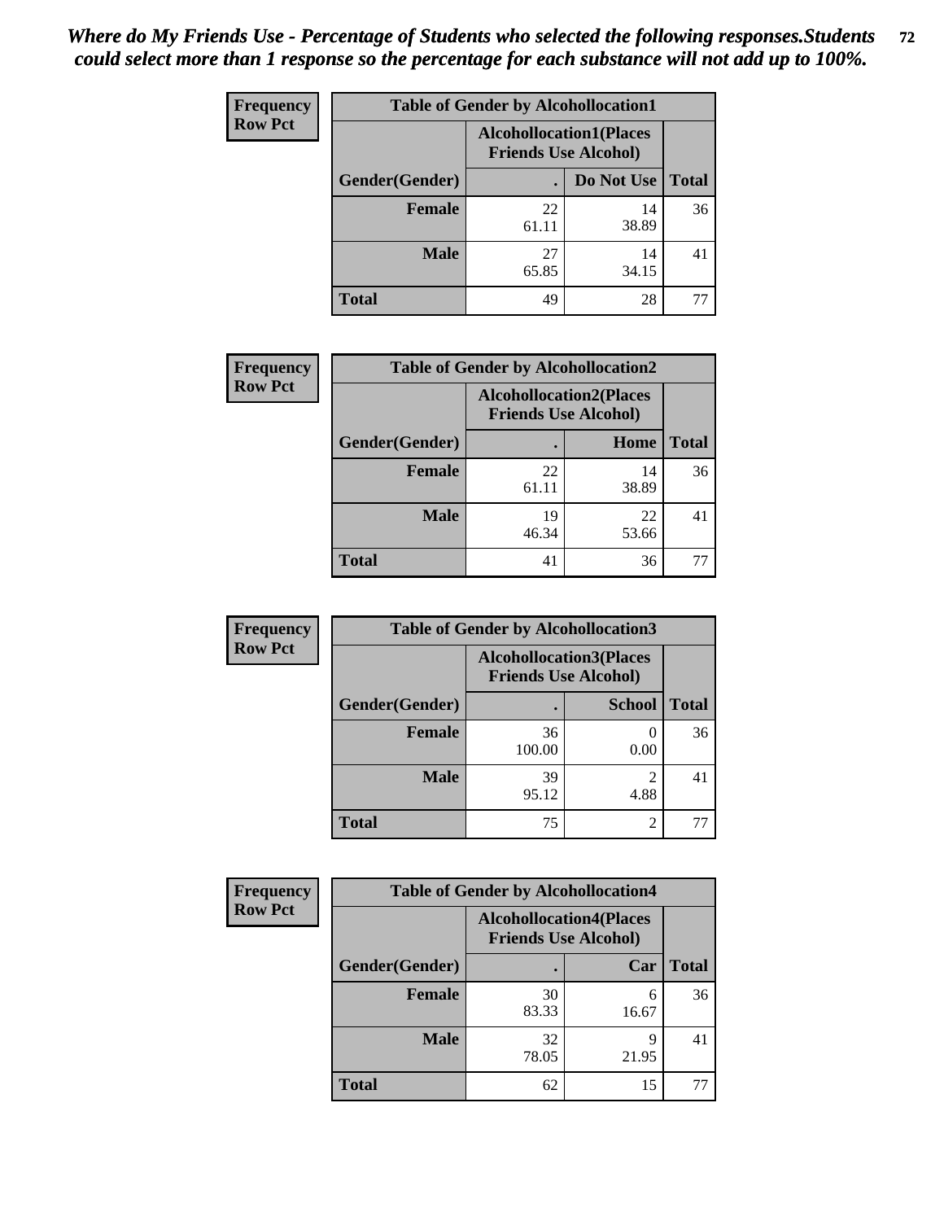*Where do My Friends Use - Percentage of Students who selected the following responses.Students could select more than 1 response so the percentage for each substance will not add up to 100%.*

**Frequency**
**Row Pct**

| Table of Gender by Alcohollocation1 | | | |
|---|---|---|---|
| | Alcohollocation1(Places Friends Use Alcohol) | | |
| Gender(Gender) | . | Do Not Use | Total |
| **Female** | 22<br>61.11 | 14<br>38.89 | 36 |
| **Male** | 27<br>65.85 | 14<br>34.15 | 41 |
| **Total** | 49 | 28 | 77 |

**Frequency**
**Row Pct**

| Table of Gender by Alcohollocation2 | | | |
|---|---|---|---|
| | Alcohollocation2(Places Friends Use Alcohol) | | |
| Gender(Gender) | . | Home | Total |
| **Female** | 22<br>61.11 | 14<br>38.89 | 36 |
| **Male** | 19<br>46.34 | 22<br>53.66 | 41 |
| **Total** | 41 | 36 | 77 |

**Frequency**
**Row Pct**

| Table of Gender by Alcohollocation3 | | | |
|---|---|---|---|
| | Alcohollocation3(Places Friends Use Alcohol) | | |
| Gender(Gender) | . | School | Total |
| **Female** | 36<br>100.00 | 0<br>0.00 | 36 |
| **Male** | 39<br>95.12 | 2<br>4.88 | 41 |
| **Total** | 75 | 2 | 77 |

**Frequency**
**Row Pct**

| Table of Gender by Alcohollocation4 | | | |
|---|---|---|---|
| | Alcohollocation4(Places Friends Use Alcohol) | | |
| Gender(Gender) | . | Car | Total |
| **Female** | 30<br>83.33 | 6<br>16.67 | 36 |
| **Male** | 32<br>78.05 | 9<br>21.95 | 41 |
| **Total** | 62 | 15 | 77 |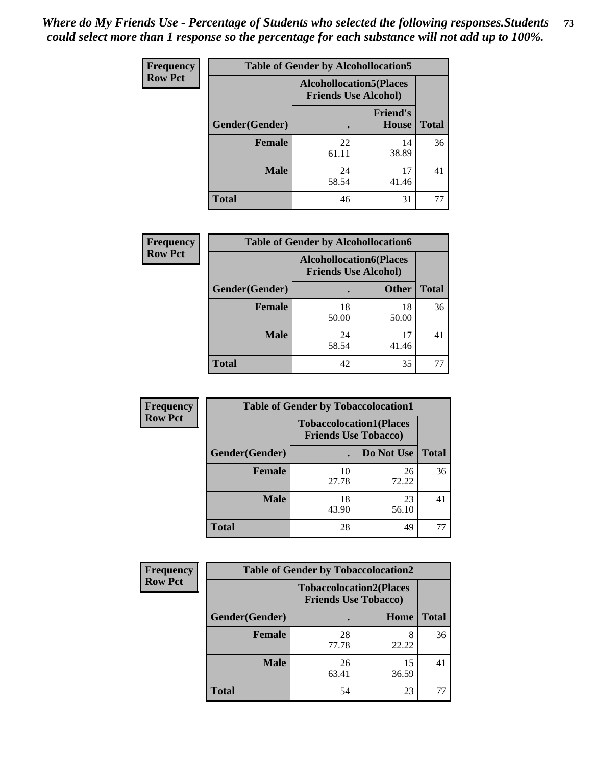*Where do My Friends Use - Percentage of Students who selected the following responses.Students could select more than 1 response so the percentage for each substance will not add up to 100%.*

**Frequency / Row Pct**

| Table of Gender by Alcohollocation5 | | | |
|---|---|---|---|
| | Alcohollocation5(Places Friends Use Alcohol) | | |
| Gender(Gender) | . | Friend's House | Total |
| Female | 22<br>61.11 | 14<br>38.89 | 36 |
| Male | 24<br>58.54 | 17<br>41.46 | 41 |
| Total | 46 | 31 | 77 |

**Frequency / Row Pct**

| Table of Gender by Alcohollocation6 | | | |
|---|---|---|---|
| | Alcohollocation6(Places Friends Use Alcohol) | | |
| Gender(Gender) | . | Other | Total |
| Female | 18<br>50.00 | 18<br>50.00 | 36 |
| Male | 24<br>58.54 | 17<br>41.46 | 41 |
| Total | 42 | 35 | 77 |

**Frequency / Row Pct**

| Table of Gender by Tobaccolocation1 | | | |
|---|---|---|---|
| | Tobaccolocation1(Places Friends Use Tobacco) | | |
| Gender(Gender) | . | Do Not Use | Total |
| Female | 10<br>27.78 | 26<br>72.22 | 36 |
| Male | 18<br>43.90 | 23<br>56.10 | 41 |
| Total | 28 | 49 | 77 |

**Frequency / Row Pct**

| Table of Gender by Tobaccolocation2 | | | |
|---|---|---|---|
| | Tobaccolocation2(Places Friends Use Tobacco) | | |
| Gender(Gender) | . | Home | Total |
| Female | 28<br>77.78 | 8<br>22.22 | 36 |
| Male | 26<br>63.41 | 15<br>36.59 | 41 |
| Total | 54 | 23 | 77 |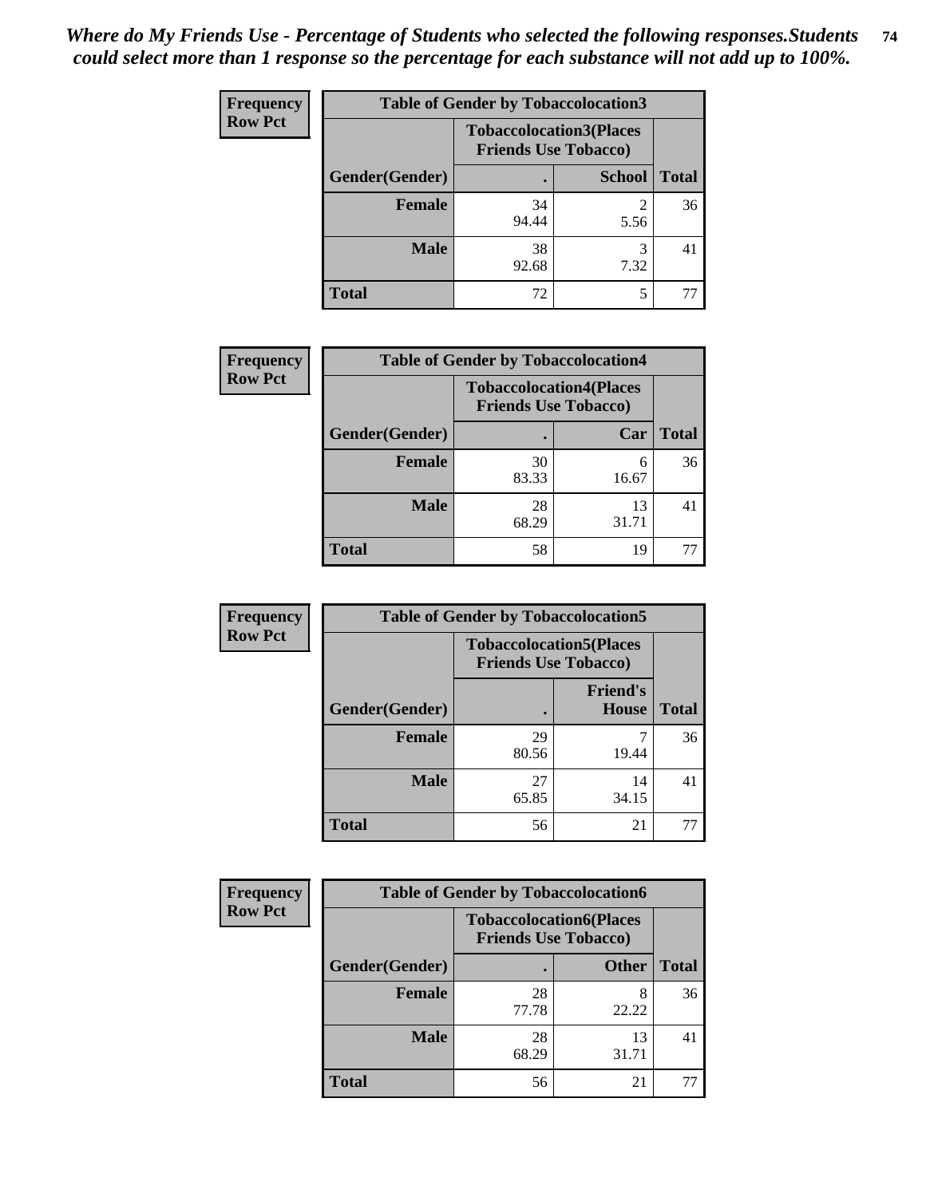*Where do My Friends Use - Percentage of Students who selected the following responses.Students could select more than 1 response so the percentage for each substance will not add up to 100%.*

**Frequency**
**Row Pct**

| Table of Gender by Tobaccolocation3 | | | |
|---|---|---|---|
| | Tobaccolocation3(Places Friends Use Tobacco) | | |
| Gender(Gender) | . | School | Total |
| Female | 34<br>94.44 | 2<br>5.56 | 36 |
| Male | 38<br>92.68 | 3<br>7.32 | 41 |
| Total | 72 | 5 | 77 |

**Frequency**
**Row Pct**

| Table of Gender by Tobaccolocation4 | | | |
|---|---|---|---|
| | Tobaccolocation4(Places Friends Use Tobacco) | | |
| Gender(Gender) | . | Car | Total |
| Female | 30<br>83.33 | 6<br>16.67 | 36 |
| Male | 28<br>68.29 | 13<br>31.71 | 41 |
| Total | 58 | 19 | 77 |

**Frequency**
**Row Pct**

| Table of Gender by Tobaccolocation5 | | | |
|---|---|---|---|
| | Tobaccolocation5(Places Friends Use Tobacco) | | |
| Gender(Gender) | . | Friend's House | Total |
| Female | 29<br>80.56 | 7<br>19.44 | 36 |
| Male | 27<br>65.85 | 14<br>34.15 | 41 |
| Total | 56 | 21 | 77 |

**Frequency**
**Row Pct**

| Table of Gender by Tobaccolocation6 | | | |
|---|---|---|---|
| | Tobaccolocation6(Places Friends Use Tobacco) | | |
| Gender(Gender) | . | Other | Total |
| Female | 28<br>77.78 | 8<br>22.22 | 36 |
| Male | 28<br>68.29 | 13<br>31.71 | 41 |
| Total | 56 | 21 | 77 |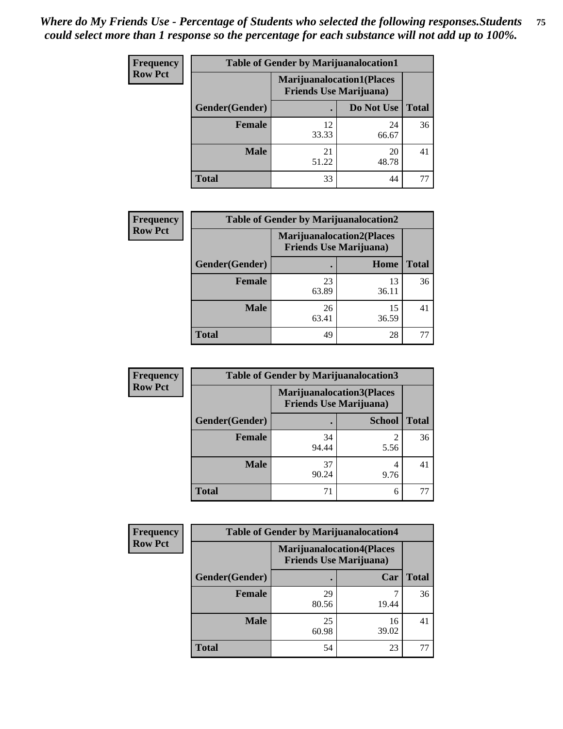*Where do My Friends Use - Percentage of Students who selected the following responses.Students could select more than 1 response so the percentage for each substance will not add up to 100%.*

**Frequency**
**Row Pct**

| Table of Gender by Marijuanalocation1 | | | |
|---|---|---|---|
| | Marijuanalocation1(Places Friends Use Marijuana) | | |
| Gender(Gender) | . | Do Not Use | Total |
| Female | 12<br>33.33 | 24<br>66.67 | 36 |
| Male | 21<br>51.22 | 20<br>48.78 | 41 |
| Total | 33 | 44 | 77 |

**Frequency**
**Row Pct**

| Table of Gender by Marijuanalocation2 | | | |
|---|---|---|---|
| | Marijuanalocation2(Places Friends Use Marijuana) | | |
| Gender(Gender) | . | Home | Total |
| Female | 23<br>63.89 | 13<br>36.11 | 36 |
| Male | 26<br>63.41 | 15<br>36.59 | 41 |
| Total | 49 | 28 | 77 |

**Frequency**
**Row Pct**

| Table of Gender by Marijuanalocation3 | | | |
|---|---|---|---|
| | Marijuanalocation3(Places Friends Use Marijuana) | | |
| Gender(Gender) | . | School | Total |
| Female | 34<br>94.44 | 2<br>5.56 | 36 |
| Male | 37<br>90.24 | 4<br>9.76 | 41 |
| Total | 71 | 6 | 77 |

**Frequency**
**Row Pct**

| Table of Gender by Marijuanalocation4 | | | |
|---|---|---|---|
| | Marijuanalocation4(Places Friends Use Marijuana) | | |
| Gender(Gender) | . | Car | Total |
| Female | 29<br>80.56 | 7<br>19.44 | 36 |
| Male | 25<br>60.98 | 16<br>39.02 | 41 |
| Total | 54 | 23 | 77 |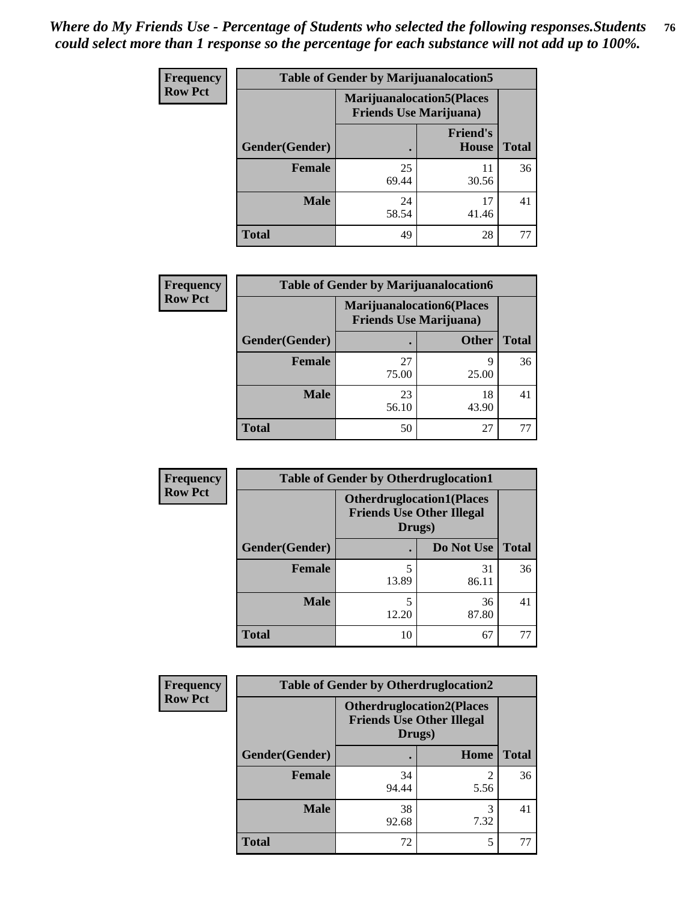*Where do My Friends Use - Percentage of Students who selected the following responses.Students could select more than 1 response so the percentage for each substance will not add up to 100%.*

**Frequency Row Pct**

| Table of Gender by Marijuanalocation5 | | | |
|---|---|---|---|
| | Marijuanalocation5(Places Friends Use Marijuana) | | |
| Gender(Gender) | . | Friend's House | Total |
| **Female** | 25<br>69.44 | 11<br>30.56 | 36 |
| **Male** | 24<br>58.54 | 17<br>41.46 | 41 |
| **Total** | 49 | 28 | 77 |

**Frequency Row Pct**

| Table of Gender by Marijuanalocation6 | | | |
|---|---|---|---|
| | Marijuanalocation6(Places Friends Use Marijuana) | | |
| Gender(Gender) | . | Other | Total |
| **Female** | 27<br>75.00 | 9<br>25.00 | 36 |
| **Male** | 23<br>56.10 | 18<br>43.90 | 41 |
| **Total** | 50 | 27 | 77 |

**Frequency Row Pct**

| Table of Gender by Otherdruglocation1 | | | |
|---|---|---|---|
| | Otherdruglocation1(Places Friends Use Other Illegal Drugs) | | |
| Gender(Gender) | . | Do Not Use | Total |
| **Female** | 5<br>13.89 | 31<br>86.11 | 36 |
| **Male** | 5<br>12.20 | 36<br>87.80 | 41 |
| **Total** | 10 | 67 | 77 |

**Frequency Row Pct**

| Table of Gender by Otherdruglocation2 | | | |
|---|---|---|---|
| | Otherdruglocation2(Places Friends Use Other Illegal Drugs) | | |
| Gender(Gender) | . | Home | Total |
| **Female** | 34<br>94.44 | 2<br>5.56 | 36 |
| **Male** | 38<br>92.68 | 3<br>7.32 | 41 |
| **Total** | 72 | 5 | 77 |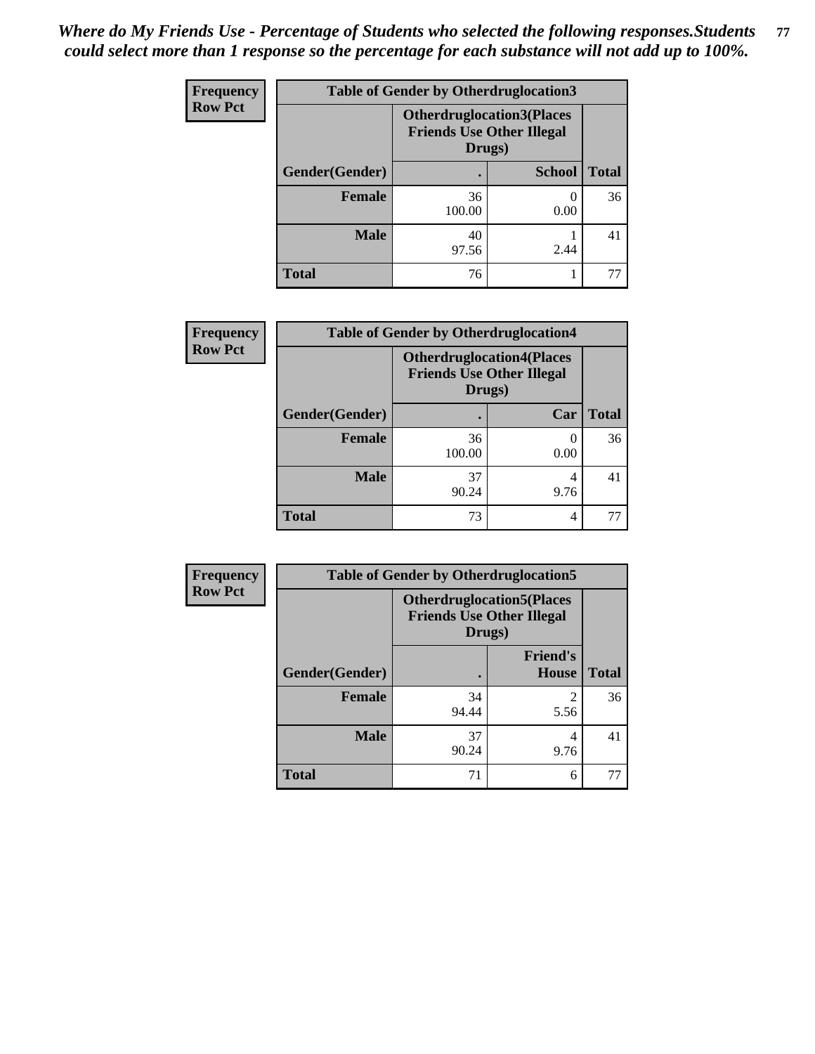*Where do My Friends Use - Percentage of Students who selected the following responses.Students could select more than 1 response so the percentage for each substance will not add up to 100%.*

**Frequency**
**Row Pct**

| Table of Gender by Otherdruglocation3 | | | |
|---|---|---|---|
| | Otherdruglocation3(Places Friends Use Other Illegal Drugs) | | |
| Gender(Gender) | . | School | Total |
| **Female** | 36<br>100.00 | 0<br>0.00 | 36 |
| **Male** | 40<br>97.56 | 1<br>2.44 | 41 |
| **Total** | 76 | 1 | 77 |

**Frequency**
**Row Pct**

| Table of Gender by Otherdruglocation4 | | | |
|---|---|---|---|
| | Otherdruglocation4(Places Friends Use Other Illegal Drugs) | | |
| Gender(Gender) | . | Car | Total |
| **Female** | 36<br>100.00 | 0<br>0.00 | 36 |
| **Male** | 37<br>90.24 | 4<br>9.76 | 41 |
| **Total** | 73 | 4 | 77 |

**Frequency**
**Row Pct**

| Table of Gender by Otherdruglocation5 | | | |
|---|---|---|---|
| | Otherdruglocation5(Places Friends Use Other Illegal Drugs) | | |
| Gender(Gender) | . | Friend's House | Total |
| **Female** | 34<br>94.44 | 2<br>5.56 | 36 |
| **Male** | 37<br>90.24 | 4<br>9.76 | 41 |
| **Total** | 71 | 6 | 77 |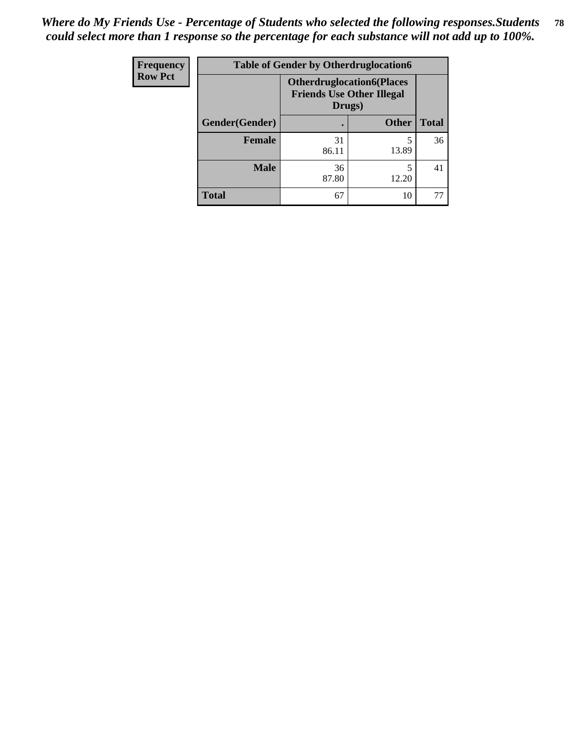*Where do My Friends Use - Percentage of Students who selected the following responses.Students could select more than 1 response so the percentage for each substance will not add up to 100%.*

| Frequency<br>Row Pct | Table of Gender by Otherdruglocation6 | | |
|---|---|---|---|
| | Otherdruglocation6(Places Friends Use Other Illegal Drugs) | | |
| Gender(Gender) | . | Other | Total |
| **Female** | 31<br>86.11 | 5<br>13.89 | 36 |
| **Male** | 36<br>87.80 | 5<br>12.20 | 41 |
| **Total** | 67 | 10 | 77 |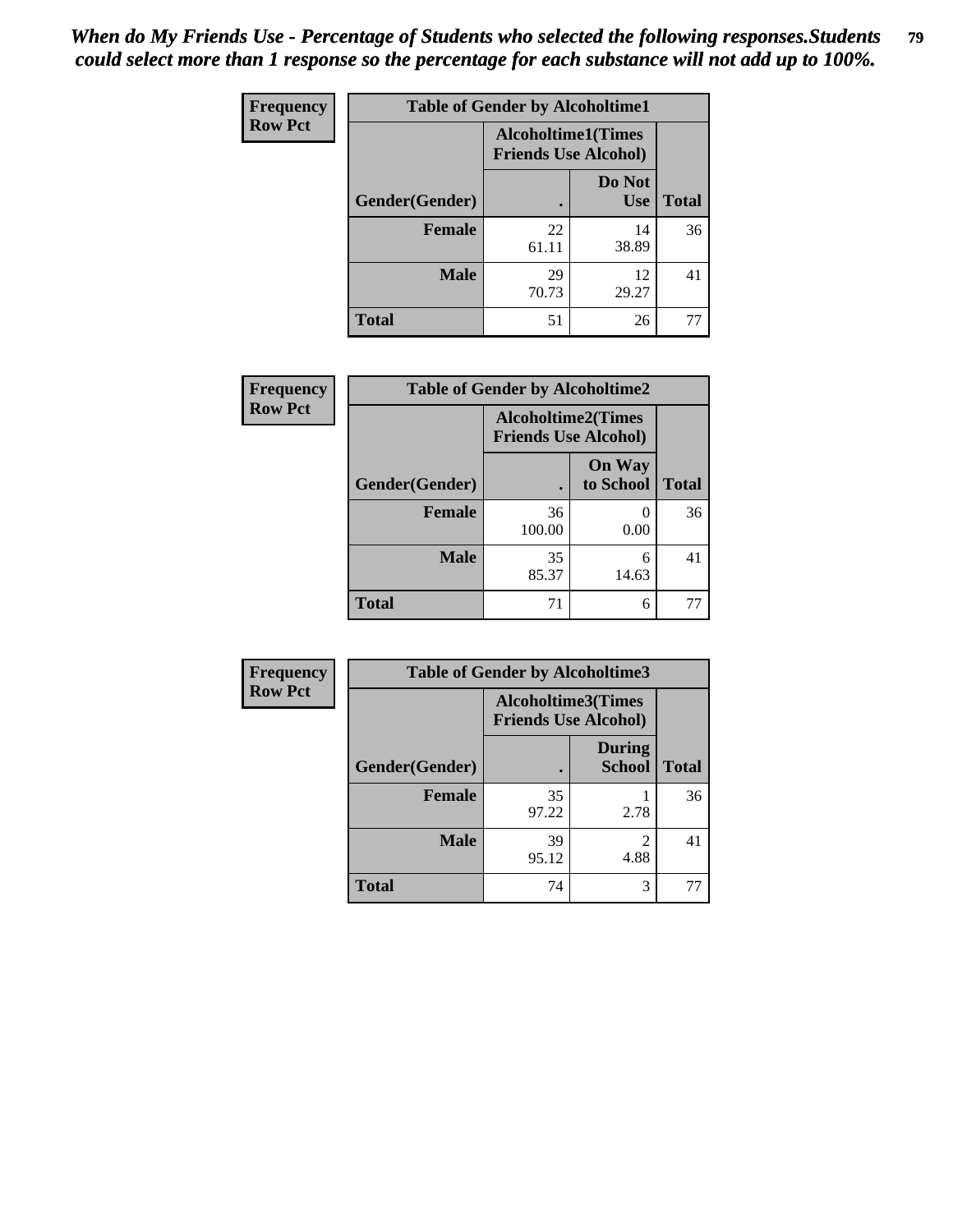*When do My Friends Use - Percentage of Students who selected the following responses.Students could select more than 1 response so the percentage for each substance will not add up to 100%.*

**Frequency**
**Row Pct**

| Table of Gender by Alcoholtime1 | | | |
|---|---|---|---|
| | Alcoholtime1(Times Friends Use Alcohol) | | |
| Gender(Gender) | . | Do Not Use | Total |
| **Female** | 22<br>61.11 | 14<br>38.89 | 36 |
| **Male** | 29<br>70.73 | 12<br>29.27 | 41 |
| **Total** | 51 | 26 | 77 |

**Frequency**
**Row Pct**

| Table of Gender by Alcoholtime2 | | | |
|---|---|---|---|
| | Alcoholtime2(Times Friends Use Alcohol) | | |
| Gender(Gender) | . | On Way to School | Total |
| **Female** | 36<br>100.00 | 0<br>0.00 | 36 |
| **Male** | 35<br>85.37 | 6<br>14.63 | 41 |
| **Total** | 71 | 6 | 77 |

**Frequency**
**Row Pct**

| Table of Gender by Alcoholtime3 | | | |
|---|---|---|---|
| | Alcoholtime3(Times Friends Use Alcohol) | | |
| Gender(Gender) | . | During School | Total |
| **Female** | 35<br>97.22 | 1<br>2.78 | 36 |
| **Male** | 39<br>95.12 | 2<br>4.88 | 41 |
| **Total** | 74 | 3 | 77 |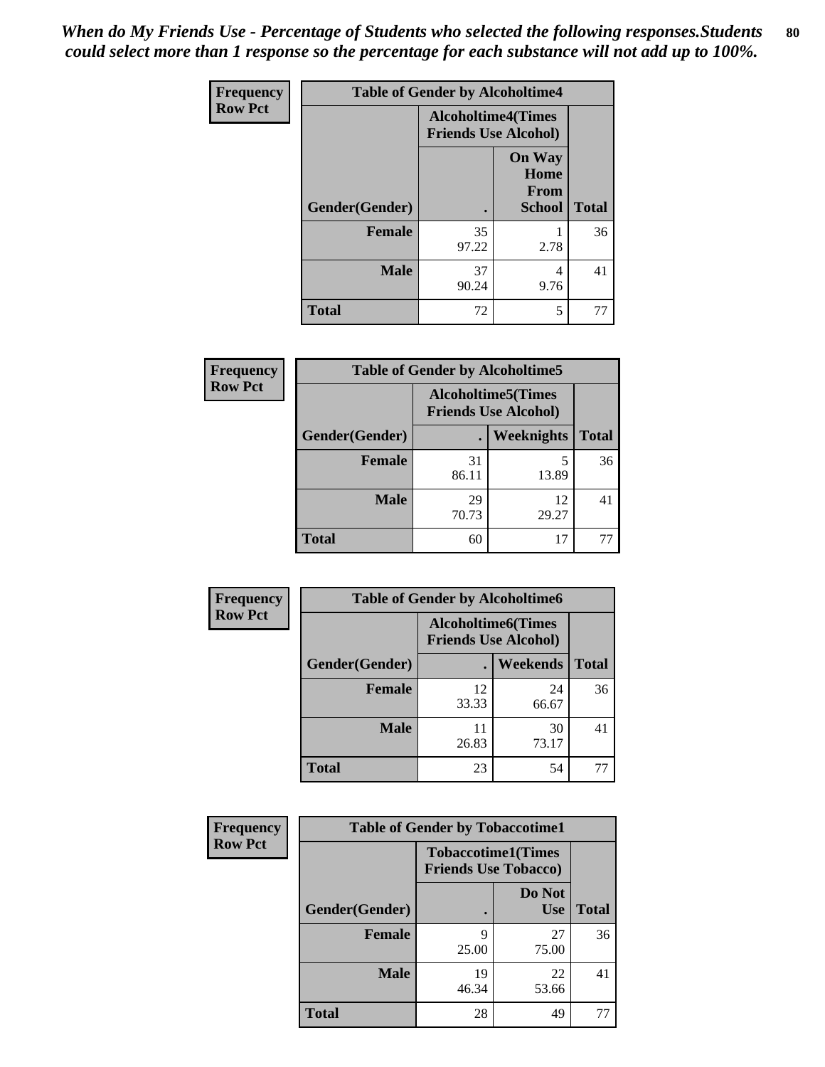*When do My Friends Use - Percentage of Students who selected the following responses.Students could select more than 1 response so the percentage for each substance will not add up to 100%.*

**Frequency**
**Row Pct**

| Table of Gender by Alcoholtime4 | | | |
|---|---|---|---|
| | Alcoholtime4(Times Friends Use Alcohol) | | |
| Gender(Gender) | . | On Way Home From School | Total |
| **Female** | 35<br>97.22 | 1<br>2.78 | 36 |
| **Male** | 37<br>90.24 | 4<br>9.76 | 41 |
| **Total** | 72 | 5 | 77 |

**Frequency**
**Row Pct**

| Table of Gender by Alcoholtime5 | | | |
|---|---|---|---|
| | Alcoholtime5(Times Friends Use Alcohol) | | |
| Gender(Gender) | . | Weeknights | Total |
| **Female** | 31<br>86.11 | 5<br>13.89 | 36 |
| **Male** | 29<br>70.73 | 12<br>29.27 | 41 |
| **Total** | 60 | 17 | 77 |

**Frequency**
**Row Pct**

| Table of Gender by Alcoholtime6 | | | |
|---|---|---|---|
| | Alcoholtime6(Times Friends Use Alcohol) | | |
| Gender(Gender) | . | Weekends | Total |
| **Female** | 12<br>33.33 | 24<br>66.67 | 36 |
| **Male** | 11<br>26.83 | 30<br>73.17 | 41 |
| **Total** | 23 | 54 | 77 |

**Frequency**
**Row Pct**

| Table of Gender by Tobaccotime1 | | | |
|---|---|---|---|
| | Tobaccotime1(Times Friends Use Tobacco) | | |
| Gender(Gender) | . | Do Not Use | Total |
| **Female** | 9<br>25.00 | 27<br>75.00 | 36 |
| **Male** | 19<br>46.34 | 22<br>53.66 | 41 |
| **Total** | 28 | 49 | 77 |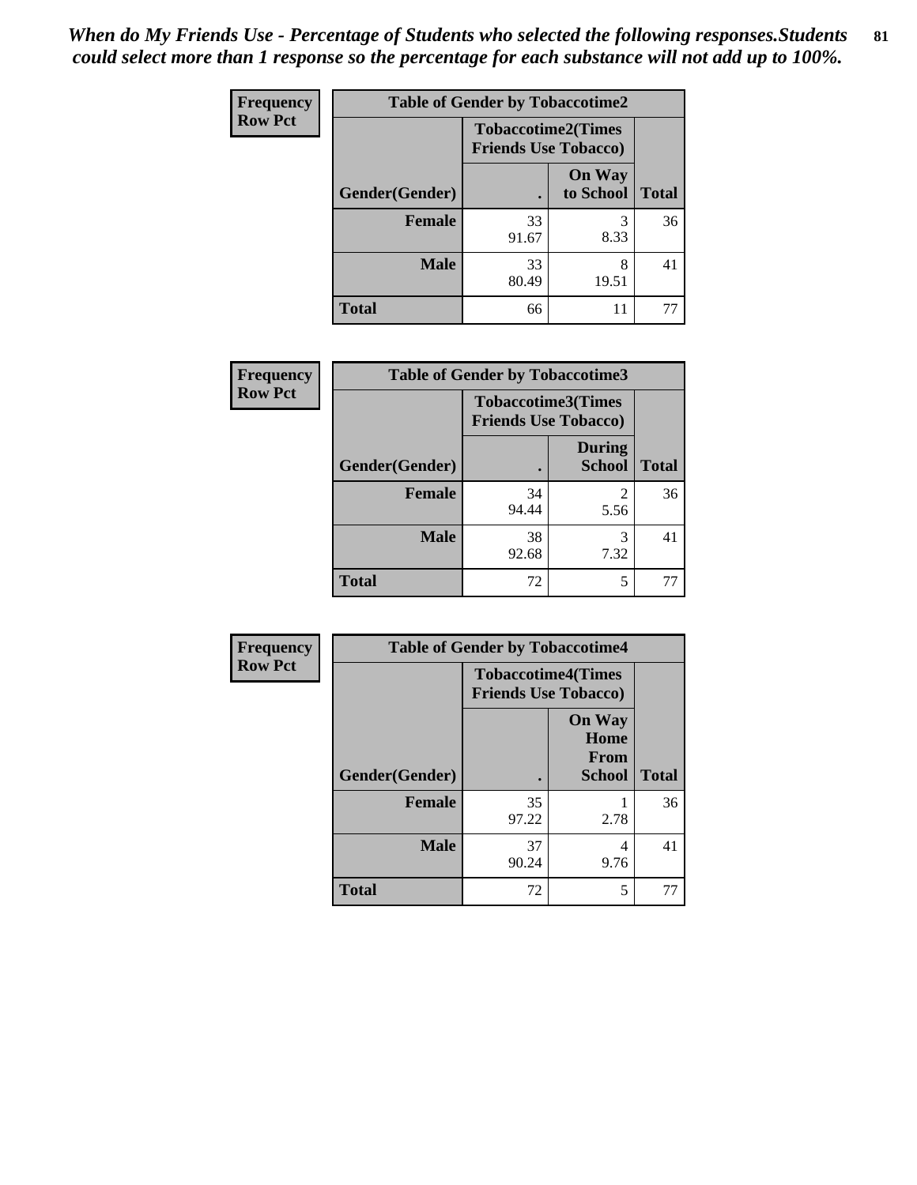*When do My Friends Use - Percentage of Students who selected the following responses.Students could select more than 1 response so the percentage for each substance will not add up to 100%.*

**Frequency**
**Row Pct**

| Table of Gender by Tobaccotime2 | | | |
|---|---|---|---|
| | Tobaccotime2(Times Friends Use Tobacco) | | |
| Gender(Gender) | . | On Way to School | Total |
| **Female** | 33<br>91.67 | 3<br>8.33 | 36 |
| **Male** | 33<br>80.49 | 8<br>19.51 | 41 |
| **Total** | 66 | 11 | 77 |

**Frequency**
**Row Pct**

| Table of Gender by Tobaccotime3 | | | |
|---|---|---|---|
| | Tobaccotime3(Times Friends Use Tobacco) | | |
| Gender(Gender) | . | During School | Total |
| **Female** | 34<br>94.44 | 2<br>5.56 | 36 |
| **Male** | 38<br>92.68 | 3<br>7.32 | 41 |
| **Total** | 72 | 5 | 77 |

**Frequency**
**Row Pct**

| Table of Gender by Tobaccotime4 | | | |
|---|---|---|---|
| | Tobaccotime4(Times Friends Use Tobacco) | | |
| Gender(Gender) | . | On Way Home From School | Total |
| **Female** | 35<br>97.22 | 1<br>2.78 | 36 |
| **Male** | 37<br>90.24 | 4<br>9.76 | 41 |
| **Total** | 72 | 5 | 77 |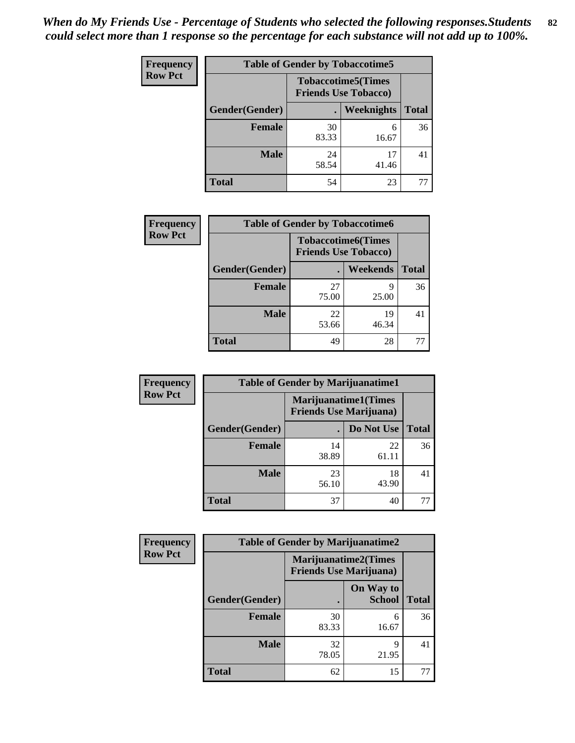*When do My Friends Use - Percentage of Students who selected the following responses.Students could select more than 1 response so the percentage for each substance will not add up to 100%.*

| Frequency Row Pct | Table of Gender by Tobaccotime5 | | |
|---|---|---|---|
| | Tobaccotime5(Times Friends Use Tobacco) | | |
| Gender(Gender) | . | Weeknights | Total |
| Female | 30<br>83.33 | 6<br>16.67 | 36 |
| Male | 24<br>58.54 | 17<br>41.46 | 41 |
| Total | 54 | 23 | 77 |

| Frequency Row Pct | Table of Gender by Tobaccotime6 | | |
|---|---|---|---|
| | Tobaccotime6(Times Friends Use Tobacco) | | |
| Gender(Gender) | . | Weekends | Total |
| Female | 27<br>75.00 | 9<br>25.00 | 36 |
| Male | 22<br>53.66 | 19<br>46.34 | 41 |
| Total | 49 | 28 | 77 |

| Frequency Row Pct | Table of Gender by Marijuanatime1 | | |
|---|---|---|---|
| | Marijuanatime1(Times Friends Use Marijuana) | | |
| Gender(Gender) | . | Do Not Use | Total |
| Female | 14<br>38.89 | 22<br>61.11 | 36 |
| Male | 23<br>56.10 | 18<br>43.90 | 41 |
| Total | 37 | 40 | 77 |

| Frequency Row Pct | Table of Gender by Marijuanatime2 | | |
|---|---|---|---|
| | Marijuanatime2(Times Friends Use Marijuana) | | |
| Gender(Gender) | . | On Way to School | Total |
| Female | 30<br>83.33 | 6<br>16.67 | 36 |
| Male | 32<br>78.05 | 9<br>21.95 | 41 |
| Total | 62 | 15 | 77 |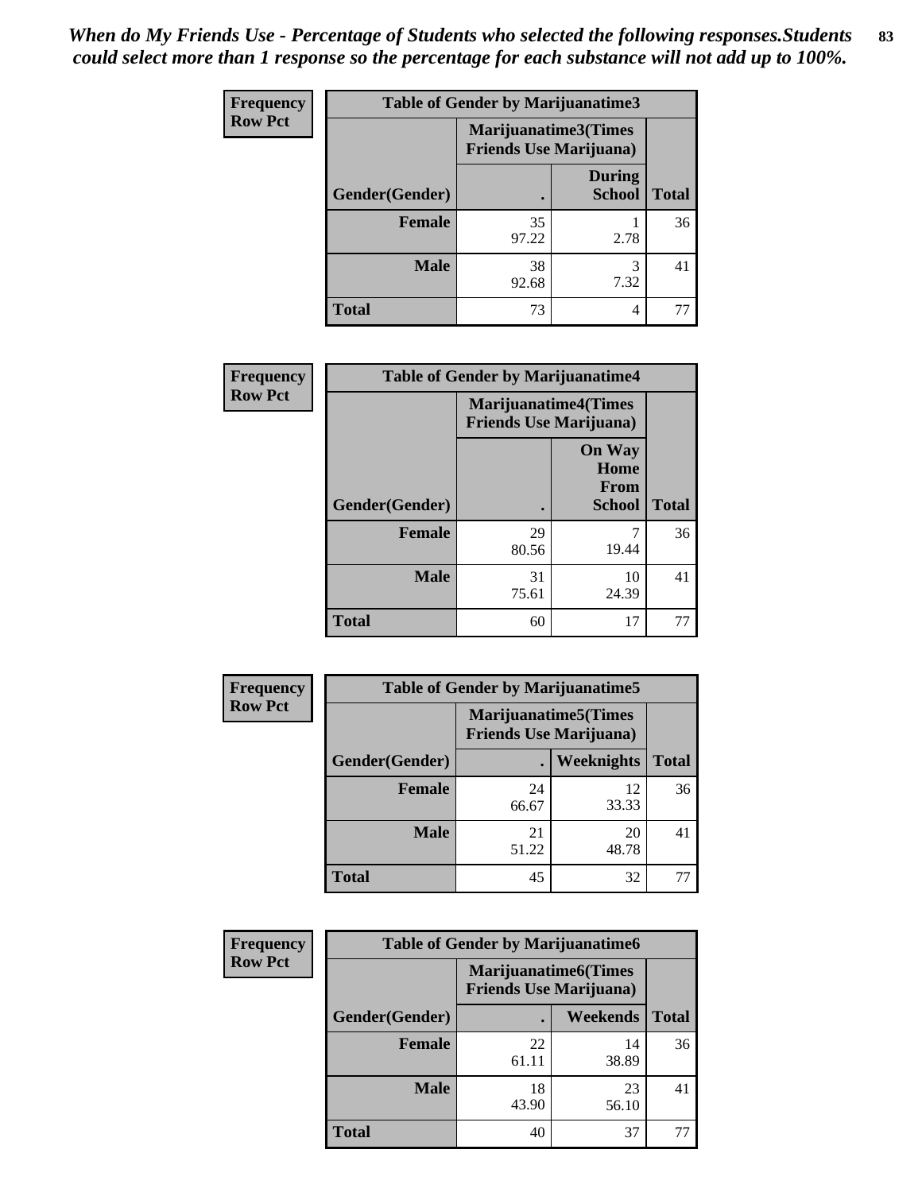*When do My Friends Use - Percentage of Students who selected the following responses.Students could select more than 1 response so the percentage for each substance will not add up to 100%.*

**Frequency / Row Pct**

**Table of Gender by Marijuanatime3**

| Gender(Gender) | Marijuanatime3(Times Friends Use Marijuana): . | Marijuanatime3(Times Friends Use Marijuana): During School | Total |
|---|---|---|---|
| Female | 35<br>97.22 | 1<br>2.78 | 36 |
| Male | 38<br>92.68 | 3<br>7.32 | 41 |
| Total | 73 | 4 | 77 |

**Frequency / Row Pct**

**Table of Gender by Marijuanatime4**

| Gender(Gender) | Marijuanatime4(Times Friends Use Marijuana): . | Marijuanatime4(Times Friends Use Marijuana): On Way Home From School | Total |
|---|---|---|---|
| Female | 29<br>80.56 | 7<br>19.44 | 36 |
| Male | 31<br>75.61 | 10<br>24.39 | 41 |
| Total | 60 | 17 | 77 |

**Frequency / Row Pct**

**Table of Gender by Marijuanatime5**

| Gender(Gender) | Marijuanatime5(Times Friends Use Marijuana): . | Marijuanatime5(Times Friends Use Marijuana): Weeknights | Total |
|---|---|---|---|
| Female | 24<br>66.67 | 12<br>33.33 | 36 |
| Male | 21<br>51.22 | 20<br>48.78 | 41 |
| Total | 45 | 32 | 77 |

**Frequency / Row Pct**

**Table of Gender by Marijuanatime6**

| Gender(Gender) | Marijuanatime6(Times Friends Use Marijuana): . | Marijuanatime6(Times Friends Use Marijuana): Weekends | Total |
|---|---|---|---|
| Female | 22<br>61.11 | 14<br>38.89 | 36 |
| Male | 18<br>43.90 | 23<br>56.10 | 41 |
| Total | 40 | 37 | 77 |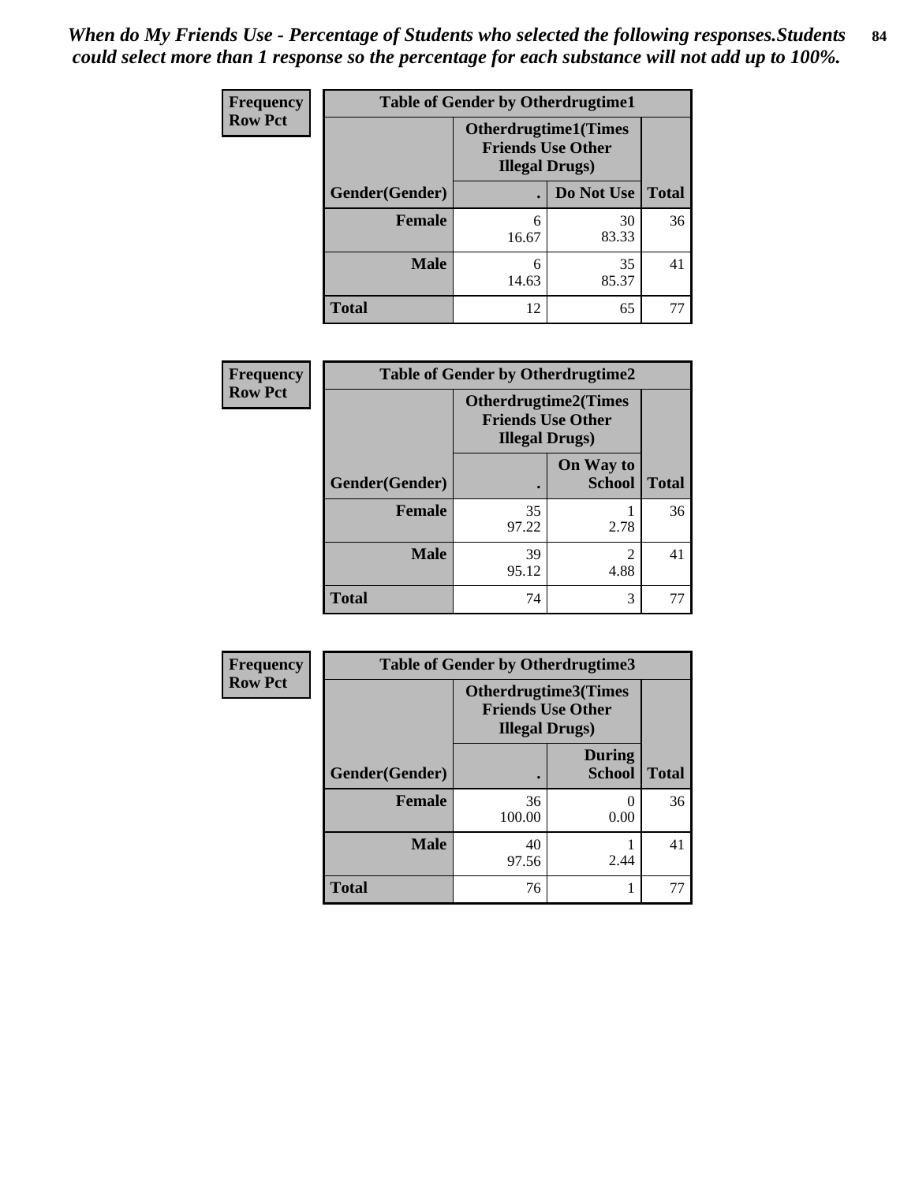*When do My Friends Use - Percentage of Students who selected the following responses.Students could select more than 1 response so the percentage for each substance will not add up to 100%.*

**Frequency**
**Row Pct**

| Table of Gender by Otherdrugtime1 | | | |
|---|---|---|---|
| | Otherdrugtime1(Times Friends Use Other Illegal Drugs) | | |
| Gender(Gender) | . | Do Not Use | Total |
| Female | 6<br>16.67 | 30<br>83.33 | 36 |
| Male | 6<br>14.63 | 35<br>85.37 | 41 |
| Total | 12 | 65 | 77 |

**Frequency**
**Row Pct**

| Table of Gender by Otherdrugtime2 | | | |
|---|---|---|---|
| | Otherdrugtime2(Times Friends Use Other Illegal Drugs) | | |
| Gender(Gender) | . | On Way to School | Total |
| Female | 35<br>97.22 | 1<br>2.78 | 36 |
| Male | 39<br>95.12 | 2<br>4.88 | 41 |
| Total | 74 | 3 | 77 |

**Frequency**
**Row Pct**

| Table of Gender by Otherdrugtime3 | | | |
|---|---|---|---|
| | Otherdrugtime3(Times Friends Use Other Illegal Drugs) | | |
| Gender(Gender) | . | During School | Total |
| Female | 36<br>100.00 | 0<br>0.00 | 36 |
| Male | 40<br>97.56 | 1<br>2.44 | 41 |
| Total | 76 | 1 | 77 |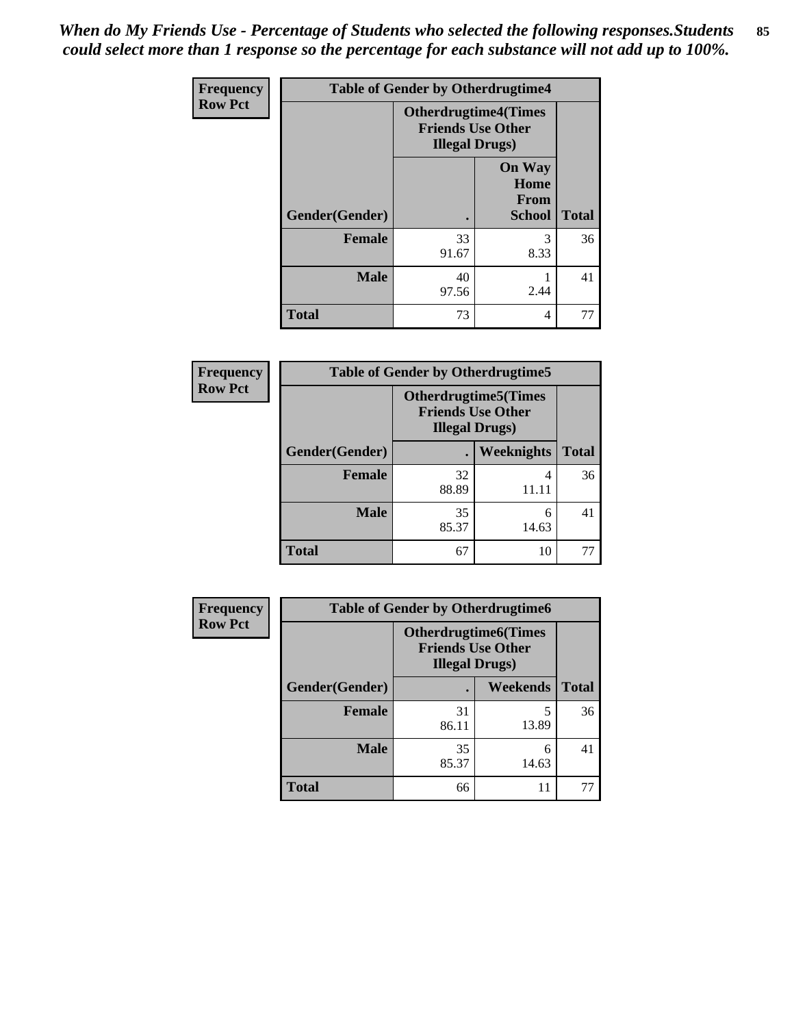*When do My Friends Use - Percentage of Students who selected the following responses.Students could select more than 1 response so the percentage for each substance will not add up to 100%.*

| Frequency<br>Row Pct | Table of Gender by Otherdrugtime4 | | |
|---|---|---|---|
| | Otherdrugtime4(Times Friends Use Other Illegal Drugs) | | |
| Gender(Gender) | . | On Way Home From School | Total |
| Female | 33<br>91.67 | 3<br>8.33 | 36 |
| Male | 40<br>97.56 | 1<br>2.44 | 41 |
| Total | 73 | 4 | 77 |

| Frequency<br>Row Pct | Table of Gender by Otherdrugtime5 | | |
|---|---|---|---|
| | Otherdrugtime5(Times Friends Use Other Illegal Drugs) | | |
| Gender(Gender) | . | Weeknights | Total |
| Female | 32<br>88.89 | 4<br>11.11 | 36 |
| Male | 35<br>85.37 | 6<br>14.63 | 41 |
| Total | 67 | 10 | 77 |

| Frequency<br>Row Pct | Table of Gender by Otherdrugtime6 | | |
|---|---|---|---|
| | Otherdrugtime6(Times Friends Use Other Illegal Drugs) | | |
| Gender(Gender) | . | Weekends | Total |
| Female | 31<br>86.11 | 5<br>13.89 | 36 |
| Male | 35<br>85.37 | 6<br>14.63 | 41 |
| Total | 66 | 11 | 77 |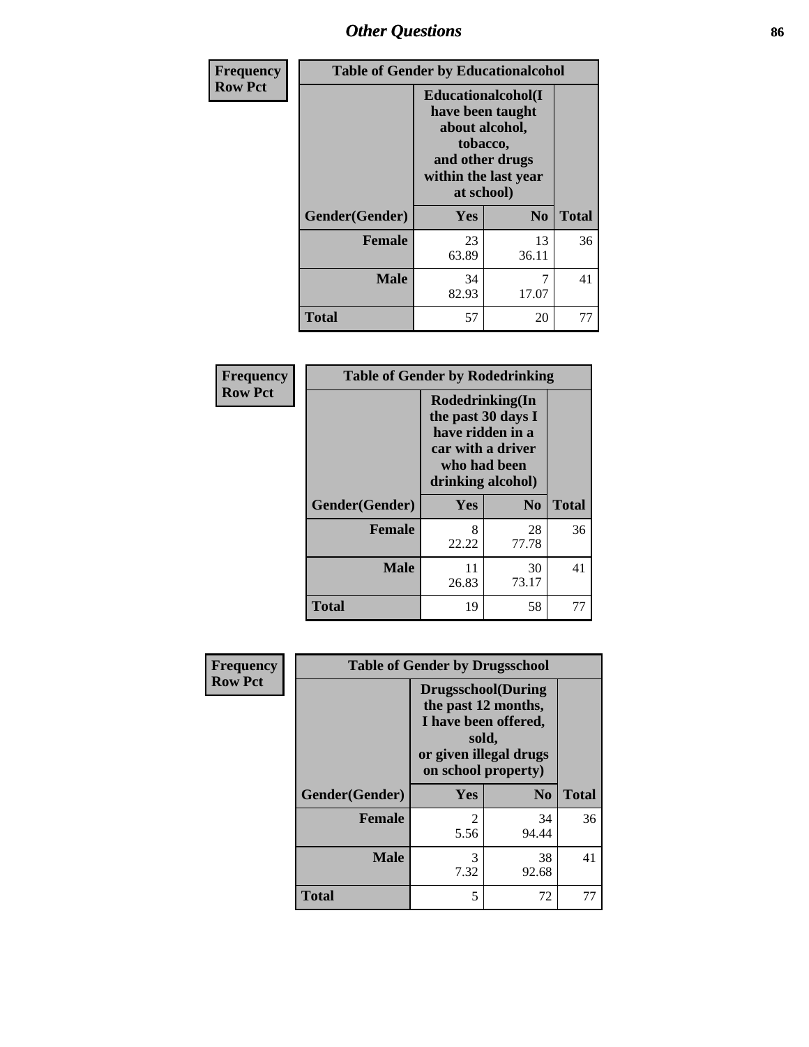# Other Questions

**Frequency**
**Row Pct**

| Table of Gender by Educationalcohol | | | |
|---|---|---|---|
| | Educationalcohol(I have been taught about alcohol, tobacco, and other drugs within the last year at school) | | |
| Gender(Gender) | Yes | No | Total |
| Female | 23<br>63.89 | 13<br>36.11 | 36 |
| Male | 34<br>82.93 | 7<br>17.07 | 41 |
| Total | 57 | 20 | 77 |

**Frequency**
**Row Pct**

| Table of Gender by Rodedrinking | | | |
|---|---|---|---|
| | Rodedrinking(In the past 30 days I have ridden in a car with a driver who had been drinking alcohol) | | |
| Gender(Gender) | Yes | No | Total |
| Female | 8<br>22.22 | 28<br>77.78 | 36 |
| Male | 11<br>26.83 | 30<br>73.17 | 41 |
| Total | 19 | 58 | 77 |

**Frequency**
**Row Pct**

| Table of Gender by Drugsschool | | | |
|---|---|---|---|
| | Drugsschool(During the past 12 months, I have been offered, sold, or given illegal drugs on school property) | | |
| Gender(Gender) | Yes | No | Total |
| Female | 2<br>5.56 | 34<br>94.44 | 36 |
| Male | 3<br>7.32 | 38<br>92.68 | 41 |
| Total | 5 | 72 | 77 |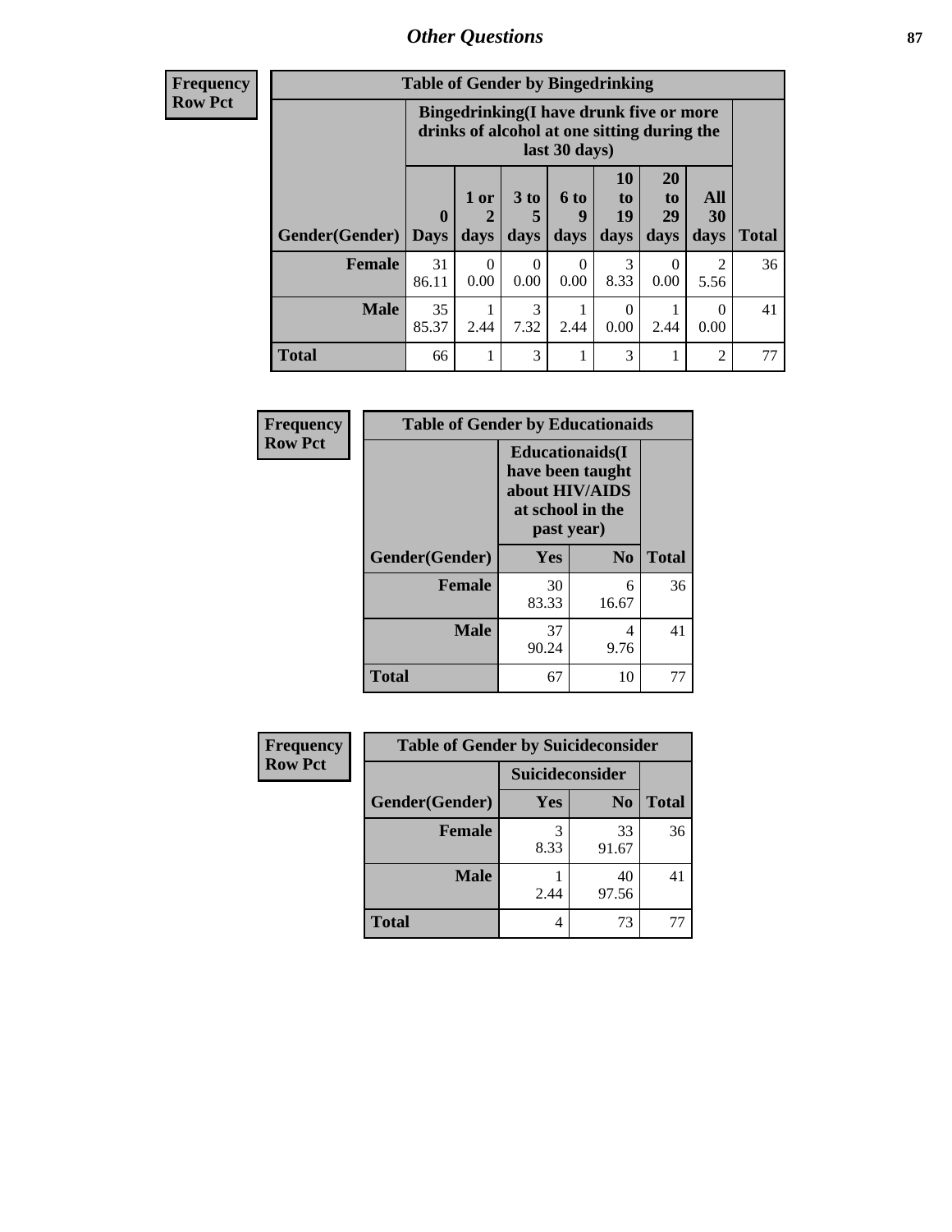| Frequency Row Pct |
|---|

| Table of Gender by Bingedrinking | | | | | | | | |
|---|---|---|---|---|---|---|---|---|
| | Bingedrinking(I have drunk five or more drinks of alcohol at one sitting during the last 30 days) | | | | | | | |
| Gender(Gender) | 0 Days | 1 or 2 days | 3 to 5 days | 6 to 9 days | 10 to 19 days | 20 to 29 days | All 30 days | Total |
| Female | 31<br>86.11 | 0<br>0.00 | 0<br>0.00 | 0<br>0.00 | 3<br>8.33 | 0<br>0.00 | 2<br>5.56 | 36 |
| Male | 35<br>85.37 | 1<br>2.44 | 3<br>7.32 | 1<br>2.44 | 0<br>0.00 | 1<br>2.44 | 0<br>0.00 | 41 |
| Total | 66 | 1 | 3 | 1 | 3 | 1 | 2 | 77 |

| Frequency Row Pct |
|---|

| Table of Gender by Educationaids | | | |
|---|---|---|---|
| | Educationaids(I have been taught about HIV/AIDS at school in the past year) | | |
| Gender(Gender) | Yes | No | Total |
| Female | 30<br>83.33 | 6<br>16.67 | 36 |
| Male | 37<br>90.24 | 4<br>9.76 | 41 |
| Total | 67 | 10 | 77 |

| Frequency Row Pct |
|---|

| Table of Gender by Suicideconsider | | | |
|---|---|---|---|
| | Suicideconsider | | |
| Gender(Gender) | Yes | No | Total |
| Female | 3<br>8.33 | 33<br>91.67 | 36 |
| Male | 1<br>2.44 | 40<br>97.56 | 41 |
| Total | 4 | 73 | 77 |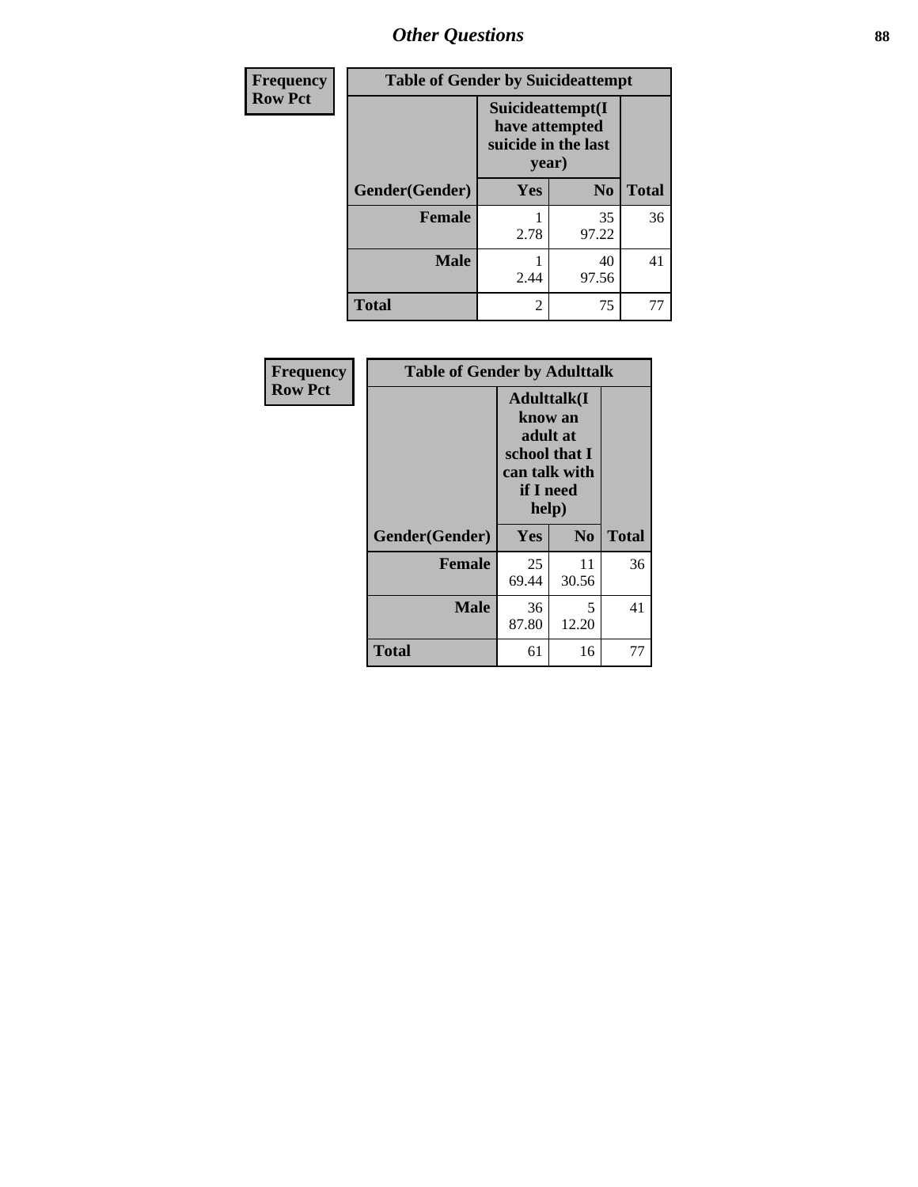## Other Questions

| Frequency Row Pct | Table of Gender by Suicideattempt | | |
|---|---|---|---|
| | Suicideattempt(I have attempted suicide in the last year) | | |
| Gender(Gender) | Yes | No | Total |
| Female | 1<br>2.78 | 35<br>97.22 | 36 |
| Male | 1<br>2.44 | 40<br>97.56 | 41 |
| Total | 2 | 75 | 77 |

| Frequency Row Pct | Table of Gender by Adulttalk | | |
|---|---|---|---|
| | Adulttalk(I know an adult at school that I can talk with if I need help) | | |
| Gender(Gender) | Yes | No | Total |
| Female | 25<br>69.44 | 11<br>30.56 | 36 |
| Male | 36<br>87.80 | 5<br>12.20 | 41 |
| Total | 61 | 16 | 77 |